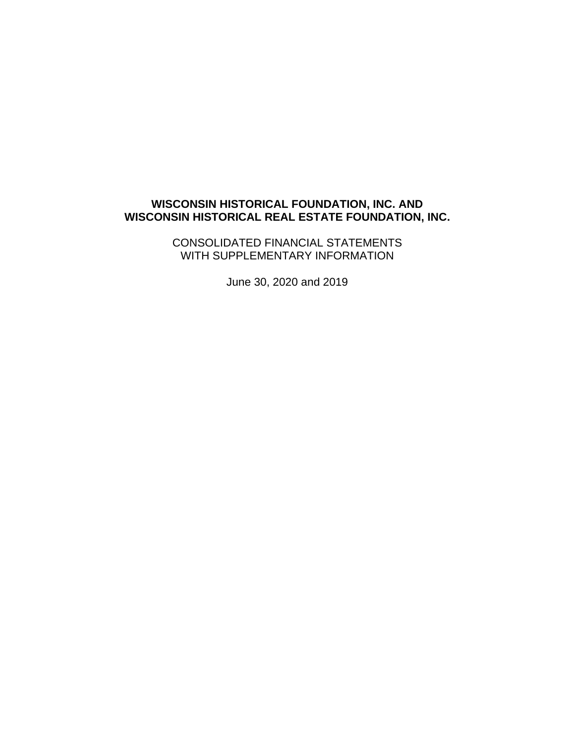# WISCONSIN HISTORICAL FOUNDATION, INC. AND WISCONSIN HISTORICAL REAL ESTATE FOUNDATION, INC.

CONSOLIDATED FINANCIAL STATEMENTS
WITH SUPPLEMENTARY INFORMATION

June 30, 2020 and 2019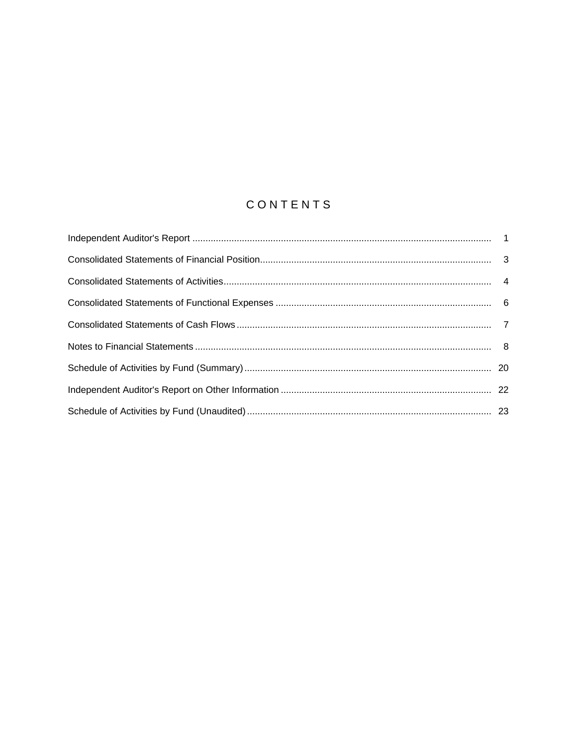# CONTENTS

| | |
|---|---|
| Independent Auditor's Report | 1 |
| Consolidated Statements of Financial Position | 3 |
| Consolidated Statements of Activities | 4 |
| Consolidated Statements of Functional Expenses | 6 |
| Consolidated Statements of Cash Flows | 7 |
| Notes to Financial Statements | 8 |
| Schedule of Activities by Fund (Summary) | 20 |
| Independent Auditor's Report on Other Information | 22 |
| Schedule of Activities by Fund (Unaudited) | 23 |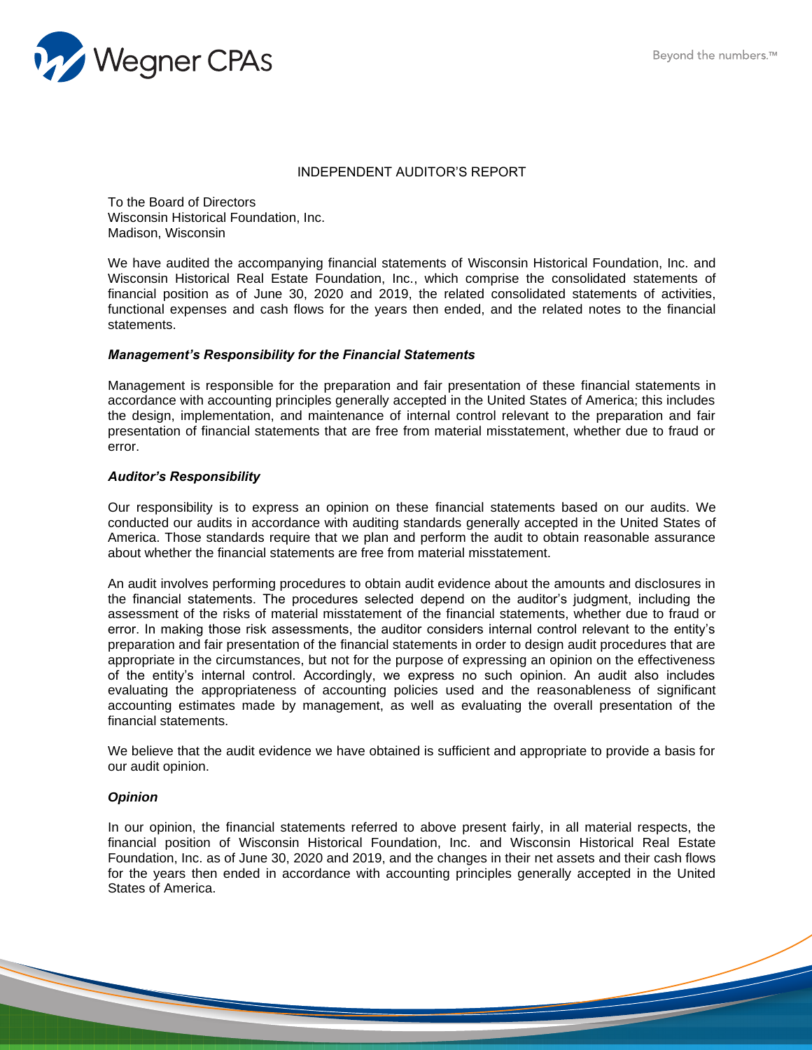INDEPENDENT AUDITOR'S REPORT

To the Board of Directors
Wisconsin Historical Foundation, Inc.
Madison, Wisconsin

We have audited the accompanying financial statements of Wisconsin Historical Foundation, Inc. and Wisconsin Historical Real Estate Foundation, Inc., which comprise the consolidated statements of financial position as of June 30, 2020 and 2019, the related consolidated statements of activities, functional expenses and cash flows for the years then ended, and the related notes to the financial statements.

***Management's Responsibility for the Financial Statements***

Management is responsible for the preparation and fair presentation of these financial statements in accordance with accounting principles generally accepted in the United States of America; this includes the design, implementation, and maintenance of internal control relevant to the preparation and fair presentation of financial statements that are free from material misstatement, whether due to fraud or error.

***Auditor's Responsibility***

Our responsibility is to express an opinion on these financial statements based on our audits. We conducted our audits in accordance with auditing standards generally accepted in the United States of America. Those standards require that we plan and perform the audit to obtain reasonable assurance about whether the financial statements are free from material misstatement.

An audit involves performing procedures to obtain audit evidence about the amounts and disclosures in the financial statements. The procedures selected depend on the auditor's judgment, including the assessment of the risks of material misstatement of the financial statements, whether due to fraud or error. In making those risk assessments, the auditor considers internal control relevant to the entity's preparation and fair presentation of the financial statements in order to design audit procedures that are appropriate in the circumstances, but not for the purpose of expressing an opinion on the effectiveness of the entity's internal control. Accordingly, we express no such opinion. An audit also includes evaluating the appropriateness of accounting policies used and the reasonableness of significant accounting estimates made by management, as well as evaluating the overall presentation of the financial statements.

We believe that the audit evidence we have obtained is sufficient and appropriate to provide a basis for our audit opinion.

***Opinion***

In our opinion, the financial statements referred to above present fairly, in all material respects, the financial position of Wisconsin Historical Foundation, Inc. and Wisconsin Historical Real Estate Foundation, Inc. as of June 30, 2020 and 2019, and the changes in their net assets and their cash flows for the years then ended in accordance with accounting principles generally accepted in the United States of America.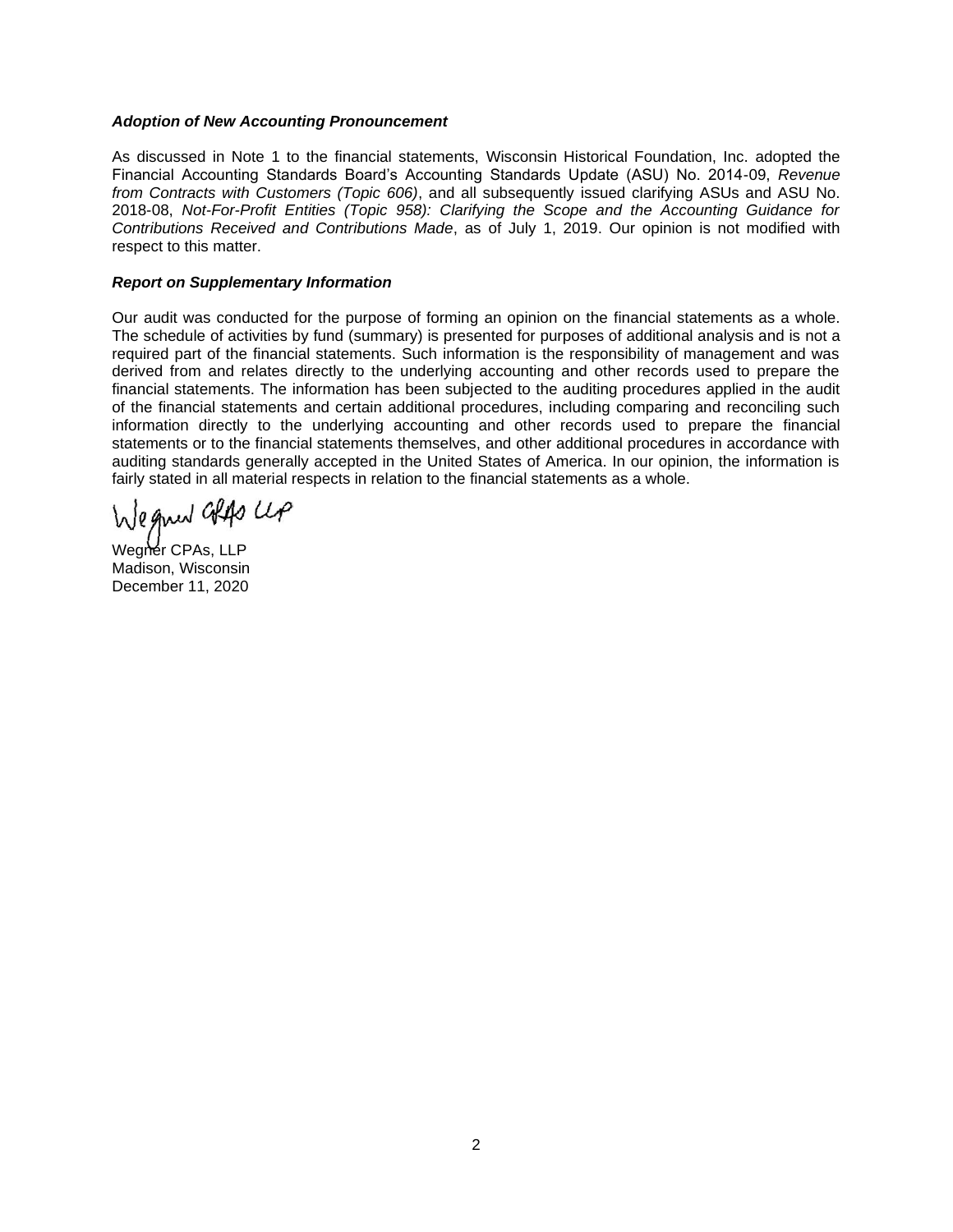***Adoption of New Accounting Pronouncement***

As discussed in Note 1 to the financial statements, Wisconsin Historical Foundation, Inc. adopted the Financial Accounting Standards Board's Accounting Standards Update (ASU) No. 2014-09, *Revenue from Contracts with Customers (Topic 606)*, and all subsequently issued clarifying ASUs and ASU No. 2018-08, *Not-For-Profit Entities (Topic 958): Clarifying the Scope and the Accounting Guidance for Contributions Received and Contributions Made*, as of July 1, 2019. Our opinion is not modified with respect to this matter.

***Report on Supplementary Information***

Our audit was conducted for the purpose of forming an opinion on the financial statements as a whole. The schedule of activities by fund (summary) is presented for purposes of additional analysis and is not a required part of the financial statements. Such information is the responsibility of management and was derived from and relates directly to the underlying accounting and other records used to prepare the financial statements. The information has been subjected to the auditing procedures applied in the audit of the financial statements and certain additional procedures, including comparing and reconciling such information directly to the underlying accounting and other records used to prepare the financial statements or to the financial statements themselves, and other additional procedures in accordance with auditing standards generally accepted in the United States of America. In our opinion, the information is fairly stated in all material respects in relation to the financial statements as a whole.

Wegner CPAs LLP

Wegner CPAs, LLP
Madison, Wisconsin
December 11, 2020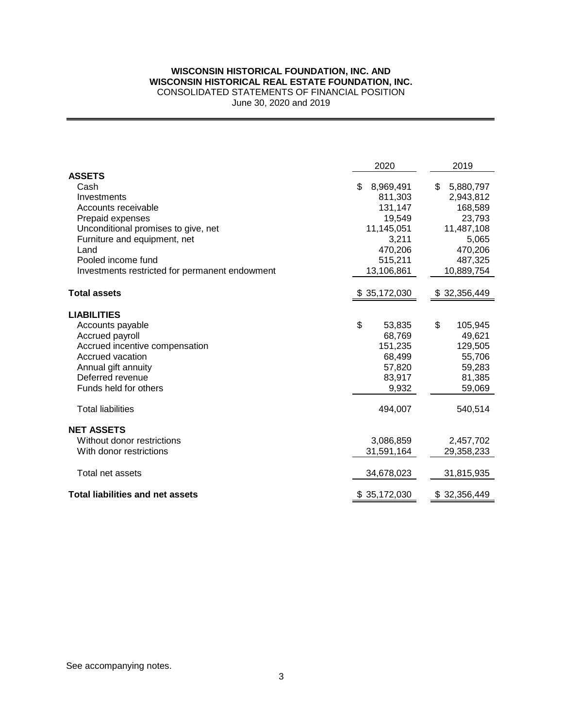**WISCONSIN HISTORICAL FOUNDATION, INC. AND**
**WISCONSIN HISTORICAL REAL ESTATE FOUNDATION, INC.**
CONSOLIDATED STATEMENTS OF FINANCIAL POSITION
June 30, 2020 and 2019

| | 2020 | 2019 |
|---|---|---|
| **ASSETS** | | |
| Cash | $ 8,969,491 | $ 5,880,797 |
| Investments | 811,303 | 2,943,812 |
| Accounts receivable | 131,147 | 168,589 |
| Prepaid expenses | 19,549 | 23,793 |
| Unconditional promises to give, net | 11,145,051 | 11,487,108 |
| Furniture and equipment, net | 3,211 | 5,065 |
| Land | 470,206 | 470,206 |
| Pooled income fund | 515,211 | 487,325 |
| Investments restricted for permanent endowment | 13,106,861 | 10,889,754 |
| **Total assets** | $ 35,172,030 | $ 32,356,449 |
| **LIABILITIES** | | |
| Accounts payable | $ 53,835 | $ 105,945 |
| Accrued payroll | 68,769 | 49,621 |
| Accrued incentive compensation | 151,235 | 129,505 |
| Accrued vacation | 68,499 | 55,706 |
| Annual gift annuity | 57,820 | 59,283 |
| Deferred revenue | 83,917 | 81,385 |
| Funds held for others | 9,932 | 59,069 |
| Total liabilities | 494,007 | 540,514 |
| **NET ASSETS** | | |
| Without donor restrictions | 3,086,859 | 2,457,702 |
| With donor restrictions | 31,591,164 | 29,358,233 |
| Total net assets | 34,678,023 | 31,815,935 |
| **Total liabilities and net assets** | $ 35,172,030 | $ 32,356,449 |

See accompanying notes.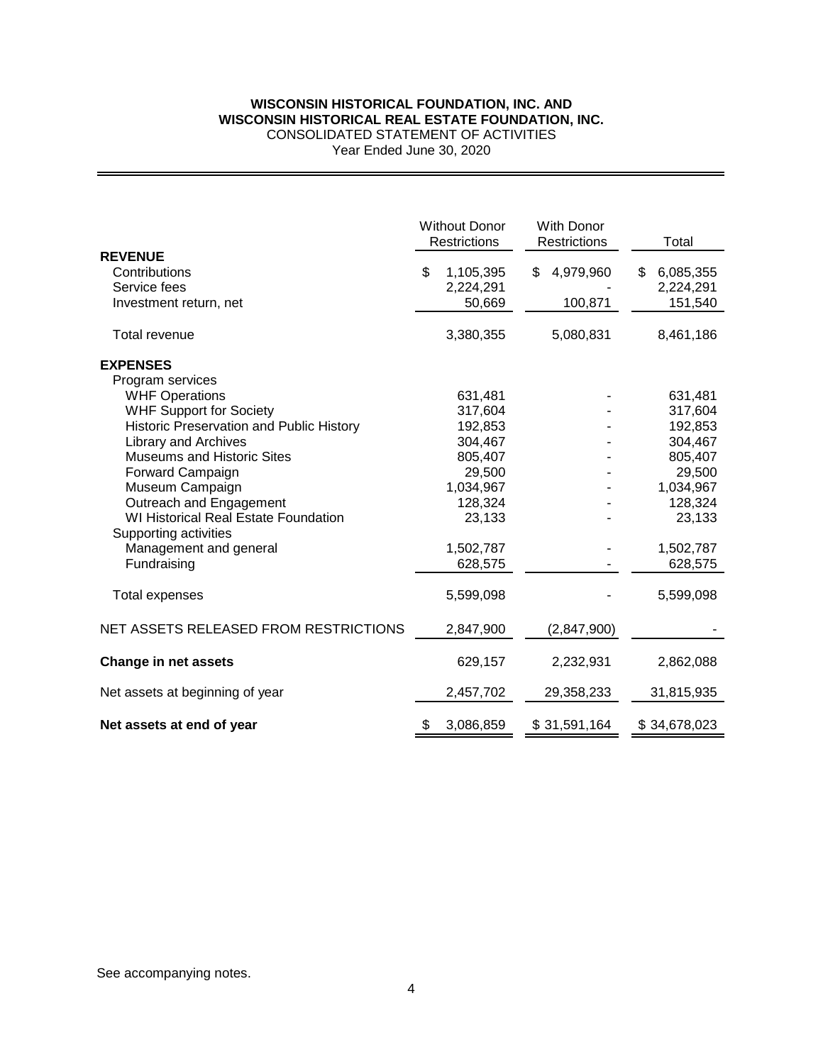**WISCONSIN HISTORICAL FOUNDATION, INC. AND**
**WISCONSIN HISTORICAL REAL ESTATE FOUNDATION, INC.**
CONSOLIDATED STATEMENT OF ACTIVITIES
Year Ended June 30, 2020

| | Without Donor Restrictions | With Donor Restrictions | Total |
|---|---|---|---|
| **REVENUE** | | | |
| Contributions | $ 1,105,395 | $ 4,979,960 | $ 6,085,355 |
| Service fees | 2,224,291 | - | 2,224,291 |
| Investment return, net | 50,669 | 100,871 | 151,540 |
| Total revenue | 3,380,355 | 5,080,831 | 8,461,186 |
| **EXPENSES** | | | |
| Program services | | | |
| WHF Operations | 631,481 | - | 631,481 |
| WHF Support for Society | 317,604 | - | 317,604 |
| Historic Preservation and Public History | 192,853 | - | 192,853 |
| Library and Archives | 304,467 | - | 304,467 |
| Museums and Historic Sites | 805,407 | - | 805,407 |
| Forward Campaign | 29,500 | - | 29,500 |
| Museum Campaign | 1,034,967 | - | 1,034,967 |
| Outreach and Engagement | 128,324 | - | 128,324 |
| WI Historical Real Estate Foundation | 23,133 | - | 23,133 |
| Supporting activities | | | |
| Management and general | 1,502,787 | - | 1,502,787 |
| Fundraising | 628,575 | - | 628,575 |
| Total expenses | 5,599,098 | - | 5,599,098 |
| NET ASSETS RELEASED FROM RESTRICTIONS | 2,847,900 | (2,847,900) | - |
| **Change in net assets** | 629,157 | 2,232,931 | 2,862,088 |
| Net assets at beginning of year | 2,457,702 | 29,358,233 | 31,815,935 |
| **Net assets at end of year** | $ 3,086,859 | $ 31,591,164 | $ 34,678,023 |

See accompanying notes.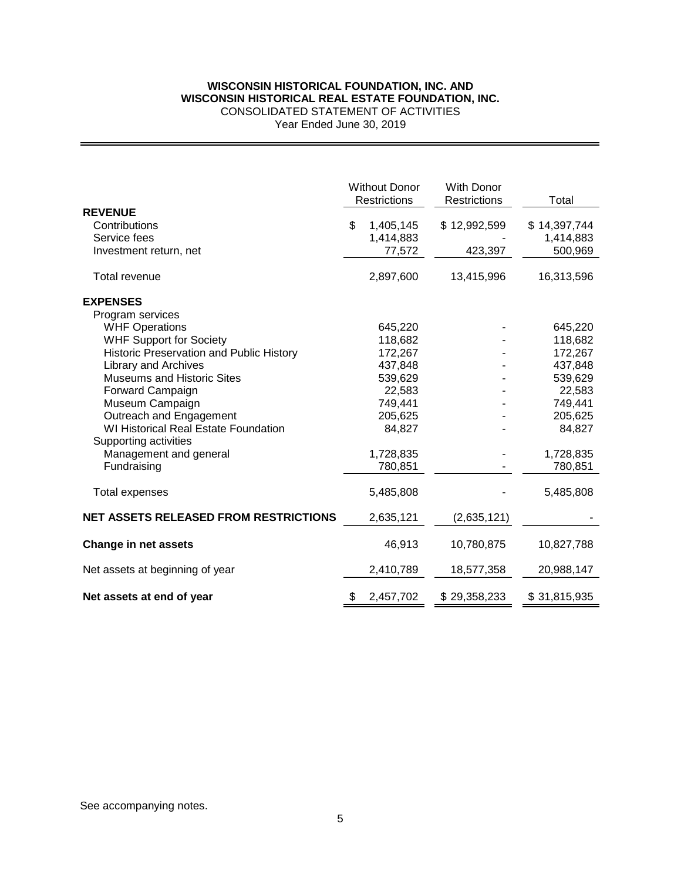# WISCONSIN HISTORICAL FOUNDATION, INC. AND WISCONSIN HISTORICAL REAL ESTATE FOUNDATION, INC.

CONSOLIDATED STATEMENT OF ACTIVITIES

Year Ended June 30, 2019

| | Without Donor Restrictions | With Donor Restrictions | Total |
|---|---|---|---|
| **REVENUE** | | | |
| Contributions | $ 1,405,145 | $ 12,992,599 | $ 14,397,744 |
| Service fees | 1,414,883 | - | 1,414,883 |
| Investment return, net | 77,572 | 423,397 | 500,969 |
| Total revenue | 2,897,600 | 13,415,996 | 16,313,596 |
| **EXPENSES** | | | |
| Program services | | | |
| WHF Operations | 645,220 | - | 645,220 |
| WHF Support for Society | 118,682 | - | 118,682 |
| Historic Preservation and Public History | 172,267 | - | 172,267 |
| Library and Archives | 437,848 | - | 437,848 |
| Museums and Historic Sites | 539,629 | - | 539,629 |
| Forward Campaign | 22,583 | - | 22,583 |
| Museum Campaign | 749,441 | - | 749,441 |
| Outreach and Engagement | 205,625 | - | 205,625 |
| WI Historical Real Estate Foundation | 84,827 | - | 84,827 |
| Supporting activities | | | |
| Management and general | 1,728,835 | - | 1,728,835 |
| Fundraising | 780,851 | - | 780,851 |
| Total expenses | 5,485,808 | - | 5,485,808 |
| **NET ASSETS RELEASED FROM RESTRICTIONS** | 2,635,121 | (2,635,121) | - |
| **Change in net assets** | 46,913 | 10,780,875 | 10,827,788 |
| Net assets at beginning of year | 2,410,789 | 18,577,358 | 20,988,147 |
| **Net assets at end of year** | $ 2,457,702 | $ 29,358,233 | $ 31,815,935 |

See accompanying notes.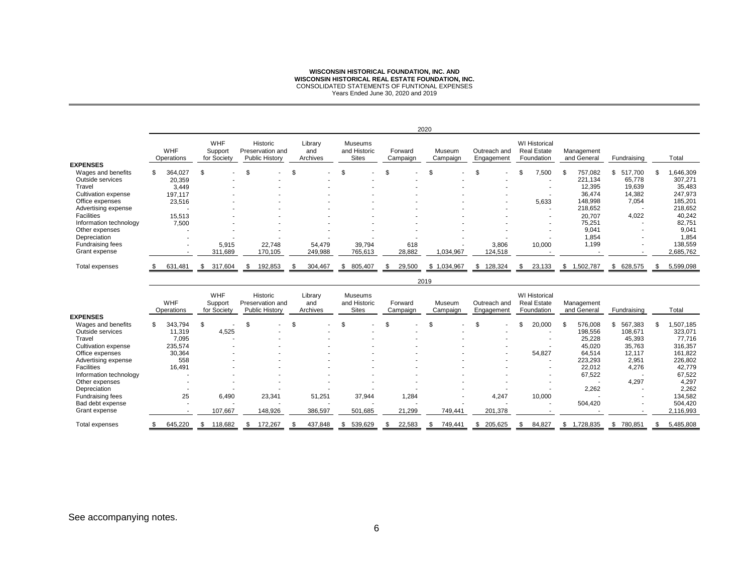**WISCONSIN HISTORICAL FOUNDATION, INC. AND**
**WISCONSIN HISTORICAL REAL ESTATE FOUNDATION, INC.**
CONSOLIDATED STATEMENTS OF FUNTIONAL EXPENSES
Years Ended June 30, 2020 and 2019

| | 2020 | | | | | | | | | | | |
|---|---|---|---|---|---|---|---|---|---|---|---|---|
| | WHF Operations | WHF Support for Society | Historic Preservation and Public History | Library and Archives | Museums and Historic Sites | Forward Campaign | Museum Campaign | Outreach and Engagement | WI Historical Real Estate Foundation | Management and General | Fundraising | Total |
| **EXPENSES** | | | | | | | | | | | | |
| Wages and benefits | $ 364,027 | $ - | $ - | $ - | $ - | $ - | $ - | $ - | $ 7,500 | $ 757,082 | $ 517,700 | $ 1,646,309 |
| Outside services | 20,359 | - | - | - | - | - | - | - | - | 221,134 | 65,778 | 307,271 |
| Travel | 3,449 | - | - | - | - | - | - | - | - | 12,395 | 19,639 | 35,483 |
| Cultivation expense | 197,117 | - | - | - | - | - | - | - | - | 36,474 | 14,382 | 247,973 |
| Office expenses | 23,516 | - | - | - | - | - | - | - | 5,633 | 148,998 | 7,054 | 185,201 |
| Advertising expense | - | - | - | - | - | - | - | - | - | 218,652 | - | 218,652 |
| Facilities | 15,513 | - | - | - | - | - | - | - | - | 20,707 | 4,022 | 40,242 |
| Information technology | 7,500 | - | - | - | - | - | - | - | - | 75,251 | - | 82,751 |
| Other expenses | - | - | - | - | - | - | - | - | - | 9,041 | - | 9,041 |
| Depreciation | - | - | - | - | - | - | - | - | - | 1,854 | - | 1,854 |
| Fundraising fees | - | 5,915 | 22,748 | 54,479 | 39,794 | 618 | - | 3,806 | 10,000 | 1,199 | - | 138,559 |
| Grant expense | - | 311,689 | 170,105 | 249,988 | 765,613 | 28,882 | 1,034,967 | 124,518 | - | - | - | 2,685,762 |
| Total expenses | $ 631,481 | $ 317,604 | $ 192,853 | $ 304,467 | $ 805,407 | $ 29,500 | $ 1,034,967 | $ 128,324 | $ 23,133 | $ 1,502,787 | $ 628,575 | $ 5,599,098 |

| | 2019 | | | | | | | | | | | |
|---|---|---|---|---|---|---|---|---|---|---|---|---|
| | WHF Operations | WHF Support for Society | Historic Preservation and Public History | Library and Archives | Museums and Historic Sites | Forward Campaign | Museum Campaign | Outreach and Engagement | WI Historical Real Estate Foundation | Management and General | Fundraising | Total |
| **EXPENSES** | | | | | | | | | | | | |
| Wages and benefits | $ 343,794 | $ - | $ - | $ - | $ - | $ - | $ - | $ - | $ 20,000 | $ 576,008 | $ 567,383 | $ 1,507,185 |
| Outside services | 11,319 | 4,525 | - | - | - | - | - | - | - | 198,556 | 108,671 | 323,071 |
| Travel | 7,095 | - | - | - | - | - | - | - | - | 25,228 | 45,393 | 77,716 |
| Cultivation expense | 235,574 | - | - | - | - | - | - | - | - | 45,020 | 35,763 | 316,357 |
| Office expenses | 30,364 | - | - | - | - | - | - | - | 54,827 | 64,514 | 12,117 | 161,822 |
| Advertising expense | 558 | - | - | - | - | - | - | - | - | 223,293 | 2,951 | 226,802 |
| Facilities | 16,491 | - | - | - | - | - | - | - | - | 22,012 | 4,276 | 42,779 |
| Information technology | - | - | - | - | - | - | - | - | - | 67,522 | - | 67,522 |
| Other expenses | - | - | - | - | - | - | - | - | - | - | 4,297 | 4,297 |
| Depreciation | - | - | - | - | - | - | - | - | - | 2,262 | - | 2,262 |
| Fundraising fees | 25 | 6,490 | 23,341 | 51,251 | 37,944 | 1,284 | - | 4,247 | 10,000 | - | - | 134,582 |
| Bad debt expense | - | - | - | - | - | - | - | - | - | 504,420 | - | 504,420 |
| Grant expense | - | 107,667 | 148,926 | 386,597 | 501,685 | 21,299 | 749,441 | 201,378 | - | - | - | 2,116,993 |
| Total expenses | $ 645,220 | $ 118,682 | $ 172,267 | $ 437,848 | $ 539,629 | $ 22,583 | $ 749,441 | $ 205,625 | $ 84,827 | $ 1,728,835 | $ 780,851 | $ 5,485,808 |

See accompanying notes.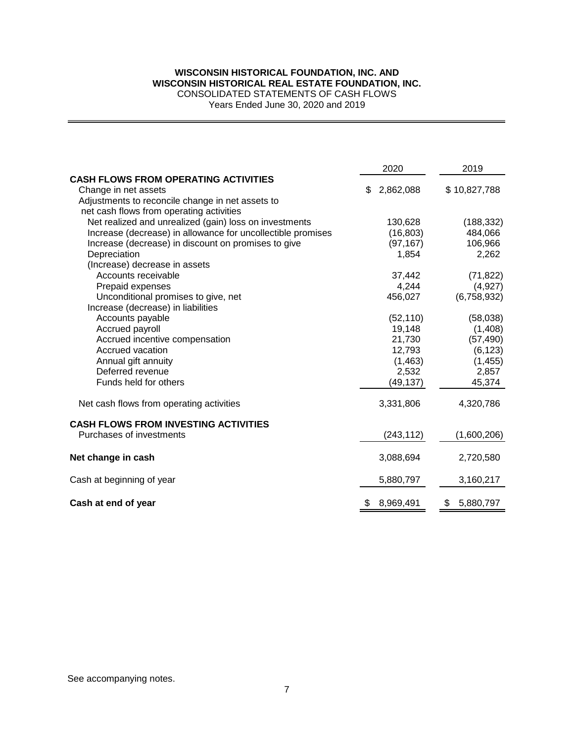**WISCONSIN HISTORICAL FOUNDATION, INC. AND**
**WISCONSIN HISTORICAL REAL ESTATE FOUNDATION, INC.**
CONSOLIDATED STATEMENTS OF CASH FLOWS
Years Ended June 30, 2020 and 2019

| | 2020 | 2019 |
|---|---|---|
| **CASH FLOWS FROM OPERATING ACTIVITIES** | | |
| Change in net assets | $ 2,862,088 | $ 10,827,788 |
| Adjustments to reconcile change in net assets to net cash flows from operating activities | | |
| Net realized and unrealized (gain) loss on investments | 130,628 | (188,332) |
| Increase (decrease) in allowance for uncollectible promises | (16,803) | 484,066 |
| Increase (decrease) in discount on promises to give | (97,167) | 106,966 |
| Depreciation | 1,854 | 2,262 |
| (Increase) decrease in assets | | |
| Accounts receivable | 37,442 | (71,822) |
| Prepaid expenses | 4,244 | (4,927) |
| Unconditional promises to give, net | 456,027 | (6,758,932) |
| Increase (decrease) in liabilities | | |
| Accounts payable | (52,110) | (58,038) |
| Accrued payroll | 19,148 | (1,408) |
| Accrued incentive compensation | 21,730 | (57,490) |
| Accrued vacation | 12,793 | (6,123) |
| Annual gift annuity | (1,463) | (1,455) |
| Deferred revenue | 2,532 | 2,857 |
| Funds held for others | (49,137) | 45,374 |
| Net cash flows from operating activities | 3,331,806 | 4,320,786 |
| **CASH FLOWS FROM INVESTING ACTIVITIES** | | |
| Purchases of investments | (243,112) | (1,600,206) |
| **Net change in cash** | 3,088,694 | 2,720,580 |
| Cash at beginning of year | 5,880,797 | 3,160,217 |
| **Cash at end of year** | $ 8,969,491 | $ 5,880,797 |

See accompanying notes.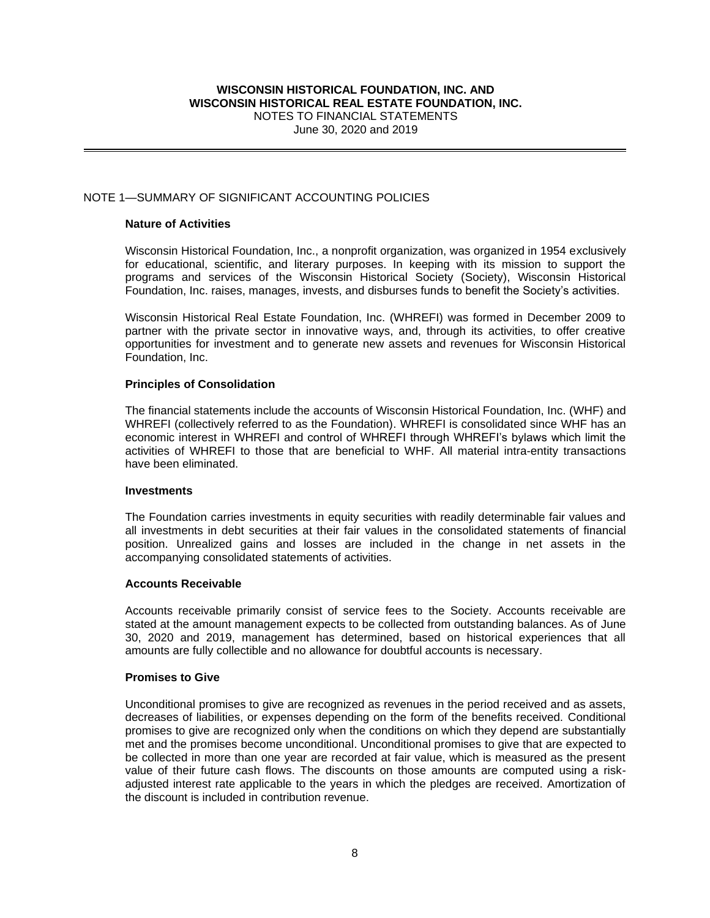# WISCONSIN HISTORICAL FOUNDATION, INC. AND WISCONSIN HISTORICAL REAL ESTATE FOUNDATION, INC.

NOTES TO FINANCIAL STATEMENTS

June 30, 2020 and 2019

## NOTE 1—SUMMARY OF SIGNIFICANT ACCOUNTING POLICIES

### Nature of Activities

Wisconsin Historical Foundation, Inc., a nonprofit organization, was organized in 1954 exclusively for educational, scientific, and literary purposes. In keeping with its mission to support the programs and services of the Wisconsin Historical Society (Society), Wisconsin Historical Foundation, Inc. raises, manages, invests, and disburses funds to benefit the Society's activities.

Wisconsin Historical Real Estate Foundation, Inc. (WHREFI) was formed in December 2009 to partner with the private sector in innovative ways, and, through its activities, to offer creative opportunities for investment and to generate new assets and revenues for Wisconsin Historical Foundation, Inc.

### Principles of Consolidation

The financial statements include the accounts of Wisconsin Historical Foundation, Inc. (WHF) and WHREFI (collectively referred to as the Foundation). WHREFI is consolidated since WHF has an economic interest in WHREFI and control of WHREFI through WHREFI's bylaws which limit the activities of WHREFI to those that are beneficial to WHF. All material intra-entity transactions have been eliminated.

### Investments

The Foundation carries investments in equity securities with readily determinable fair values and all investments in debt securities at their fair values in the consolidated statements of financial position. Unrealized gains and losses are included in the change in net assets in the accompanying consolidated statements of activities.

### Accounts Receivable

Accounts receivable primarily consist of service fees to the Society. Accounts receivable are stated at the amount management expects to be collected from outstanding balances. As of June 30, 2020 and 2019, management has determined, based on historical experiences that all amounts are fully collectible and no allowance for doubtful accounts is necessary.

### Promises to Give

Unconditional promises to give are recognized as revenues in the period received and as assets, decreases of liabilities, or expenses depending on the form of the benefits received. Conditional promises to give are recognized only when the conditions on which they depend are substantially met and the promises become unconditional. Unconditional promises to give that are expected to be collected in more than one year are recorded at fair value, which is measured as the present value of their future cash flows. The discounts on those amounts are computed using a risk-adjusted interest rate applicable to the years in which the pledges are received. Amortization of the discount is included in contribution revenue.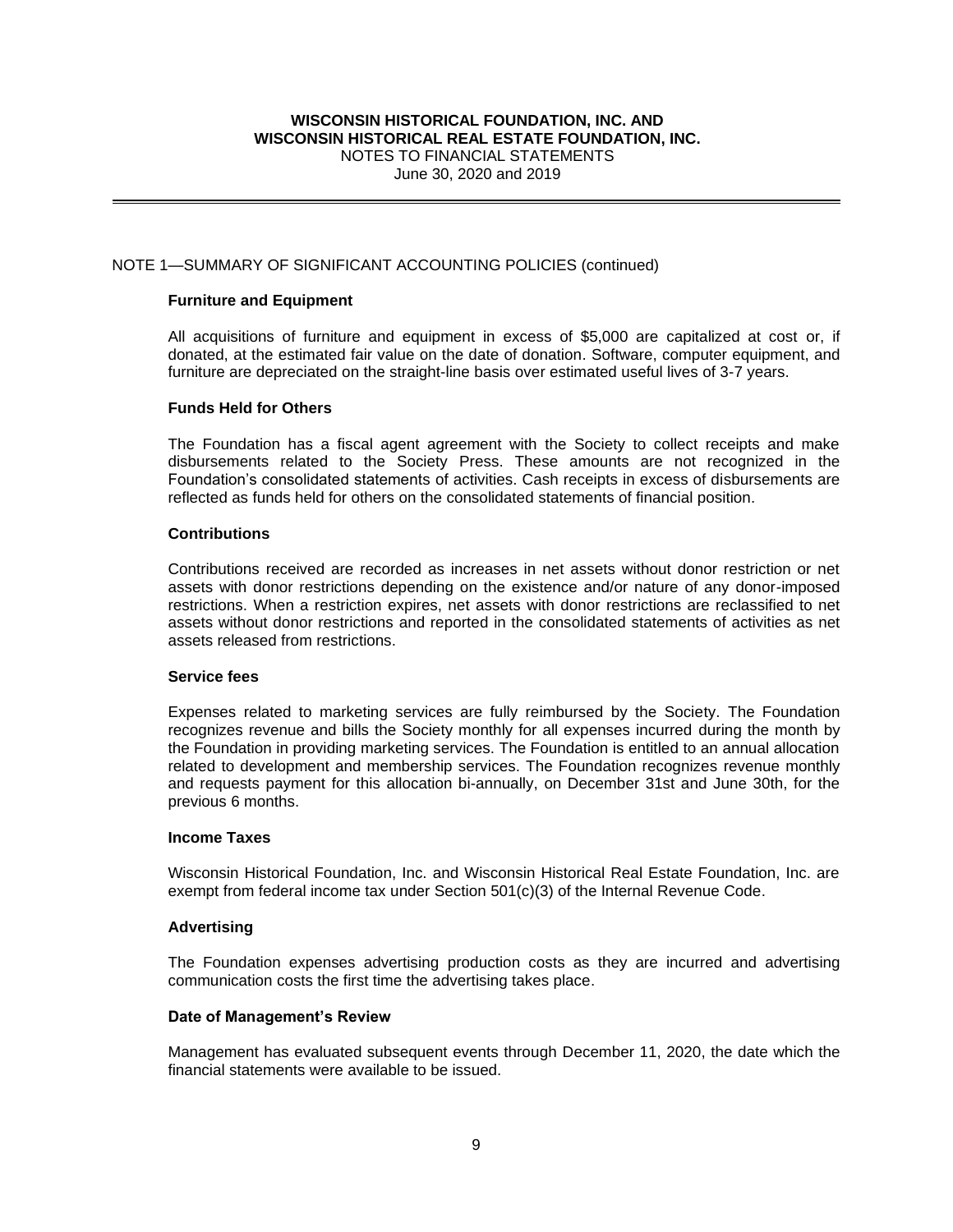NOTE 1—SUMMARY OF SIGNIFICANT ACCOUNTING POLICIES (continued)

**Furniture and Equipment**

All acquisitions of furniture and equipment in excess of $5,000 are capitalized at cost or, if donated, at the estimated fair value on the date of donation. Software, computer equipment, and furniture are depreciated on the straight-line basis over estimated useful lives of 3-7 years.

**Funds Held for Others**

The Foundation has a fiscal agent agreement with the Society to collect receipts and make disbursements related to the Society Press. These amounts are not recognized in the Foundation's consolidated statements of activities. Cash receipts in excess of disbursements are reflected as funds held for others on the consolidated statements of financial position.

**Contributions**

Contributions received are recorded as increases in net assets without donor restriction or net assets with donor restrictions depending on the existence and/or nature of any donor-imposed restrictions. When a restriction expires, net assets with donor restrictions are reclassified to net assets without donor restrictions and reported in the consolidated statements of activities as net assets released from restrictions.

**Service fees**

Expenses related to marketing services are fully reimbursed by the Society. The Foundation recognizes revenue and bills the Society monthly for all expenses incurred during the month by the Foundation in providing marketing services. The Foundation is entitled to an annual allocation related to development and membership services. The Foundation recognizes revenue monthly and requests payment for this allocation bi-annually, on December 31st and June 30th, for the previous 6 months.

**Income Taxes**

Wisconsin Historical Foundation, Inc. and Wisconsin Historical Real Estate Foundation, Inc. are exempt from federal income tax under Section 501(c)(3) of the Internal Revenue Code.

**Advertising**

The Foundation expenses advertising production costs as they are incurred and advertising communication costs the first time the advertising takes place.

**Date of Management's Review**

Management has evaluated subsequent events through December 11, 2020, the date which the financial statements were available to be issued.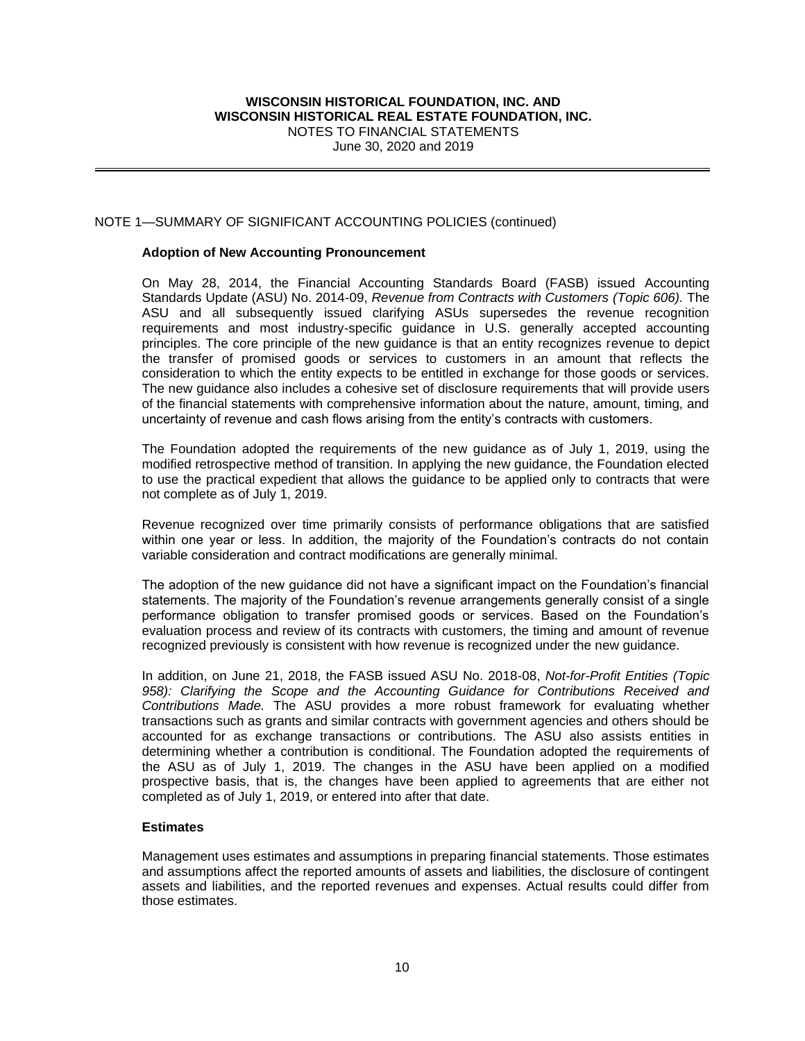NOTE 1—SUMMARY OF SIGNIFICANT ACCOUNTING POLICIES (continued)

### Adoption of New Accounting Pronouncement

On May 28, 2014, the Financial Accounting Standards Board (FASB) issued Accounting Standards Update (ASU) No. 2014-09, *Revenue from Contracts with Customers (Topic 606).* The ASU and all subsequently issued clarifying ASUs supersedes the revenue recognition requirements and most industry-specific guidance in U.S. generally accepted accounting principles. The core principle of the new guidance is that an entity recognizes revenue to depict the transfer of promised goods or services to customers in an amount that reflects the consideration to which the entity expects to be entitled in exchange for those goods or services. The new guidance also includes a cohesive set of disclosure requirements that will provide users of the financial statements with comprehensive information about the nature, amount, timing, and uncertainty of revenue and cash flows arising from the entity's contracts with customers.

The Foundation adopted the requirements of the new guidance as of July 1, 2019, using the modified retrospective method of transition. In applying the new guidance, the Foundation elected to use the practical expedient that allows the guidance to be applied only to contracts that were not complete as of July 1, 2019.

Revenue recognized over time primarily consists of performance obligations that are satisfied within one year or less. In addition, the majority of the Foundation's contracts do not contain variable consideration and contract modifications are generally minimal.

The adoption of the new guidance did not have a significant impact on the Foundation's financial statements. The majority of the Foundation's revenue arrangements generally consist of a single performance obligation to transfer promised goods or services. Based on the Foundation's evaluation process and review of its contracts with customers, the timing and amount of revenue recognized previously is consistent with how revenue is recognized under the new guidance.

In addition, on June 21, 2018, the FASB issued ASU No. 2018-08, *Not-for-Profit Entities (Topic 958): Clarifying the Scope and the Accounting Guidance for Contributions Received and Contributions Made.* The ASU provides a more robust framework for evaluating whether transactions such as grants and similar contracts with government agencies and others should be accounted for as exchange transactions or contributions. The ASU also assists entities in determining whether a contribution is conditional. The Foundation adopted the requirements of the ASU as of July 1, 2019. The changes in the ASU have been applied on a modified prospective basis, that is, the changes have been applied to agreements that are either not completed as of July 1, 2019, or entered into after that date.

### Estimates

Management uses estimates and assumptions in preparing financial statements. Those estimates and assumptions affect the reported amounts of assets and liabilities, the disclosure of contingent assets and liabilities, and the reported revenues and expenses. Actual results could differ from those estimates.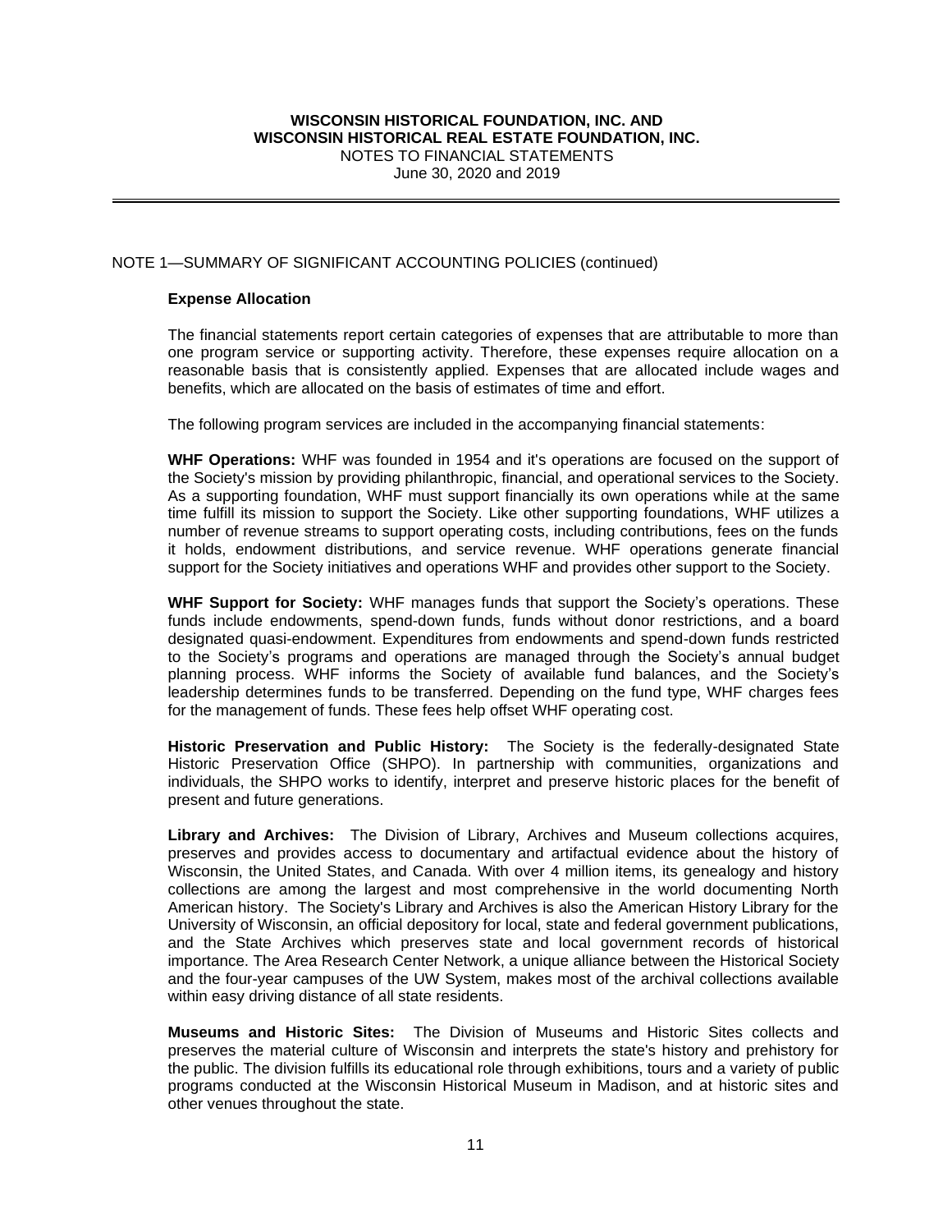NOTE 1—SUMMARY OF SIGNIFICANT ACCOUNTING POLICIES (continued)

**Expense Allocation**

The financial statements report certain categories of expenses that are attributable to more than one program service or supporting activity. Therefore, these expenses require allocation on a reasonable basis that is consistently applied. Expenses that are allocated include wages and benefits, which are allocated on the basis of estimates of time and effort.

The following program services are included in the accompanying financial statements:

**WHF Operations:** WHF was founded in 1954 and it's operations are focused on the support of the Society's mission by providing philanthropic, financial, and operational services to the Society. As a supporting foundation, WHF must support financially its own operations while at the same time fulfill its mission to support the Society. Like other supporting foundations, WHF utilizes a number of revenue streams to support operating costs, including contributions, fees on the funds it holds, endowment distributions, and service revenue. WHF operations generate financial support for the Society initiatives and operations WHF and provides other support to the Society.

**WHF Support for Society:** WHF manages funds that support the Society's operations. These funds include endowments, spend-down funds, funds without donor restrictions, and a board designated quasi-endowment. Expenditures from endowments and spend-down funds restricted to the Society's programs and operations are managed through the Society's annual budget planning process. WHF informs the Society of available fund balances, and the Society's leadership determines funds to be transferred. Depending on the fund type, WHF charges fees for the management of funds. These fees help offset WHF operating cost.

**Historic Preservation and Public History:** The Society is the federally-designated State Historic Preservation Office (SHPO). In partnership with communities, organizations and individuals, the SHPO works to identify, interpret and preserve historic places for the benefit of present and future generations.

**Library and Archives:** The Division of Library, Archives and Museum collections acquires, preserves and provides access to documentary and artifactual evidence about the history of Wisconsin, the United States, and Canada. With over 4 million items, its genealogy and history collections are among the largest and most comprehensive in the world documenting North American history. The Society's Library and Archives is also the American History Library for the University of Wisconsin, an official depository for local, state and federal government publications, and the State Archives which preserves state and local government records of historical importance. The Area Research Center Network, a unique alliance between the Historical Society and the four-year campuses of the UW System, makes most of the archival collections available within easy driving distance of all state residents.

**Museums and Historic Sites:** The Division of Museums and Historic Sites collects and preserves the material culture of Wisconsin and interprets the state's history and prehistory for the public. The division fulfills its educational role through exhibitions, tours and a variety of public programs conducted at the Wisconsin Historical Museum in Madison, and at historic sites and other venues throughout the state.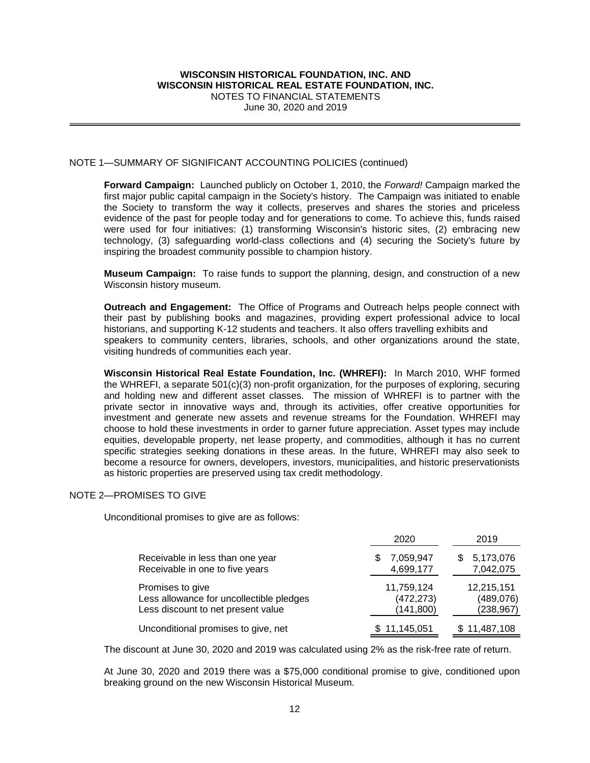## NOTE 1—SUMMARY OF SIGNIFICANT ACCOUNTING POLICIES (continued)

**Forward Campaign:** Launched publicly on October 1, 2010, the *Forward!* Campaign marked the first major public capital campaign in the Society's history. The Campaign was initiated to enable the Society to transform the way it collects, preserves and shares the stories and priceless evidence of the past for people today and for generations to come. To achieve this, funds raised were used for four initiatives: (1) transforming Wisconsin's historic sites, (2) embracing new technology, (3) safeguarding world-class collections and (4) securing the Society's future by inspiring the broadest community possible to champion history.

**Museum Campaign:** To raise funds to support the planning, design, and construction of a new Wisconsin history museum.

**Outreach and Engagement:** The Office of Programs and Outreach helps people connect with their past by publishing books and magazines, providing expert professional advice to local historians, and supporting K-12 students and teachers. It also offers travelling exhibits and speakers to community centers, libraries, schools, and other organizations around the state, visiting hundreds of communities each year.

**Wisconsin Historical Real Estate Foundation, Inc. (WHREFI):** In March 2010, WHF formed the WHREFI, a separate 501(c)(3) non-profit organization, for the purposes of exploring, securing and holding new and different asset classes. The mission of WHREFI is to partner with the private sector in innovative ways and, through its activities, offer creative opportunities for investment and generate new assets and revenue streams for the Foundation. WHREFI may choose to hold these investments in order to garner future appreciation. Asset types may include equities, developable property, net lease property, and commodities, although it has no current specific strategies seeking donations in these areas. In the future, WHREFI may also seek to become a resource for owners, developers, investors, municipalities, and historic preservationists as historic properties are preserved using tax credit methodology.

## NOTE 2—PROMISES TO GIVE

Unconditional promises to give are as follows:

| | 2020 | 2019 |
|---|---|---|
| Receivable in less than one year | $ 7,059,947 | $ 5,173,076 |
| Receivable in one to five years | 4,699,177 | 7,042,075 |
| Promises to give | 11,759,124 | 12,215,151 |
| Less allowance for uncollectible pledges | (472,273) | (489,076) |
| Less discount to net present value | (141,800) | (238,967) |
| Unconditional promises to give, net | $ 11,145,051 | $ 11,487,108 |

The discount at June 30, 2020 and 2019 was calculated using 2% as the risk-free rate of return.

At June 30, 2020 and 2019 there was a $75,000 conditional promise to give, conditioned upon breaking ground on the new Wisconsin Historical Museum.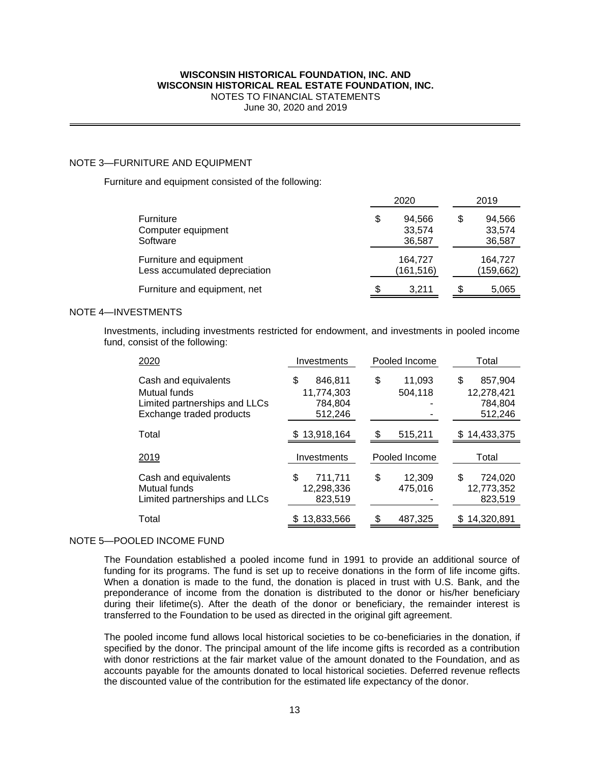## NOTE 3—FURNITURE AND EQUIPMENT

Furniture and equipment consisted of the following:

| | 2020 | 2019 |
|---|---|---|
| Furniture | $ 94,566 | $ 94,566 |
| Computer equipment | 33,574 | 33,574 |
| Software | 36,587 | 36,587 |
| Furniture and equipment | 164,727 | 164,727 |
| Less accumulated depreciation | (161,516) | (159,662) |
| Furniture and equipment, net | $ 3,211 | $ 5,065 |

## NOTE 4—INVESTMENTS

Investments, including investments restricted for endowment, and investments in pooled income fund, consist of the following:

| 2020 | Investments | Pooled Income | Total |
|---|---|---|---|
| Cash and equivalents | $ 846,811 | $ 11,093 | $ 857,904 |
| Mutual funds | 11,774,303 | 504,118 | 12,278,421 |
| Limited partnerships and LLCs | 784,804 | - | 784,804 |
| Exchange traded products | 512,246 | - | 512,246 |
| Total | $ 13,918,164 | $ 515,211 | $ 14,433,375 |

| 2019 | Investments | Pooled Income | Total |
|---|---|---|---|
| Cash and equivalents | $ 711,711 | $ 12,309 | $ 724,020 |
| Mutual funds | 12,298,336 | 475,016 | 12,773,352 |
| Limited partnerships and LLCs | 823,519 | - | 823,519 |
| Total | $ 13,833,566 | $ 487,325 | $ 14,320,891 |

## NOTE 5—POOLED INCOME FUND

The Foundation established a pooled income fund in 1991 to provide an additional source of funding for its programs. The fund is set up to receive donations in the form of life income gifts. When a donation is made to the fund, the donation is placed in trust with U.S. Bank, and the preponderance of income from the donation is distributed to the donor or his/her beneficiary during their lifetime(s). After the death of the donor or beneficiary, the remainder interest is transferred to the Foundation to be used as directed in the original gift agreement.

The pooled income fund allows local historical societies to be co-beneficiaries in the donation, if specified by the donor. The principal amount of the life income gifts is recorded as a contribution with donor restrictions at the fair market value of the amount donated to the Foundation, and as accounts payable for the amounts donated to local historical societies. Deferred revenue reflects the discounted value of the contribution for the estimated life expectancy of the donor.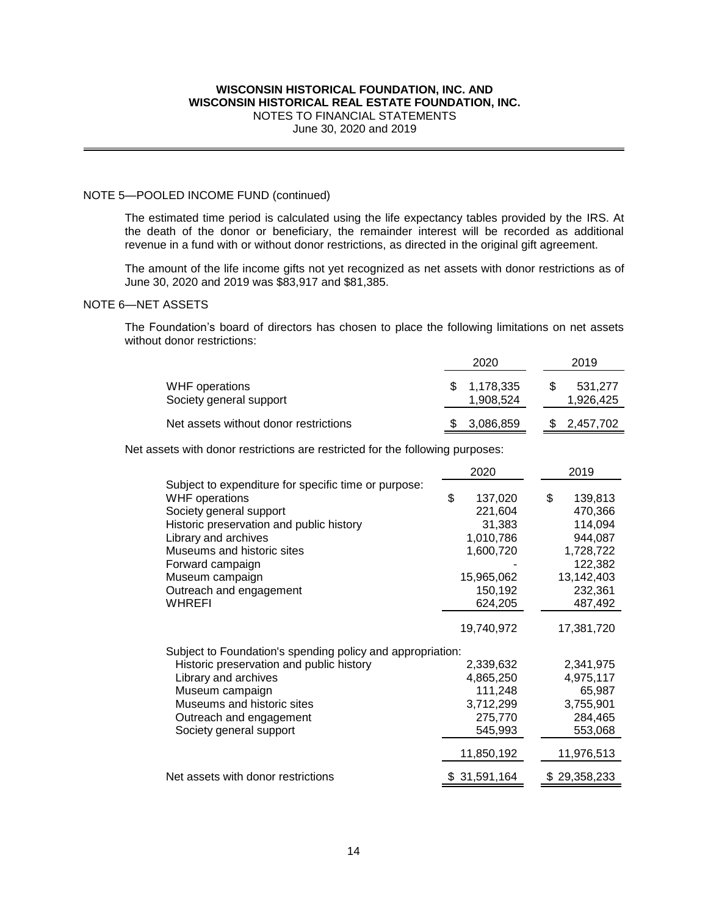## NOTE 5—POOLED INCOME FUND (continued)

The estimated time period is calculated using the life expectancy tables provided by the IRS. At the death of the donor or beneficiary, the remainder interest will be recorded as additional revenue in a fund with or without donor restrictions, as directed in the original gift agreement.

The amount of the life income gifts not yet recognized as net assets with donor restrictions as of June 30, 2020 and 2019 was $83,917 and $81,385.

## NOTE 6—NET ASSETS

The Foundation's board of directors has chosen to place the following limitations on net assets without donor restrictions:

| | 2020 | 2019 |
|---|---|---|
| WHF operations | $ 1,178,335 | $ 531,277 |
| Society general support | 1,908,524 | 1,926,425 |
| Net assets without donor restrictions | $ 3,086,859 | $ 2,457,702 |

Net assets with donor restrictions are restricted for the following purposes:

| | 2020 | 2019 |
|---|---|---|
| Subject to expenditure for specific time or purpose: | | |
| WHF operations | $ 137,020 | $ 139,813 |
| Society general support | 221,604 | 470,366 |
| Historic preservation and public history | 31,383 | 114,094 |
| Library and archives | 1,010,786 | 944,087 |
| Museums and historic sites | 1,600,720 | 1,728,722 |
| Forward campaign | - | 122,382 |
| Museum campaign | 15,965,062 | 13,142,403 |
| Outreach and engagement | 150,192 | 232,361 |
| WHREFI | 624,205 | 487,492 |
| | 19,740,972 | 17,381,720 |
| Subject to Foundation's spending policy and appropriation: | | |
| Historic preservation and public history | 2,339,632 | 2,341,975 |
| Library and archives | 4,865,250 | 4,975,117 |
| Museum campaign | 111,248 | 65,987 |
| Museums and historic sites | 3,712,299 | 3,755,901 |
| Outreach and engagement | 275,770 | 284,465 |
| Society general support | 545,993 | 553,068 |
| | 11,850,192 | 11,976,513 |
| Net assets with donor restrictions | $ 31,591,164 | $ 29,358,233 |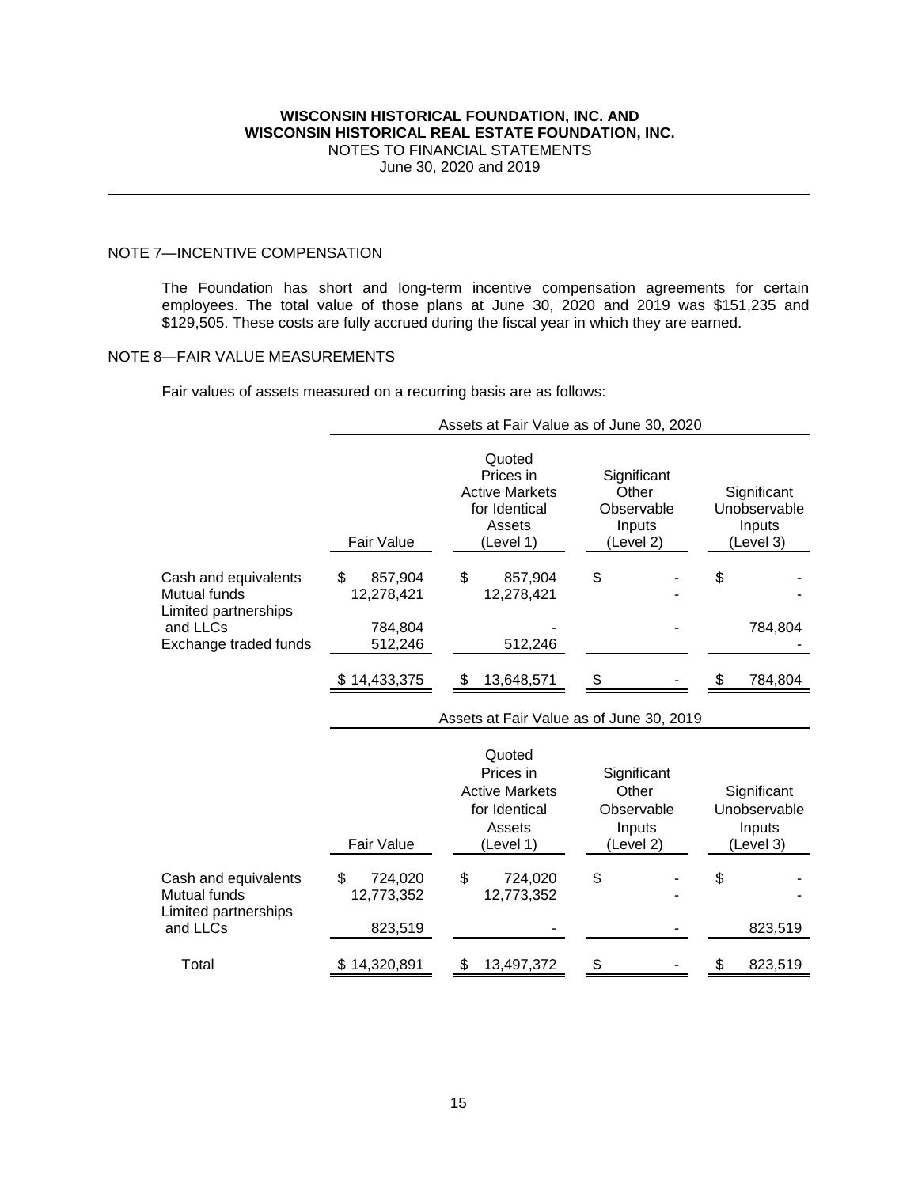## NOTE 7—INCENTIVE COMPENSATION

The Foundation has short and long-term incentive compensation agreements for certain employees. The total value of those plans at June 30, 2020 and 2019 was $151,235 and $129,505. These costs are fully accrued during the fiscal year in which they are earned.

## NOTE 8—FAIR VALUE MEASUREMENTS

Fair values of assets measured on a recurring basis are as follows:

| | Assets at Fair Value as of June 30, 2020 | | | |
|---|---|---|---|---|
| | Fair Value | Quoted Prices in Active Markets for Identical Assets (Level 1) | Significant Other Observable Inputs (Level 2) | Significant Unobservable Inputs (Level 3) |
| Cash and equivalents | $ 857,904 | $ 857,904 | $ - | $ - |
| Mutual funds | 12,278,421 | 12,278,421 | - | - |
| Limited partnerships and LLCs | 784,804 | - | - | 784,804 |
| Exchange traded funds | 512,246 | 512,246 | | - |
| | $ 14,433,375 | $ 13,648,571 | $ - | $ 784,804 |

| | Assets at Fair Value as of June 30, 2019 | | | |
|---|---|---|---|---|
| | Fair Value | Quoted Prices in Active Markets for Identical Assets (Level 1) | Significant Other Observable Inputs (Level 2) | Significant Unobservable Inputs (Level 3) |
| Cash and equivalents | $ 724,020 | $ 724,020 | $ - | $ - |
| Mutual funds | 12,773,352 | 12,773,352 | - | - |
| Limited partnerships and LLCs | 823,519 | - | - | 823,519 |
| Total | $ 14,320,891 | $ 13,497,372 | $ - | $ 823,519 |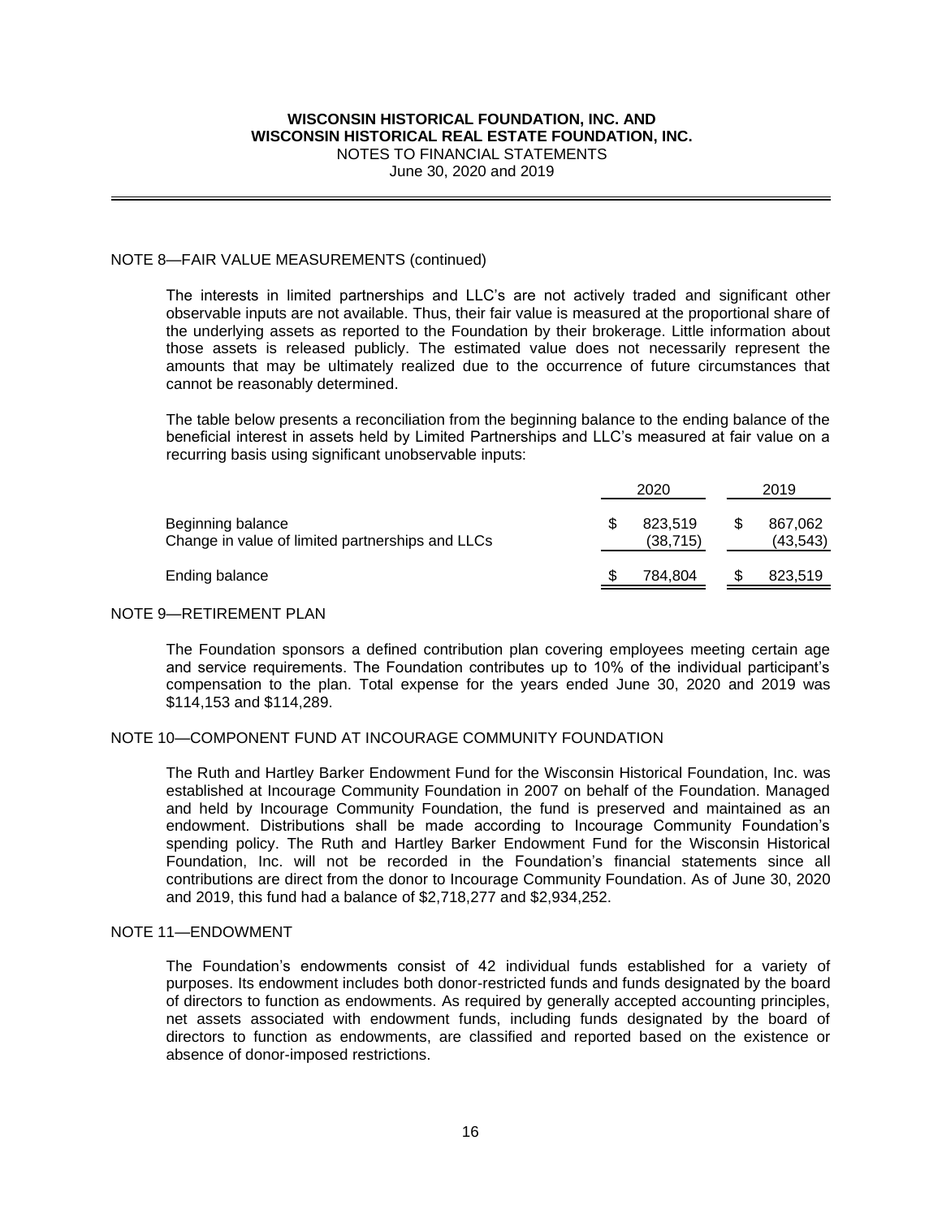## NOTE 8—FAIR VALUE MEASUREMENTS (continued)

The interests in limited partnerships and LLC's are not actively traded and significant other observable inputs are not available. Thus, their fair value is measured at the proportional share of the underlying assets as reported to the Foundation by their brokerage. Little information about those assets is released publicly. The estimated value does not necessarily represent the amounts that may be ultimately realized due to the occurrence of future circumstances that cannot be reasonably determined.

The table below presents a reconciliation from the beginning balance to the ending balance of the beneficial interest in assets held by Limited Partnerships and LLC's measured at fair value on a recurring basis using significant unobservable inputs:

| | 2020 | 2019 |
|---|---|---|
| Beginning balance | $ 823,519 | $ 867,062 |
| Change in value of limited partnerships and LLCs | (38,715) | (43,543) |
| Ending balance | $ 784,804 | $ 823,519 |

## NOTE 9—RETIREMENT PLAN

The Foundation sponsors a defined contribution plan covering employees meeting certain age and service requirements. The Foundation contributes up to 10% of the individual participant's compensation to the plan. Total expense for the years ended June 30, 2020 and 2019 was $114,153 and $114,289.

## NOTE 10—COMPONENT FUND AT INCOURAGE COMMUNITY FOUNDATION

The Ruth and Hartley Barker Endowment Fund for the Wisconsin Historical Foundation, Inc. was established at Incourage Community Foundation in 2007 on behalf of the Foundation. Managed and held by Incourage Community Foundation, the fund is preserved and maintained as an endowment. Distributions shall be made according to Incourage Community Foundation's spending policy. The Ruth and Hartley Barker Endowment Fund for the Wisconsin Historical Foundation, Inc. will not be recorded in the Foundation's financial statements since all contributions are direct from the donor to Incourage Community Foundation. As of June 30, 2020 and 2019, this fund had a balance of $2,718,277 and $2,934,252.

## NOTE 11—ENDOWMENT

The Foundation's endowments consist of 42 individual funds established for a variety of purposes. Its endowment includes both donor-restricted funds and funds designated by the board of directors to function as endowments. As required by generally accepted accounting principles, net assets associated with endowment funds, including funds designated by the board of directors to function as endowments, are classified and reported based on the existence or absence of donor-imposed restrictions.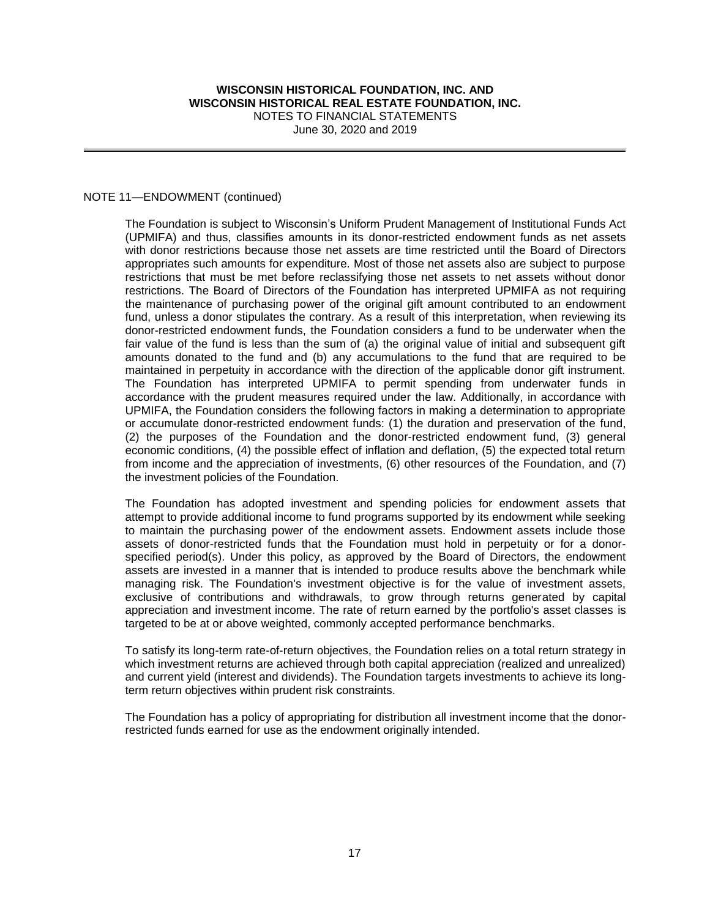NOTE 11—ENDOWMENT (continued)

The Foundation is subject to Wisconsin's Uniform Prudent Management of Institutional Funds Act (UPMIFA) and thus, classifies amounts in its donor-restricted endowment funds as net assets with donor restrictions because those net assets are time restricted until the Board of Directors appropriates such amounts for expenditure. Most of those net assets also are subject to purpose restrictions that must be met before reclassifying those net assets to net assets without donor restrictions. The Board of Directors of the Foundation has interpreted UPMIFA as not requiring the maintenance of purchasing power of the original gift amount contributed to an endowment fund, unless a donor stipulates the contrary. As a result of this interpretation, when reviewing its donor-restricted endowment funds, the Foundation considers a fund to be underwater when the fair value of the fund is less than the sum of (a) the original value of initial and subsequent gift amounts donated to the fund and (b) any accumulations to the fund that are required to be maintained in perpetuity in accordance with the direction of the applicable donor gift instrument. The Foundation has interpreted UPMIFA to permit spending from underwater funds in accordance with the prudent measures required under the law. Additionally, in accordance with UPMIFA, the Foundation considers the following factors in making a determination to appropriate or accumulate donor-restricted endowment funds: (1) the duration and preservation of the fund, (2) the purposes of the Foundation and the donor-restricted endowment fund, (3) general economic conditions, (4) the possible effect of inflation and deflation, (5) the expected total return from income and the appreciation of investments, (6) other resources of the Foundation, and (7) the investment policies of the Foundation.

The Foundation has adopted investment and spending policies for endowment assets that attempt to provide additional income to fund programs supported by its endowment while seeking to maintain the purchasing power of the endowment assets. Endowment assets include those assets of donor-restricted funds that the Foundation must hold in perpetuity or for a donor-specified period(s). Under this policy, as approved by the Board of Directors, the endowment assets are invested in a manner that is intended to produce results above the benchmark while managing risk. The Foundation's investment objective is for the value of investment assets, exclusive of contributions and withdrawals, to grow through returns generated by capital appreciation and investment income. The rate of return earned by the portfolio's asset classes is targeted to be at or above weighted, commonly accepted performance benchmarks.

To satisfy its long-term rate-of-return objectives, the Foundation relies on a total return strategy in which investment returns are achieved through both capital appreciation (realized and unrealized) and current yield (interest and dividends). The Foundation targets investments to achieve its long-term return objectives within prudent risk constraints.

The Foundation has a policy of appropriating for distribution all investment income that the donor-restricted funds earned for use as the endowment originally intended.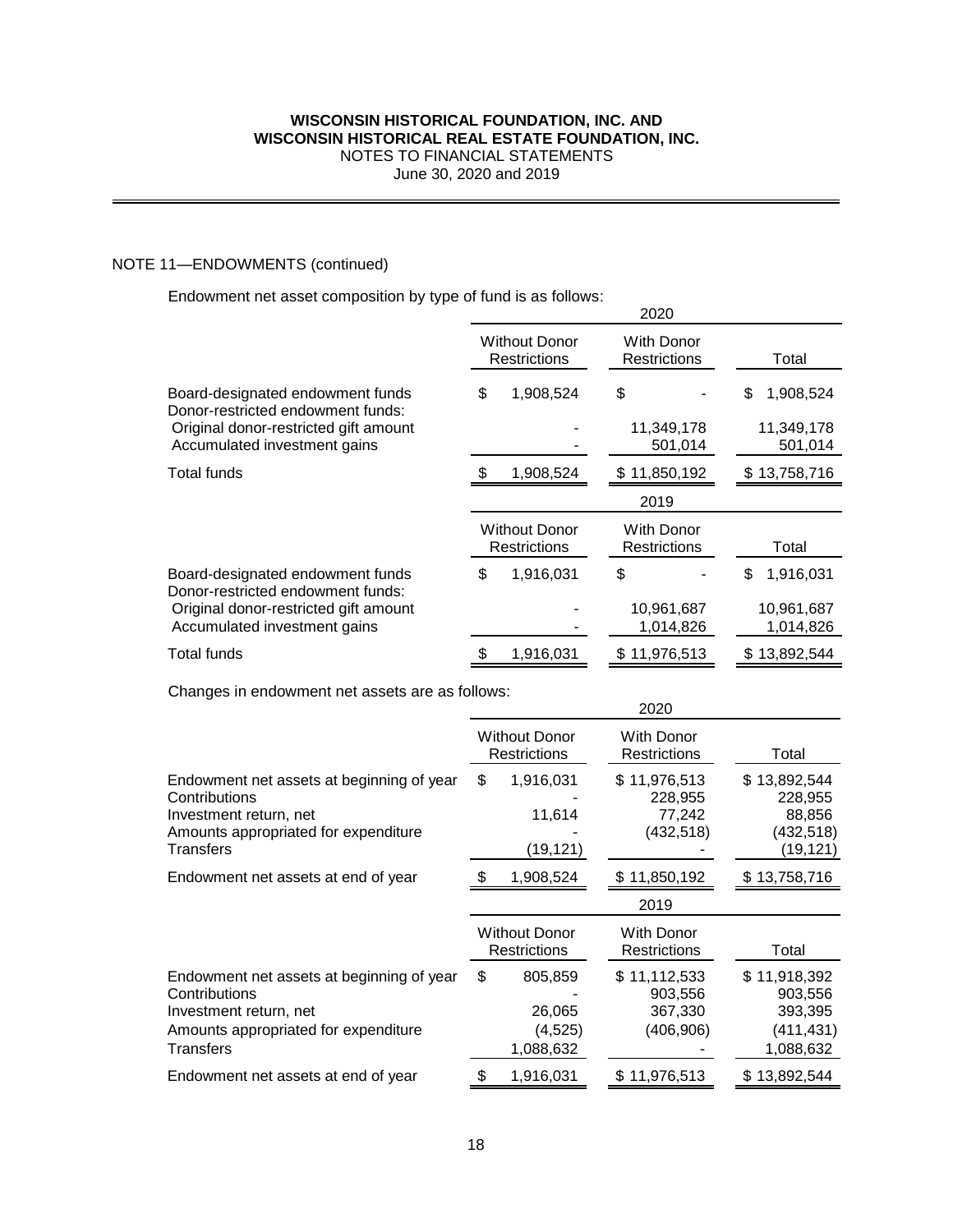# WISCONSIN HISTORICAL FOUNDATION, INC. AND WISCONSIN HISTORICAL REAL ESTATE FOUNDATION, INC.

NOTES TO FINANCIAL STATEMENTS

June 30, 2020 and 2019

## NOTE 11—ENDOWMENTS (continued)

Endowment net asset composition by type of fund is as follows:

| | 2020 | | |
|---|---|---|---|
| | Without Donor Restrictions | With Donor Restrictions | Total |
| Board-designated endowment funds | $ 1,908,524 | $ - | $ 1,908,524 |
| Donor-restricted endowment funds: | | | |
| Original donor-restricted gift amount | - | 11,349,178 | 11,349,178 |
| Accumulated investment gains | - | 501,014 | 501,014 |
| Total funds | $ 1,908,524 | $ 11,850,192 | $ 13,758,716 |

| | 2019 | | |
|---|---|---|---|
| | Without Donor Restrictions | With Donor Restrictions | Total |
| Board-designated endowment funds | $ 1,916,031 | $ - | $ 1,916,031 |
| Donor-restricted endowment funds: | | | |
| Original donor-restricted gift amount | - | 10,961,687 | 10,961,687 |
| Accumulated investment gains | - | 1,014,826 | 1,014,826 |
| Total funds | $ 1,916,031 | $ 11,976,513 | $ 13,892,544 |

Changes in endowment net assets are as follows:

| | 2020 | | |
|---|---|---|---|
| | Without Donor Restrictions | With Donor Restrictions | Total |
| Endowment net assets at beginning of year | $ 1,916,031 | $ 11,976,513 | $ 13,892,544 |
| Contributions | - | 228,955 | 228,955 |
| Investment return, net | 11,614 | 77,242 | 88,856 |
| Amounts appropriated for expenditure | - | (432,518) | (432,518) |
| Transfers | (19,121) | - | (19,121) |
| Endowment net assets at end of year | $ 1,908,524 | $ 11,850,192 | $ 13,758,716 |

| | 2019 | | |
|---|---|---|---|
| | Without Donor Restrictions | With Donor Restrictions | Total |
| Endowment net assets at beginning of year | $ 805,859 | $ 11,112,533 | $ 11,918,392 |
| Contributions | - | 903,556 | 903,556 |
| Investment return, net | 26,065 | 367,330 | 393,395 |
| Amounts appropriated for expenditure | (4,525) | (406,906) | (411,431) |
| Transfers | 1,088,632 | - | 1,088,632 |
| Endowment net assets at end of year | $ 1,916,031 | $ 11,976,513 | $ 13,892,544 |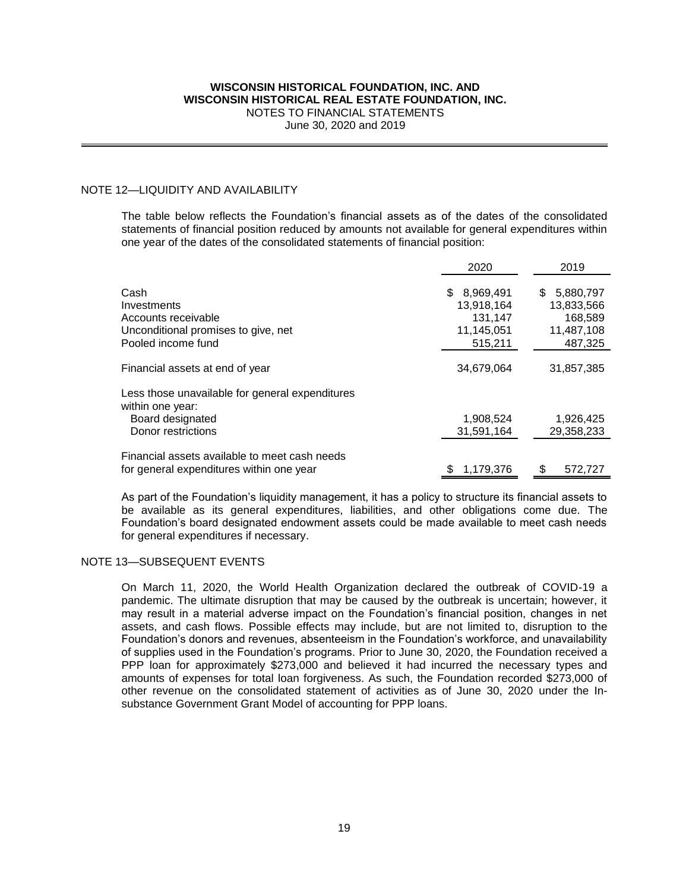# WISCONSIN HISTORICAL FOUNDATION, INC. AND WISCONSIN HISTORICAL REAL ESTATE FOUNDATION, INC.

NOTES TO FINANCIAL STATEMENTS
June 30, 2020 and 2019

## NOTE 12—LIQUIDITY AND AVAILABILITY

The table below reflects the Foundation's financial assets as of the dates of the consolidated statements of financial position reduced by amounts not available for general expenditures within one year of the dates of the consolidated statements of financial position:

| | 2020 | 2019 |
|---|---|---|
| Cash | $ 8,969,491 | $ 5,880,797 |
| Investments | 13,918,164 | 13,833,566 |
| Accounts receivable | 131,147 | 168,589 |
| Unconditional promises to give, net | 11,145,051 | 11,487,108 |
| Pooled income fund | 515,211 | 487,325 |
| Financial assets at end of year | 34,679,064 | 31,857,385 |
| Less those unavailable for general expenditures within one year: | | |
| Board designated | 1,908,524 | 1,926,425 |
| Donor restrictions | 31,591,164 | 29,358,233 |
| Financial assets available to meet cash needs for general expenditures within one year | $ 1,179,376 | $ 572,727 |

As part of the Foundation's liquidity management, it has a policy to structure its financial assets to be available as its general expenditures, liabilities, and other obligations come due. The Foundation's board designated endowment assets could be made available to meet cash needs for general expenditures if necessary.

## NOTE 13—SUBSEQUENT EVENTS

On March 11, 2020, the World Health Organization declared the outbreak of COVID-19 a pandemic. The ultimate disruption that may be caused by the outbreak is uncertain; however, it may result in a material adverse impact on the Foundation's financial position, changes in net assets, and cash flows. Possible effects may include, but are not limited to, disruption to the Foundation's donors and revenues, absenteeism in the Foundation's workforce, and unavailability of supplies used in the Foundation's programs. Prior to June 30, 2020, the Foundation received a PPP loan for approximately $273,000 and believed it had incurred the necessary types and amounts of expenses for total loan forgiveness. As such, the Foundation recorded $273,000 of other revenue on the consolidated statement of activities as of June 30, 2020 under the In-substance Government Grant Model of accounting for PPP loans.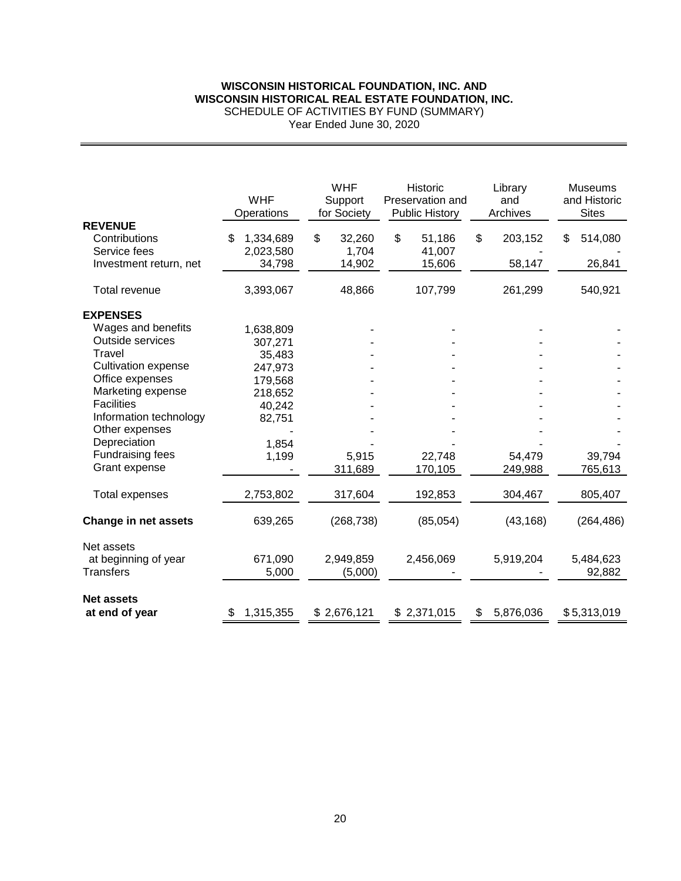**WISCONSIN HISTORICAL FOUNDATION, INC. AND**
**WISCONSIN HISTORICAL REAL ESTATE FOUNDATION, INC.**
SCHEDULE OF ACTIVITIES BY FUND (SUMMARY)
Year Ended June 30, 2020

| | WHF Operations | WHF Support for Society | Historic Preservation and Public History | Library and Archives | Museums and Historic Sites |
|---|---|---|---|---|---|
| **REVENUE** | | | | | |
| Contributions | $ 1,334,689 | $ 32,260 | $ 51,186 | $ 203,152 | $ 514,080 |
| Service fees | 2,023,580 | 1,704 | 41,007 | - | - |
| Investment return, net | 34,798 | 14,902 | 15,606 | 58,147 | 26,841 |
| Total revenue | 3,393,067 | 48,866 | 107,799 | 261,299 | 540,921 |
| **EXPENSES** | | | | | |
| Wages and benefits | 1,638,809 | - | - | - | - |
| Outside services | 307,271 | - | - | - | - |
| Travel | 35,483 | - | - | - | - |
| Cultivation expense | 247,973 | - | - | - | - |
| Office expenses | 179,568 | - | - | - | - |
| Marketing expense | 218,652 | - | - | - | - |
| Facilities | 40,242 | - | - | - | - |
| Information technology | 82,751 | - | - | - | - |
| Other expenses | - | - | - | - | - |
| Depreciation | 1,854 | - | - | - | - |
| Fundraising fees | 1,199 | 5,915 | 22,748 | 54,479 | 39,794 |
| Grant expense | - | 311,689 | 170,105 | 249,988 | 765,613 |
| Total expenses | 2,753,802 | 317,604 | 192,853 | 304,467 | 805,407 |
| **Change in net assets** | 639,265 | (268,738) | (85,054) | (43,168) | (264,486) |
| Net assets at beginning of year | 671,090 | 2,949,859 | 2,456,069 | 5,919,204 | 5,484,623 |
| Transfers | 5,000 | (5,000) | - | - | 92,882 |
| **Net assets at end of year** | $ 1,315,355 | $ 2,676,121 | $ 2,371,015 | $ 5,876,036 | $ 5,313,019 |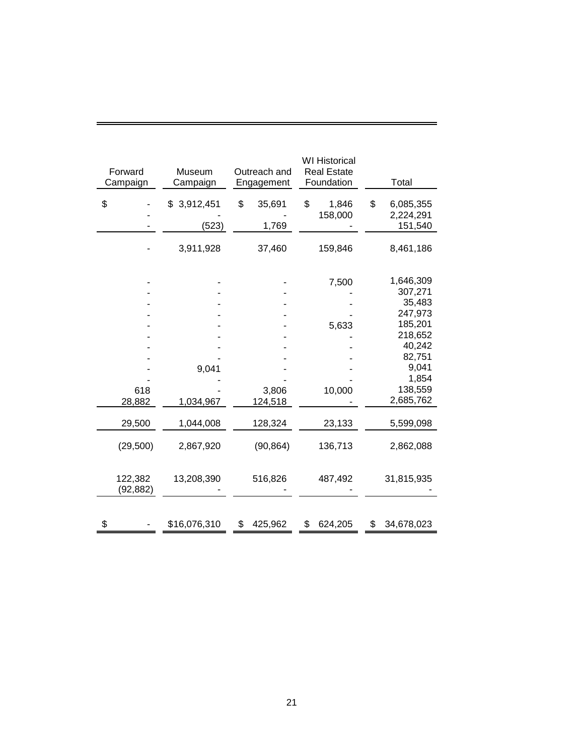| Forward Campaign | Museum Campaign | Outreach and Engagement | WI Historical Real Estate Foundation | Total |
|---|---|---|---|---|
| $ - | $ 3,912,451 | $ 35,691 | $ 1,846 | $ 6,085,355 |
| - | - | - | 158,000 | 2,224,291 |
| - | (523) | 1,769 | - | 151,540 |
| - | 3,911,928 | 37,460 | 159,846 | 8,461,186 |
| - | - | - | 7,500 | 1,646,309 |
| - | - | - | - | 307,271 |
| - | - | - | - | 35,483 |
| - | - | - | - | 247,973 |
| - | - | - | 5,633 | 185,201 |
| - | - | - | - | 218,652 |
| - | - | - | - | 40,242 |
| - | - | - | - | 82,751 |
| - | 9,041 | - | - | 9,041 |
| - | - | - | - | 1,854 |
| 618 | - | 3,806 | 10,000 | 138,559 |
| 28,882 | 1,034,967 | 124,518 | - | 2,685,762 |
| 29,500 | 1,044,008 | 128,324 | 23,133 | 5,599,098 |
| (29,500) | 2,867,920 | (90,864) | 136,713 | 2,862,088 |
| 122,382 | 13,208,390 | 516,826 | 487,492 | 31,815,935 |
| (92,882) | - | - | - | - |
| $ - | $16,076,310 | $ 425,962 | $ 624,205 | $ 34,678,023 |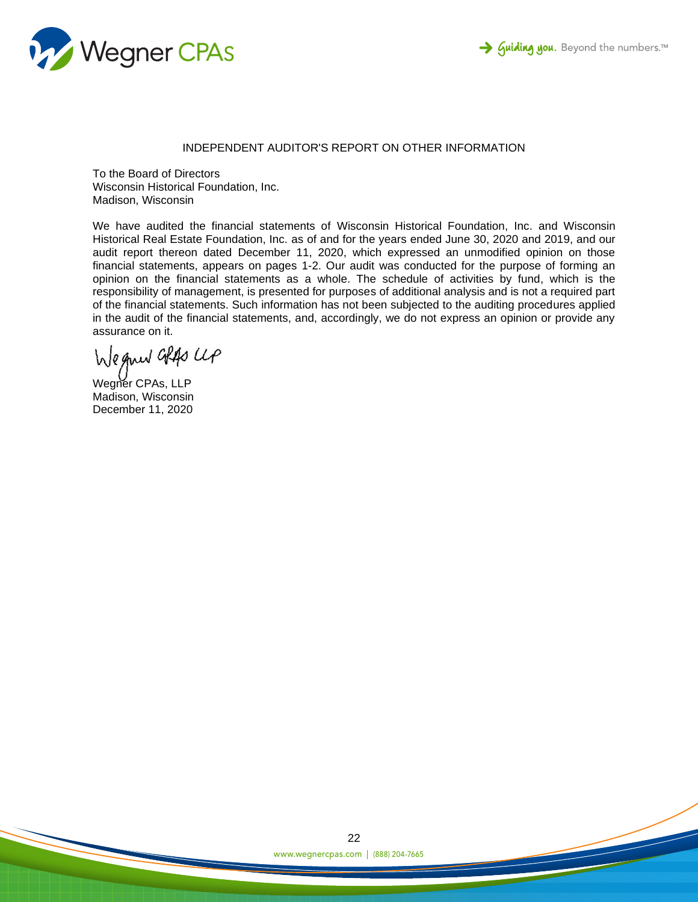## INDEPENDENT AUDITOR'S REPORT ON OTHER INFORMATION

To the Board of Directors
Wisconsin Historical Foundation, Inc.
Madison, Wisconsin

We have audited the financial statements of Wisconsin Historical Foundation, Inc. and Wisconsin Historical Real Estate Foundation, Inc. as of and for the years ended June 30, 2020 and 2019, and our audit report thereon dated December 11, 2020, which expressed an unmodified opinion on those financial statements, appears on pages 1-2. Our audit was conducted for the purpose of forming an opinion on the financial statements as a whole. The schedule of activities by fund, which is the responsibility of management, is presented for purposes of additional analysis and is not a required part of the financial statements. Such information has not been subjected to the auditing procedures applied in the audit of the financial statements, and, accordingly, we do not express an opinion or provide any assurance on it.

Wegner CPAs, LLP

Wegner CPAs, LLP
Madison, Wisconsin
December 11, 2020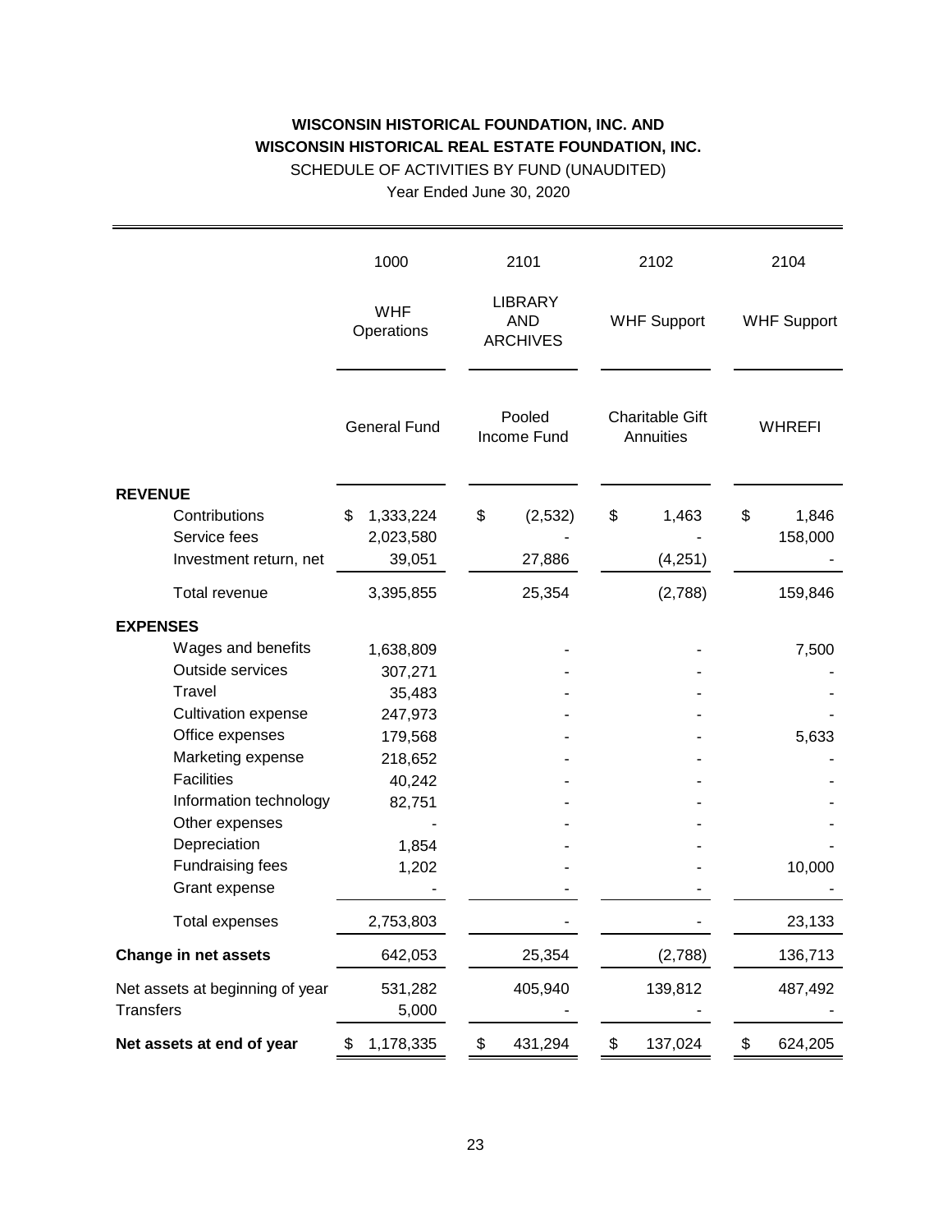**WISCONSIN HISTORICAL FOUNDATION, INC. AND**
**WISCONSIN HISTORICAL REAL ESTATE FOUNDATION, INC.**
SCHEDULE OF ACTIVITIES BY FUND (UNAUDITED)
Year Ended June 30, 2020

| | 1000 | 2101 | 2102 | 2104 |
|---|---|---|---|---|
| | WHF Operations | LIBRARY AND ARCHIVES | WHF Support | WHF Support |
| | General Fund | Pooled Income Fund | Charitable Gift Annuities | WHREFI |
| **REVENUE** | | | | |
| Contributions | $ 1,333,224 | $ (2,532) | $ 1,463 | $ 1,846 |
| Service fees | 2,023,580 | - | - | 158,000 |
| Investment return, net | 39,051 | 27,886 | (4,251) | - |
| Total revenue | 3,395,855 | 25,354 | (2,788) | 159,846 |
| **EXPENSES** | | | | |
| Wages and benefits | 1,638,809 | - | - | 7,500 |
| Outside services | 307,271 | - | - | - |
| Travel | 35,483 | - | - | - |
| Cultivation expense | 247,973 | - | - | - |
| Office expenses | 179,568 | - | - | 5,633 |
| Marketing expense | 218,652 | - | - | - |
| Facilities | 40,242 | - | - | - |
| Information technology | 82,751 | - | - | - |
| Other expenses | - | - | - | - |
| Depreciation | 1,854 | - | - | - |
| Fundraising fees | 1,202 | - | - | 10,000 |
| Grant expense | - | - | - | - |
| Total expenses | 2,753,803 | - | - | 23,133 |
| **Change in net assets** | 642,053 | 25,354 | (2,788) | 136,713 |
| Net assets at beginning of year | 531,282 | 405,940 | 139,812 | 487,492 |
| Transfers | 5,000 | - | - | - |
| **Net assets at end of year** | $ 1,178,335 | $ 431,294 | $ 137,024 | $ 624,205 |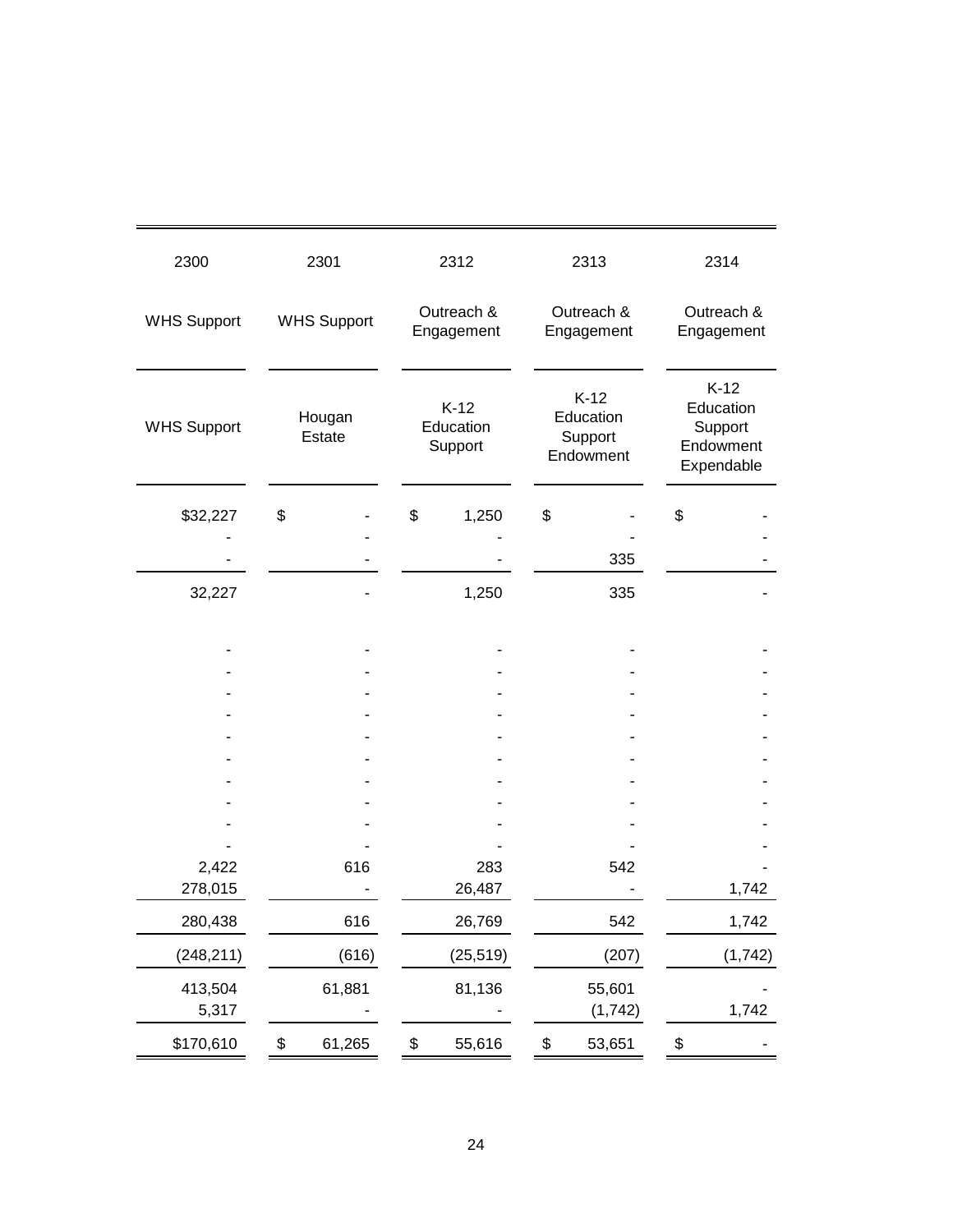| 2300 | 2301 | 2312 | 2313 | 2314 |
|---|---|---|---|---|
| WHS Support | WHS Support | Outreach & Engagement | Outreach & Engagement | Outreach & Engagement |
| WHS Support | Hougan Estate | K-12 Education Support | K-12 Education Support Endowment | K-12 Education Support Endowment Expendable |
| $32,227 | $ - | $ 1,250 | $ - | $ - |
| - | - | - | - | - |
| - | - | - | 335 | - |
| 32,227 | - | 1,250 | 335 | - |
| - | - | - | - | - |
| - | - | - | - | - |
| - | - | - | - | - |
| - | - | - | - | - |
| - | - | - | - | - |
| - | - | - | - | - |
| - | - | - | - | - |
| - | - | - | - | - |
| - | - | - | - | - |
| - | - | - | - | - |
| 2,422 | 616 | 283 | 542 | - |
| 278,015 | - | 26,487 | - | 1,742 |
| 280,438 | 616 | 26,769 | 542 | 1,742 |
| (248,211) | (616) | (25,519) | (207) | (1,742) |
| 413,504 | 61,881 | 81,136 | 55,601 | - |
| 5,317 | - | - | (1,742) | 1,742 |
| $170,610 | $ 61,265 | $ 55,616 | $ 53,651 | $ - |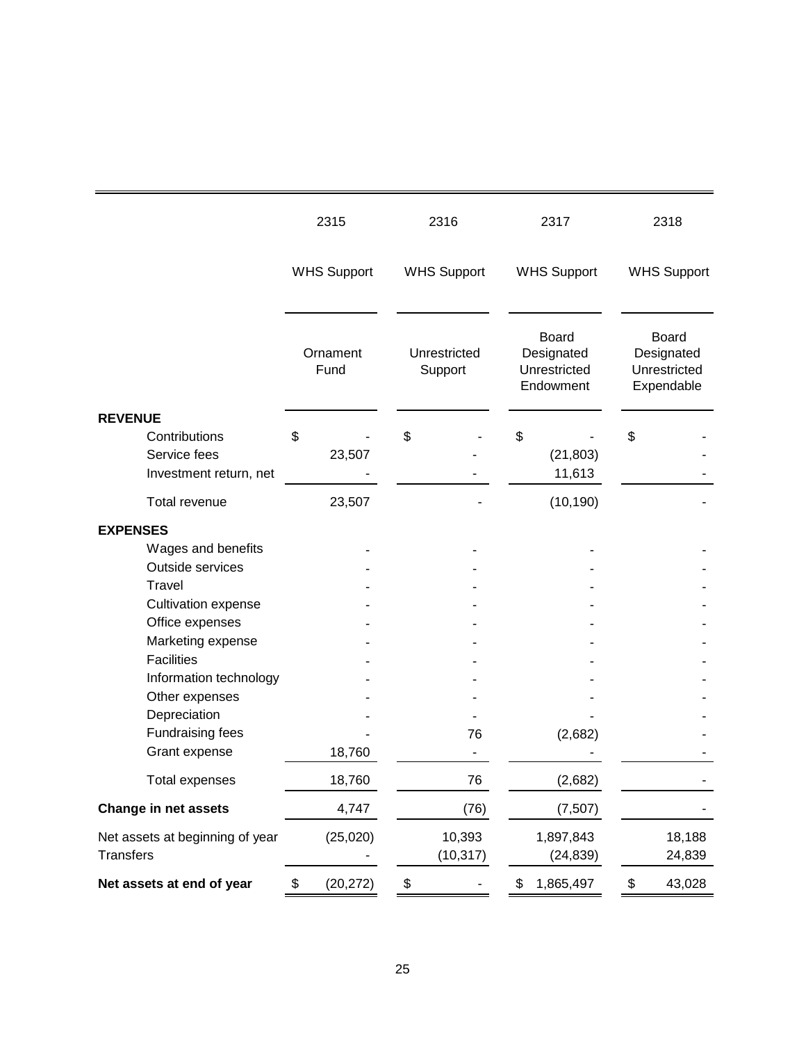| | 2315 | 2316 | 2317 | 2318 |
|---|---|---|---|---|
| | WHS Support | WHS Support | WHS Support | WHS Support |
| | Ornament Fund | Unrestricted Support | Board Designated Unrestricted Endowment | Board Designated Unrestricted Expendable |
| **REVENUE** | | | | |
| Contributions | $ - | $ - | $ - | $ - |
| Service fees | 23,507 | - | (21,803) | - |
| Investment return, net | - | - | 11,613 | - |
| Total revenue | 23,507 | - | (10,190) | - |
| **EXPENSES** | | | | |
| Wages and benefits | - | - | - | - |
| Outside services | - | - | - | - |
| Travel | - | - | - | - |
| Cultivation expense | - | - | - | - |
| Office expenses | - | - | - | - |
| Marketing expense | - | - | - | - |
| Facilities | - | - | - | - |
| Information technology | - | - | - | - |
| Other expenses | - | - | - | - |
| Depreciation | - | - | - | - |
| Fundraising fees | - | 76 | (2,682) | - |
| Grant expense | 18,760 | - | - | - |
| Total expenses | 18,760 | 76 | (2,682) | - |
| **Change in net assets** | 4,747 | (76) | (7,507) | - |
| Net assets at beginning of year | (25,020) | 10,393 | 1,897,843 | 18,188 |
| Transfers | - | (10,317) | (24,839) | 24,839 |
| **Net assets at end of year** | $ (20,272) | $ - | $ 1,865,497 | $ 43,028 |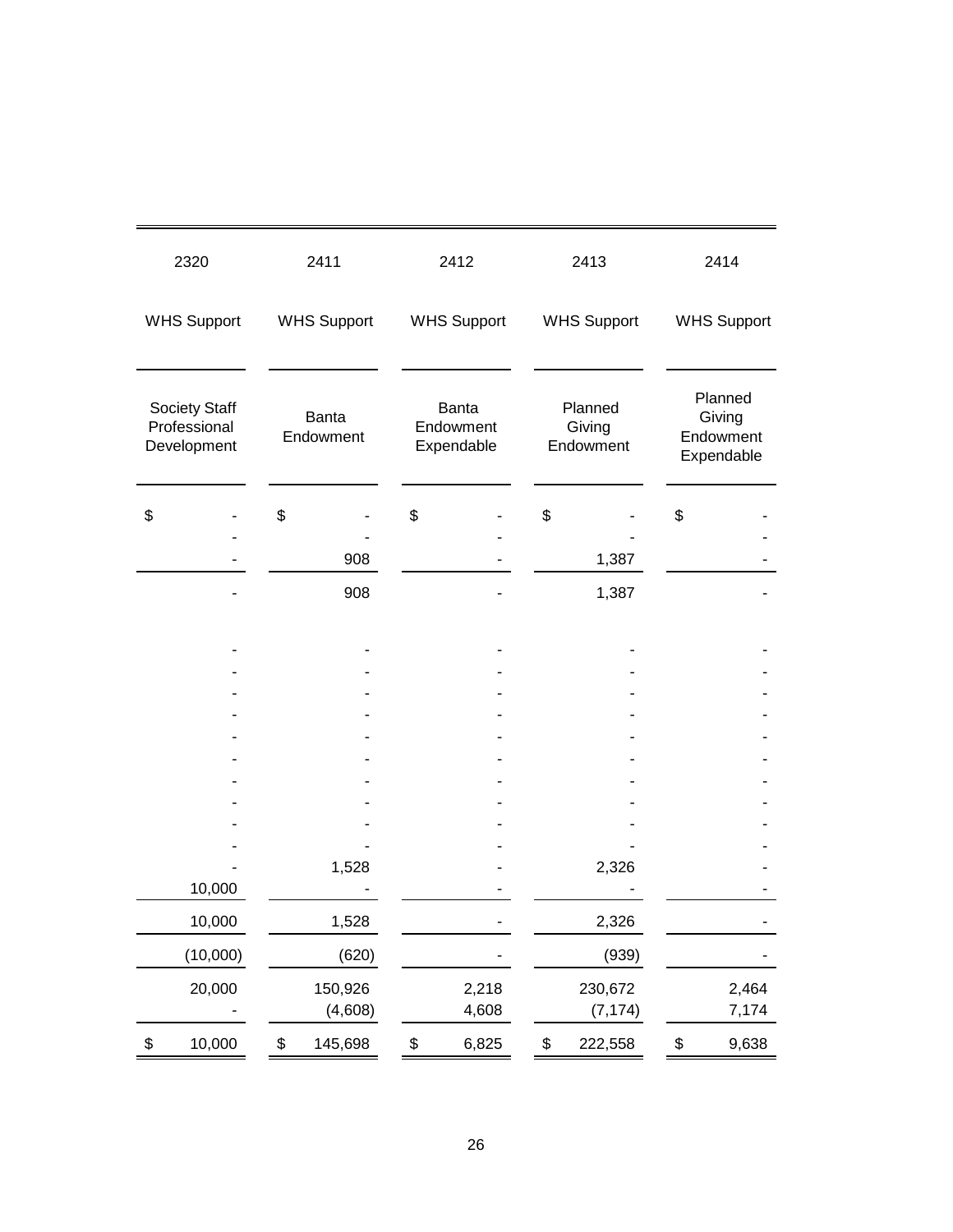| 2320 | 2411 | 2412 | 2413 | 2414 |
|---|---|---|---|---|
| WHS Support | WHS Support | WHS Support | WHS Support | WHS Support |
| Society Staff Professional Development | Banta Endowment | Banta Endowment Expendable | Planned Giving Endowment | Planned Giving Endowment Expendable |
| $ - | $ - | $ - | $ - | $ - |
| - | - | - | - | - |
| - | 908 | - | 1,387 | - |
| - | 908 | - | 1,387 | - |
| | | | | |
| - | - | - | - | - |
| - | - | - | - | - |
| - | - | - | - | - |
| - | - | - | - | - |
| - | - | - | - | - |
| - | - | - | - | - |
| - | - | - | - | - |
| - | - | - | - | - |
| - | - | - | - | - |
| - | - | - | - | - |
| - | 1,528 | - | 2,326 | - |
| 10,000 | - | - | - | - |
| 10,000 | 1,528 | - | 2,326 | - |
| (10,000) | (620) | - | (939) | - |
| 20,000 | 150,926 | 2,218 | 230,672 | 2,464 |
| - | (4,608) | 4,608 | (7,174) | 7,174 |
| $ 10,000 | $ 145,698 | $ 6,825 | $ 222,558 | $ 9,638 |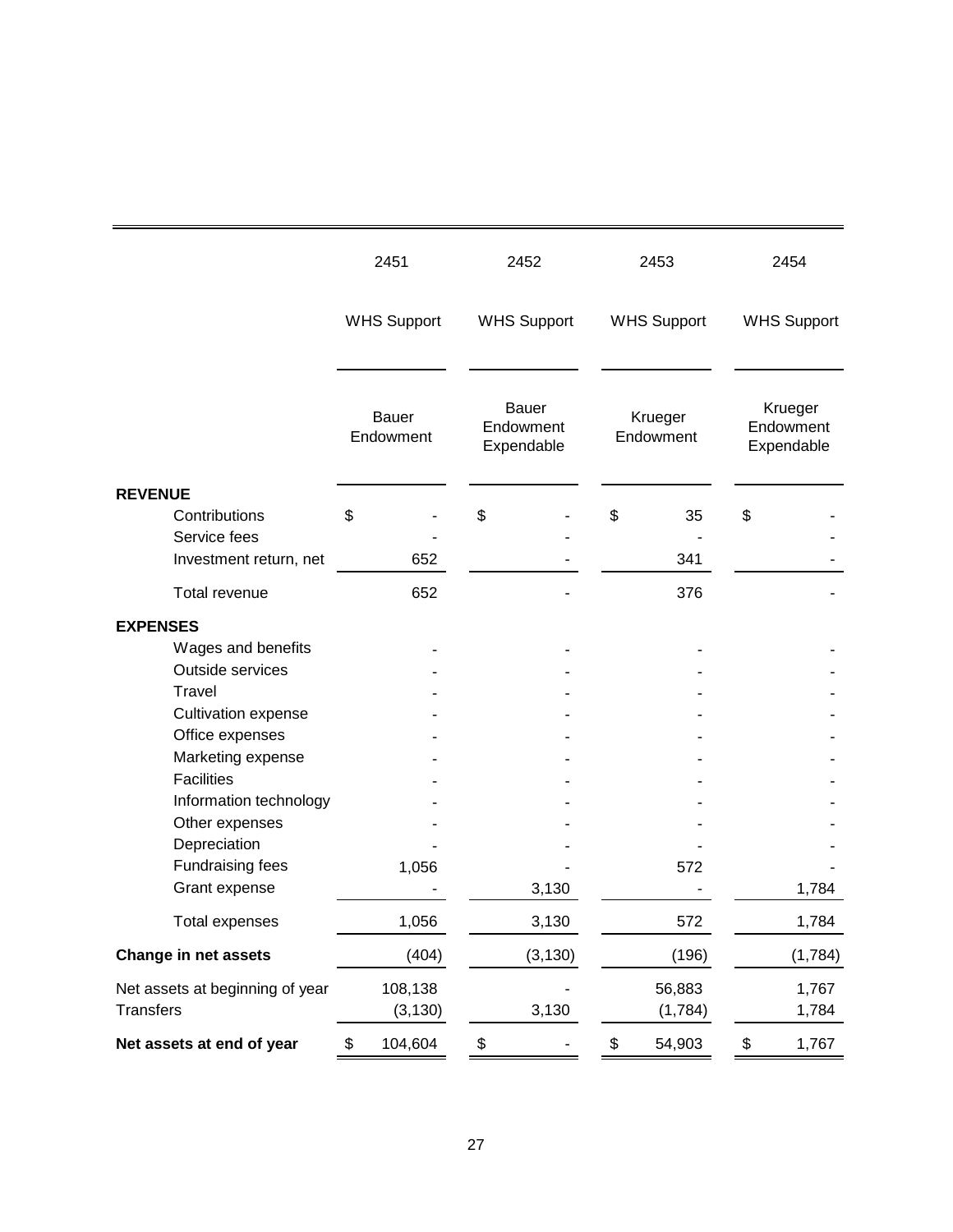| | 2451 | 2452 | 2453 | 2454 |
|---|---|---|---|---|
| | WHS Support | WHS Support | WHS Support | WHS Support |
| | Bauer Endowment | Bauer Endowment Expendable | Krueger Endowment | Krueger Endowment Expendable |
| **REVENUE** | | | | |
| Contributions | $ - | $ - | $ 35 | $ - |
| Service fees | - | - | - | - |
| Investment return, net | 652 | - | 341 | - |
| Total revenue | 652 | - | 376 | - |
| **EXPENSES** | | | | |
| Wages and benefits | - | - | - | - |
| Outside services | - | - | - | - |
| Travel | - | - | - | - |
| Cultivation expense | - | - | - | - |
| Office expenses | - | - | - | - |
| Marketing expense | - | - | - | - |
| Facilities | - | - | - | - |
| Information technology | - | - | - | - |
| Other expenses | - | - | - | - |
| Depreciation | - | - | - | - |
| Fundraising fees | 1,056 | - | 572 | - |
| Grant expense | - | 3,130 | - | 1,784 |
| Total expenses | 1,056 | 3,130 | 572 | 1,784 |
| **Change in net assets** | (404) | (3,130) | (196) | (1,784) |
| Net assets at beginning of year | 108,138 | - | 56,883 | 1,767 |
| Transfers | (3,130) | 3,130 | (1,784) | 1,784 |
| **Net assets at end of year** | $ 104,604 | $ - | $ 54,903 | $ 1,767 |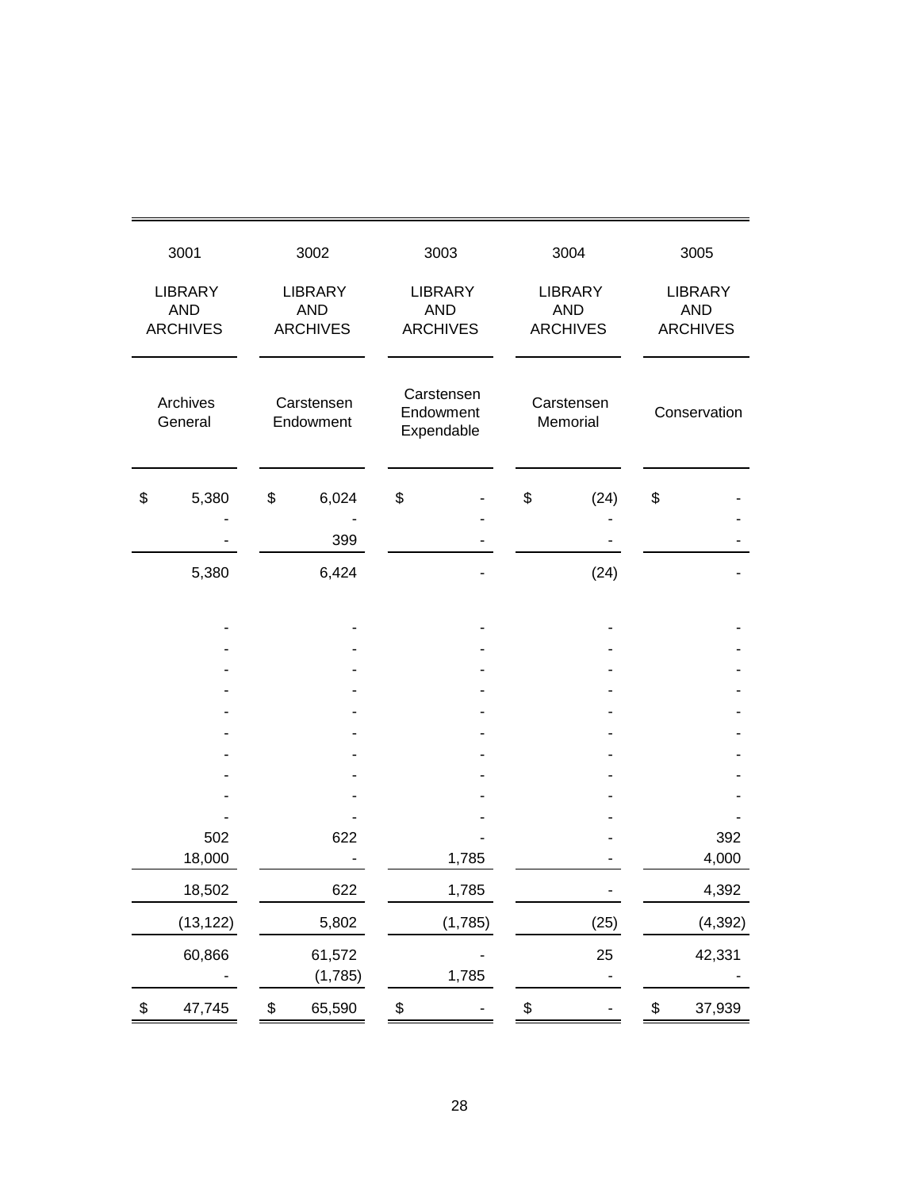| 3001 | 3002 | 3003 | 3004 | 3005 |
|---|---|---|---|---|
| LIBRARY AND ARCHIVES | LIBRARY AND ARCHIVES | LIBRARY AND ARCHIVES | LIBRARY AND ARCHIVES | LIBRARY AND ARCHIVES |
| Archives General | Carstensen Endowment | Carstensen Endowment Expendable | Carstensen Memorial | Conservation |
| $ 5,380 | $ 6,024 | $ - | $ (24) | $ - |
| - | - | - | - | - |
| - | 399 | - | - | - |
| 5,380 | 6,424 | - | (24) | - |
| - | - | - | - | - |
| - | - | - | - | - |
| - | - | - | - | - |
| - | - | - | - | - |
| - | - | - | - | - |
| - | - | - | - | - |
| - | - | - | - | - |
| - | - | - | - | - |
| - | - | - | - | - |
| - | - | - | - | - |
| 502 | 622 | - | - | 392 |
| 18,000 | - | 1,785 | - | 4,000 |
| 18,502 | 622 | 1,785 | - | 4,392 |
| (13,122) | 5,802 | (1,785) | (25) | (4,392) |
| 60,866 | 61,572 | - | 25 | 42,331 |
| - | (1,785) | 1,785 | - | - |
| $ 47,745 | $ 65,590 | $ - | $ - | $ 37,939 |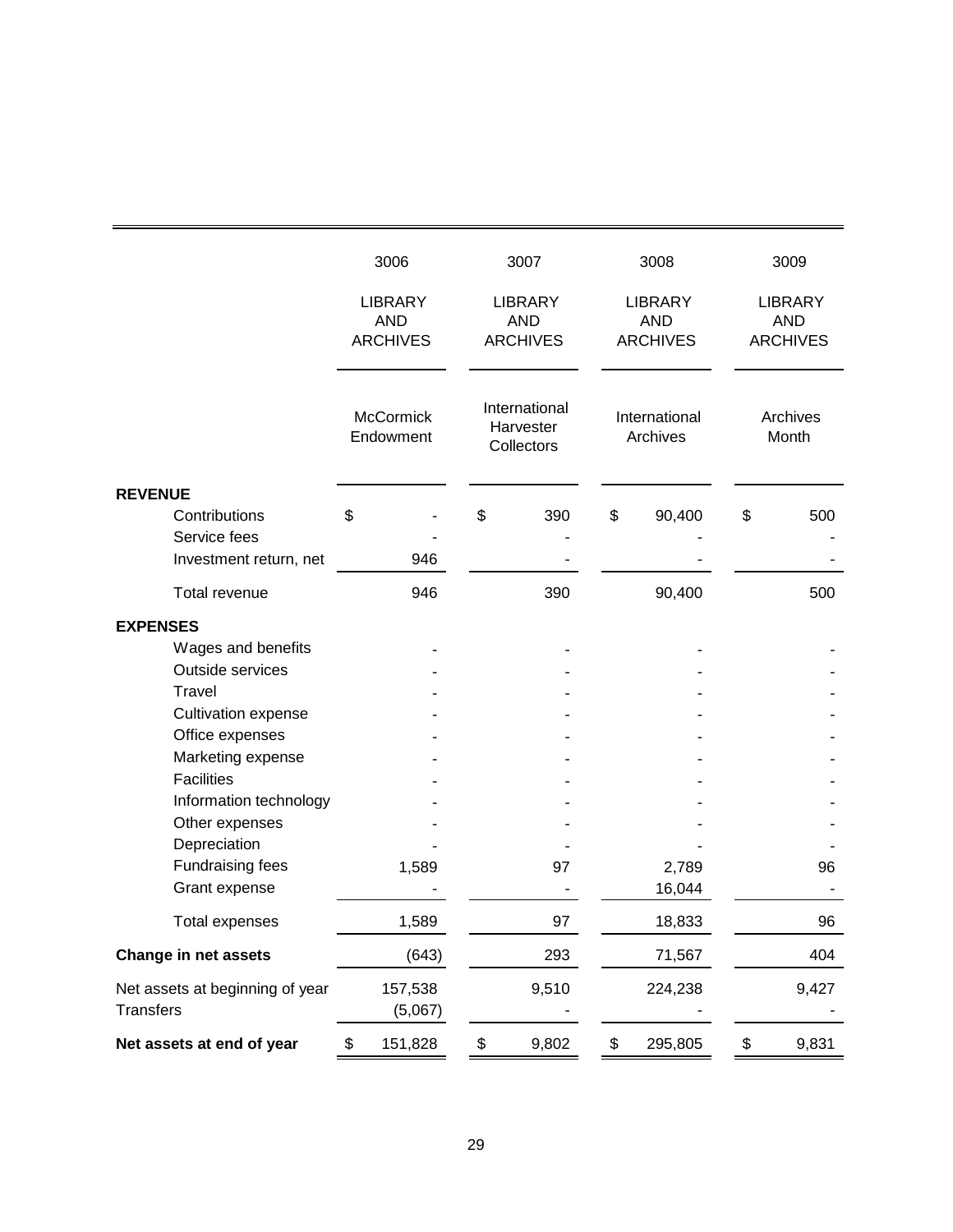| | 3006 | 3007 | 3008 | 3009 |
|---|---|---|---|---|
| | LIBRARY AND ARCHIVES | LIBRARY AND ARCHIVES | LIBRARY AND ARCHIVES | LIBRARY AND ARCHIVES |
| | McCormick Endowment | International Harvester Collectors | International Archives | Archives Month |
| **REVENUE** | | | | |
| Contributions | $ - | $ 390 | $ 90,400 | $ 500 |
| Service fees | - | - | - | - |
| Investment return, net | 946 | - | - | - |
| Total revenue | 946 | 390 | 90,400 | 500 |
| **EXPENSES** | | | | |
| Wages and benefits | - | - | - | - |
| Outside services | - | - | - | - |
| Travel | - | - | - | - |
| Cultivation expense | - | - | - | - |
| Office expenses | - | - | - | - |
| Marketing expense | - | - | - | - |
| Facilities | - | - | - | - |
| Information technology | - | - | - | - |
| Other expenses | - | - | - | - |
| Depreciation | - | - | - | - |
| Fundraising fees | 1,589 | 97 | 2,789 | 96 |
| Grant expense | - | - | 16,044 | - |
| Total expenses | 1,589 | 97 | 18,833 | 96 |
| **Change in net assets** | (643) | 293 | 71,567 | 404 |
| Net assets at beginning of year | 157,538 | 9,510 | 224,238 | 9,427 |
| Transfers | (5,067) | - | - | - |
| **Net assets at end of year** | $ 151,828 | $ 9,802 | $ 295,805 | $ 9,831 |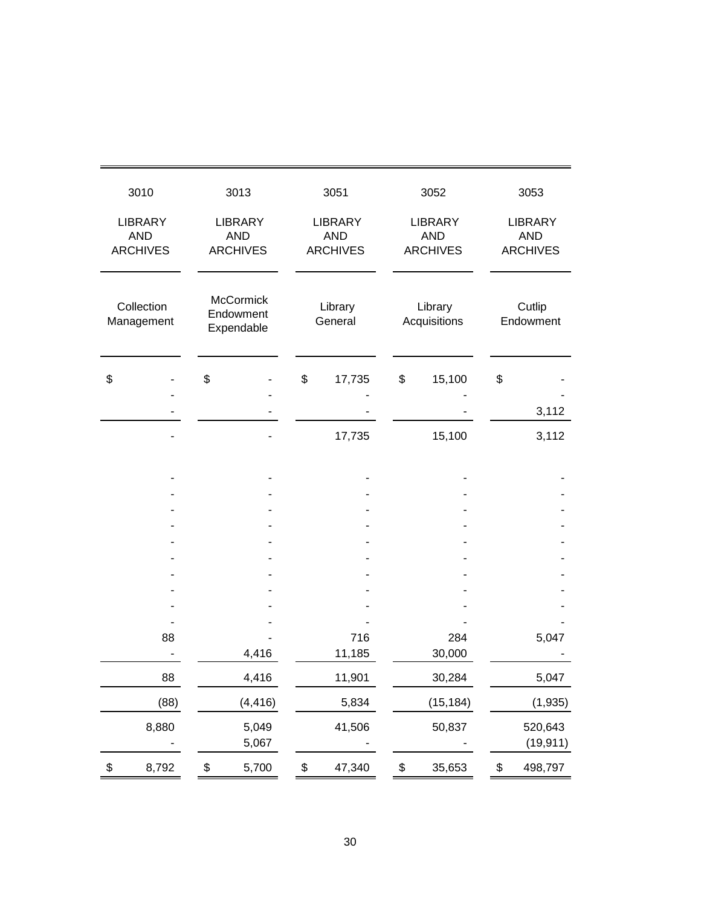| 3010 | 3013 | 3051 | 3052 | 3053 |
|---|---|---|---|---|
| LIBRARY AND ARCHIVES | LIBRARY AND ARCHIVES | LIBRARY AND ARCHIVES | LIBRARY AND ARCHIVES | LIBRARY AND ARCHIVES |
| Collection Management | McCormick Endowment Expendable | Library General | Library Acquisitions | Cutlip Endowment |
| $ - | $ - | $ 17,735 | $ 15,100 | $ - |
| - | - | - | - | - |
| - | - | - | - | 3,112 |
| - | - | 17,735 | 15,100 | 3,112 |
| - | - | - | - | - |
| - | - | - | - | - |
| - | - | - | - | - |
| - | - | - | - | - |
| - | - | - | - | - |
| - | - | - | - | - |
| - | - | - | - | - |
| - | - | - | - | - |
| - | - | - | - | - |
| - | - | - | - | - |
| 88 | - | 716 | 284 | 5,047 |
| - | 4,416 | 11,185 | 30,000 | - |
| 88 | 4,416 | 11,901 | 30,284 | 5,047 |
| (88) | (4,416) | 5,834 | (15,184) | (1,935) |
| 8,880 | 5,049 | 41,506 | 50,837 | 520,643 |
| - | 5,067 | - | - | (19,911) |
| $ 8,792 | $ 5,700 | $ 47,340 | $ 35,653 | $ 498,797 |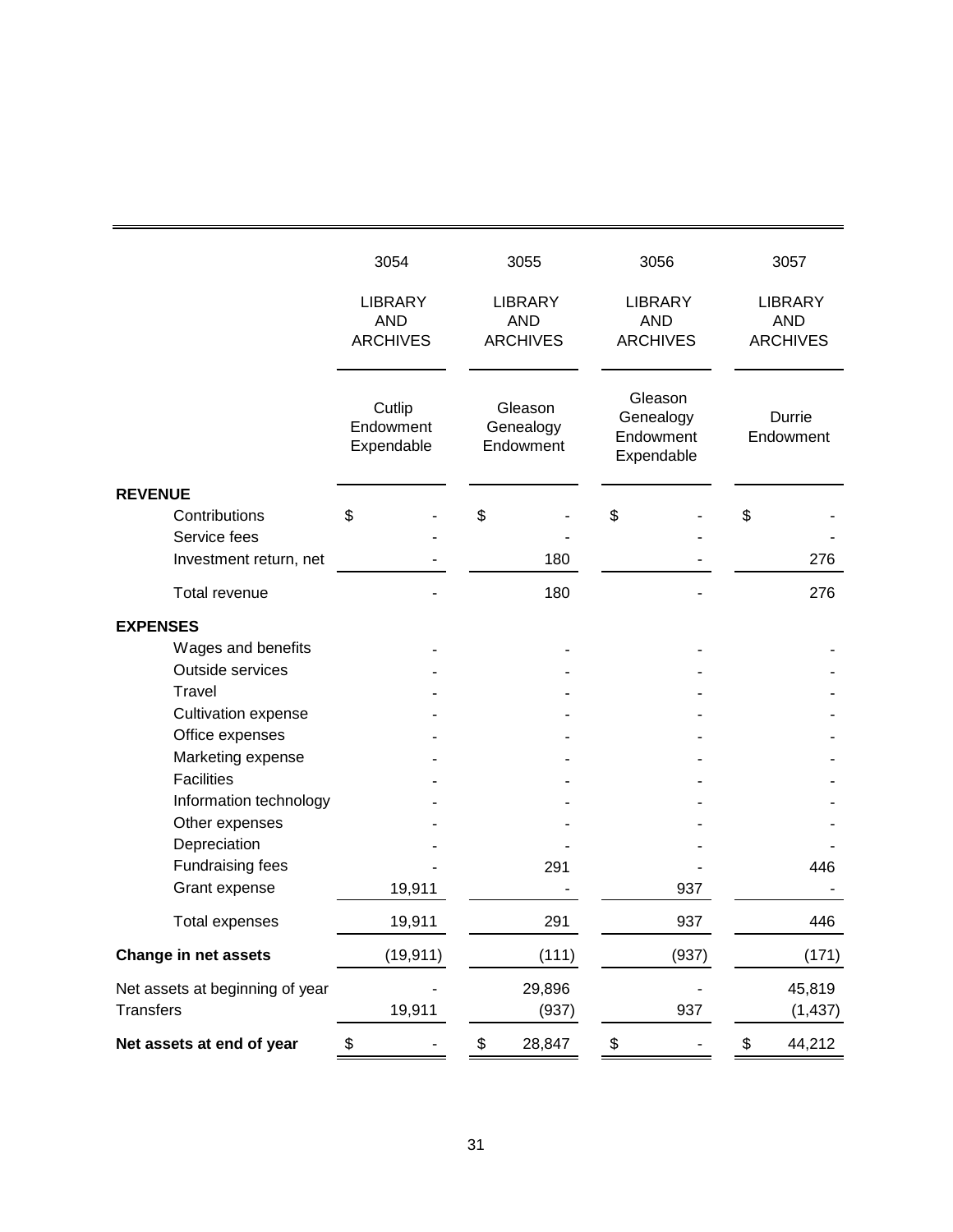| | 3054 | 3055 | 3056 | 3057 |
|---|---|---|---|---|
| | LIBRARY AND ARCHIVES | LIBRARY AND ARCHIVES | LIBRARY AND ARCHIVES | LIBRARY AND ARCHIVES |
| | Cutlip Endowment Expendable | Gleason Genealogy Endowment | Gleason Genealogy Endowment Expendable | Durrie Endowment |
| **REVENUE** | | | | |
| Contributions | $ - | $ - | $ - | $ - |
| Service fees | - | - | - | - |
| Investment return, net | - | 180 | - | 276 |
| Total revenue | - | 180 | - | 276 |
| **EXPENSES** | | | | |
| Wages and benefits | - | - | - | - |
| Outside services | - | - | - | - |
| Travel | - | - | - | - |
| Cultivation expense | - | - | - | - |
| Office expenses | - | - | - | - |
| Marketing expense | - | - | - | - |
| Facilities | - | - | - | - |
| Information technology | - | - | - | - |
| Other expenses | - | - | - | - |
| Depreciation | - | - | - | - |
| Fundraising fees | - | 291 | - | 446 |
| Grant expense | 19,911 | - | 937 | - |
| Total expenses | 19,911 | 291 | 937 | 446 |
| **Change in net assets** | (19,911) | (111) | (937) | (171) |
| Net assets at beginning of year | - | 29,896 | - | 45,819 |
| Transfers | 19,911 | (937) | 937 | (1,437) |
| **Net assets at end of year** | $ - | $ 28,847 | $ - | $ 44,212 |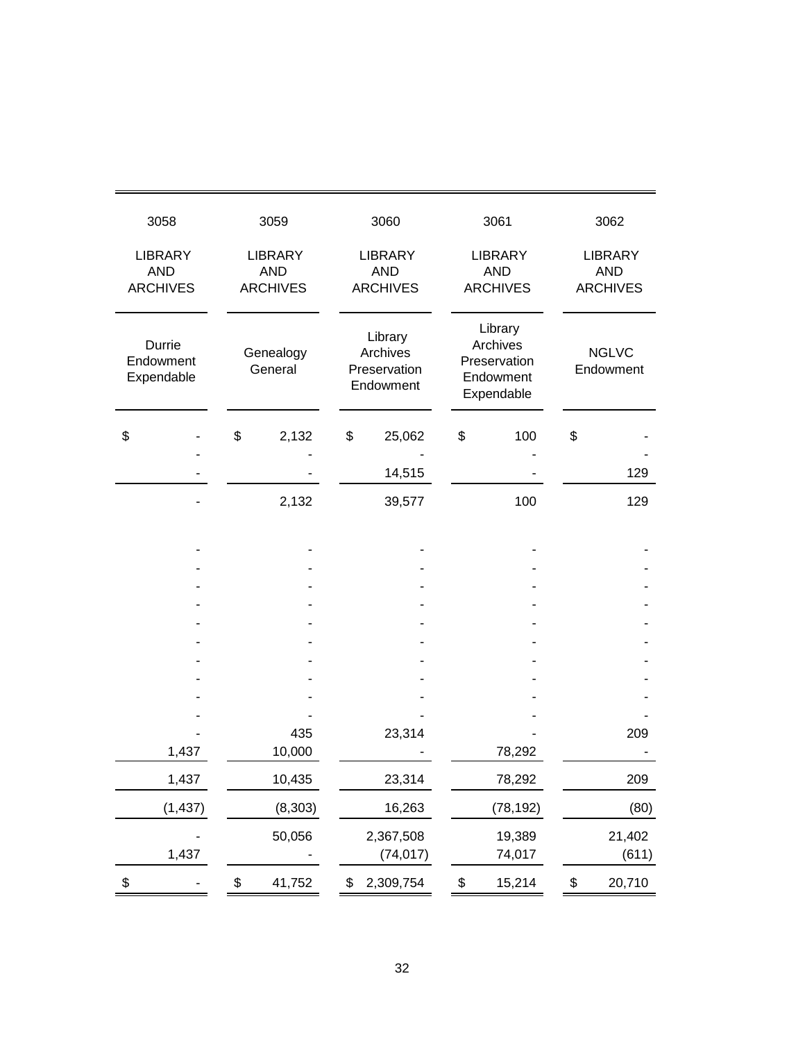| 3058 | 3059 | 3060 | 3061 | 3062 |
|---|---|---|---|---|
| LIBRARY AND ARCHIVES | LIBRARY AND ARCHIVES | LIBRARY AND ARCHIVES | LIBRARY AND ARCHIVES | LIBRARY AND ARCHIVES |
| Durrie Endowment Expendable | Genealogy General | Library Archives Preservation Endowment | Library Archives Preservation Endowment Expendable | NGLVC Endowment |
| $ - | $ 2,132 | $ 25,062 | $ 100 | $ - |
| - | - | - | - | - |
| - | - | 14,515 | - | 129 |
| - | 2,132 | 39,577 | 100 | 129 |
| | | | | |
| - | - | - | - | - |
| - | - | - | - | - |
| - | - | - | - | - |
| - | - | - | - | - |
| - | - | - | - | - |
| - | - | - | - | - |
| - | - | - | - | - |
| - | - | - | - | - |
| - | - | - | - | - |
| - | - | - | - | - |
| - | 435 | 23,314 | - | 209 |
| 1,437 | 10,000 | - | 78,292 | - |
| 1,437 | 10,435 | 23,314 | 78,292 | 209 |
| (1,437) | (8,303) | 16,263 | (78,192) | (80) |
| - | 50,056 | 2,367,508 | 19,389 | 21,402 |
| 1,437 | - | (74,017) | 74,017 | (611) |
| $ - | $ 41,752 | $ 2,309,754 | $ 15,214 | $ 20,710 |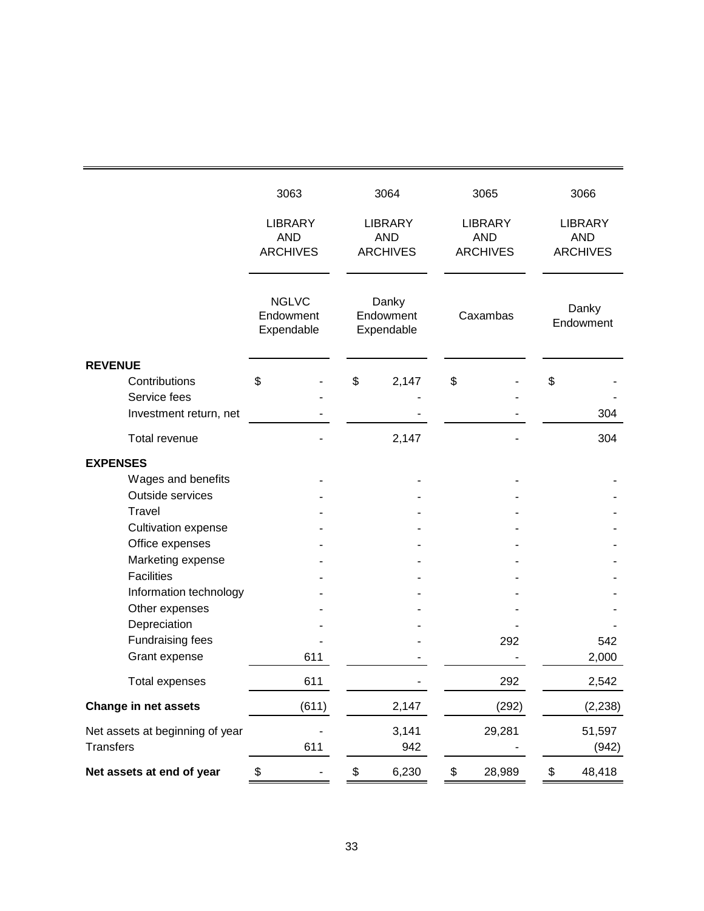| | 3063 | 3064 | 3065 | 3066 |
|---|---|---|---|---|
| | LIBRARY AND ARCHIVES | LIBRARY AND ARCHIVES | LIBRARY AND ARCHIVES | LIBRARY AND ARCHIVES |
| | NGLVC Endowment Expendable | Danky Endowment Expendable | Caxambas | Danky Endowment |
| **REVENUE** | | | | |
| Contributions | $ - | $ 2,147 | $ - | $ - |
| Service fees | - | - | - | - |
| Investment return, net | - | - | - | 304 |
| Total revenue | - | 2,147 | - | 304 |
| **EXPENSES** | | | | |
| Wages and benefits | - | - | - | - |
| Outside services | - | - | - | - |
| Travel | - | - | - | - |
| Cultivation expense | - | - | - | - |
| Office expenses | - | - | - | - |
| Marketing expense | - | - | - | - |
| Facilities | - | - | - | - |
| Information technology | - | - | - | - |
| Other expenses | - | - | - | - |
| Depreciation | - | - | - | - |
| Fundraising fees | - | - | 292 | 542 |
| Grant expense | 611 | - | - | 2,000 |
| Total expenses | 611 | - | 292 | 2,542 |
| **Change in net assets** | (611) | 2,147 | (292) | (2,238) |
| Net assets at beginning of year | - | 3,141 | 29,281 | 51,597 |
| Transfers | 611 | 942 | - | (942) |
| **Net assets at end of year** | $ - | $ 6,230 | $ 28,989 | $ 48,418 |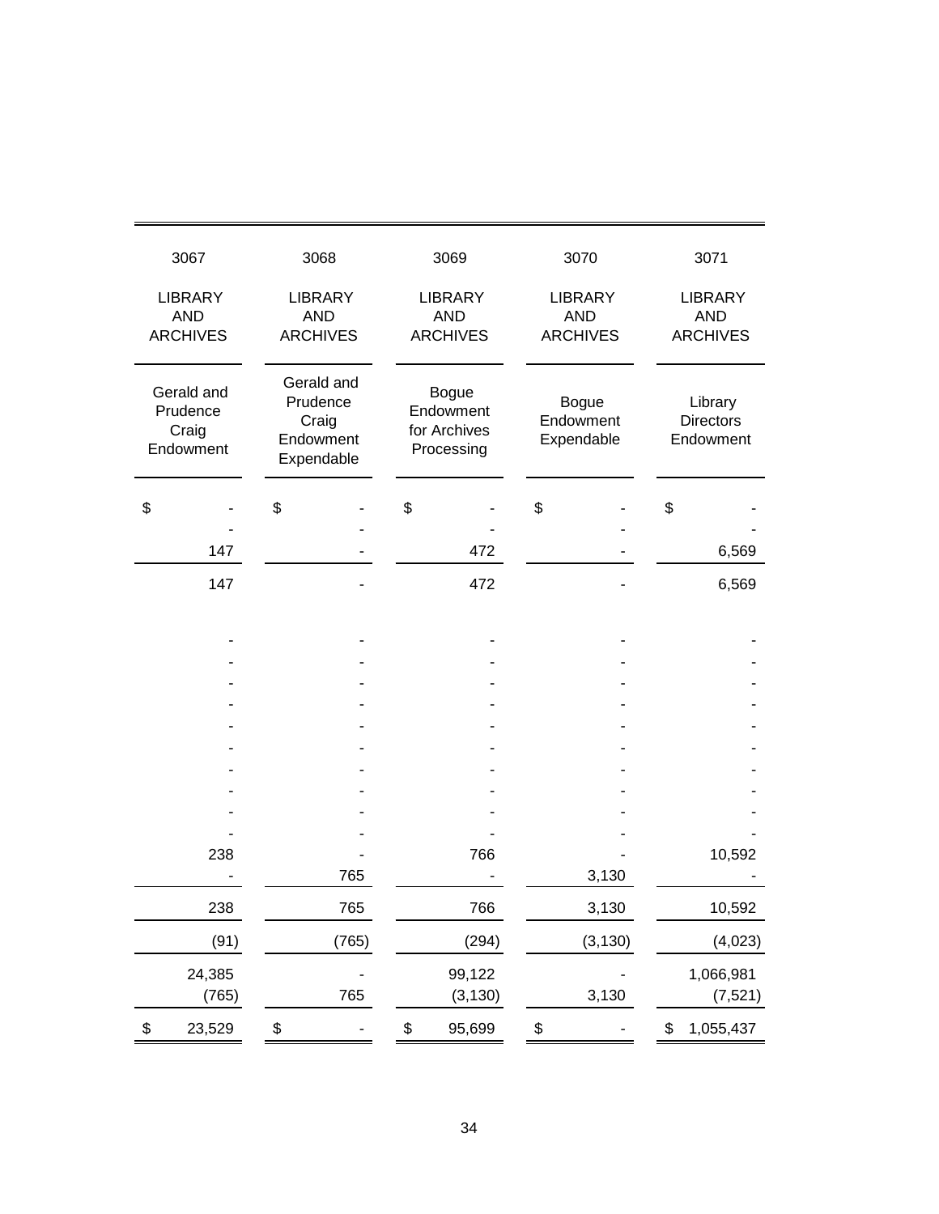| 3067 | 3068 | 3069 | 3070 | 3071 |
|---|---|---|---|---|
| LIBRARY AND ARCHIVES | LIBRARY AND ARCHIVES | LIBRARY AND ARCHIVES | LIBRARY AND ARCHIVES | LIBRARY AND ARCHIVES |
| Gerald and Prudence Craig Endowment | Gerald and Prudence Craig Endowment Expendable | Bogue Endowment for Archives Processing | Bogue Endowment Expendable | Library Directors Endowment |
| $ - | $ - | $ - | $ - | $ - |
| - | - | - | - | - |
| 147 | - | 472 | - | 6,569 |
| 147 | - | 472 | - | 6,569 |
| - | - | - | - | - |
| - | - | - | - | - |
| - | - | - | - | - |
| - | - | - | - | - |
| - | - | - | - | - |
| - | - | - | - | - |
| - | - | - | - | - |
| - | - | - | - | - |
| - | - | - | - | - |
| - | - | - | - | - |
| 238 | - | 766 | - | 10,592 |
| - | 765 | - | 3,130 | - |
| 238 | 765 | 766 | 3,130 | 10,592 |
| (91) | (765) | (294) | (3,130) | (4,023) |
| 24,385 | - | 99,122 | - | 1,066,981 |
| (765) | 765 | (3,130) | 3,130 | (7,521) |
| $ 23,529 | $ - | $ 95,699 | $ - | $ 1,055,437 |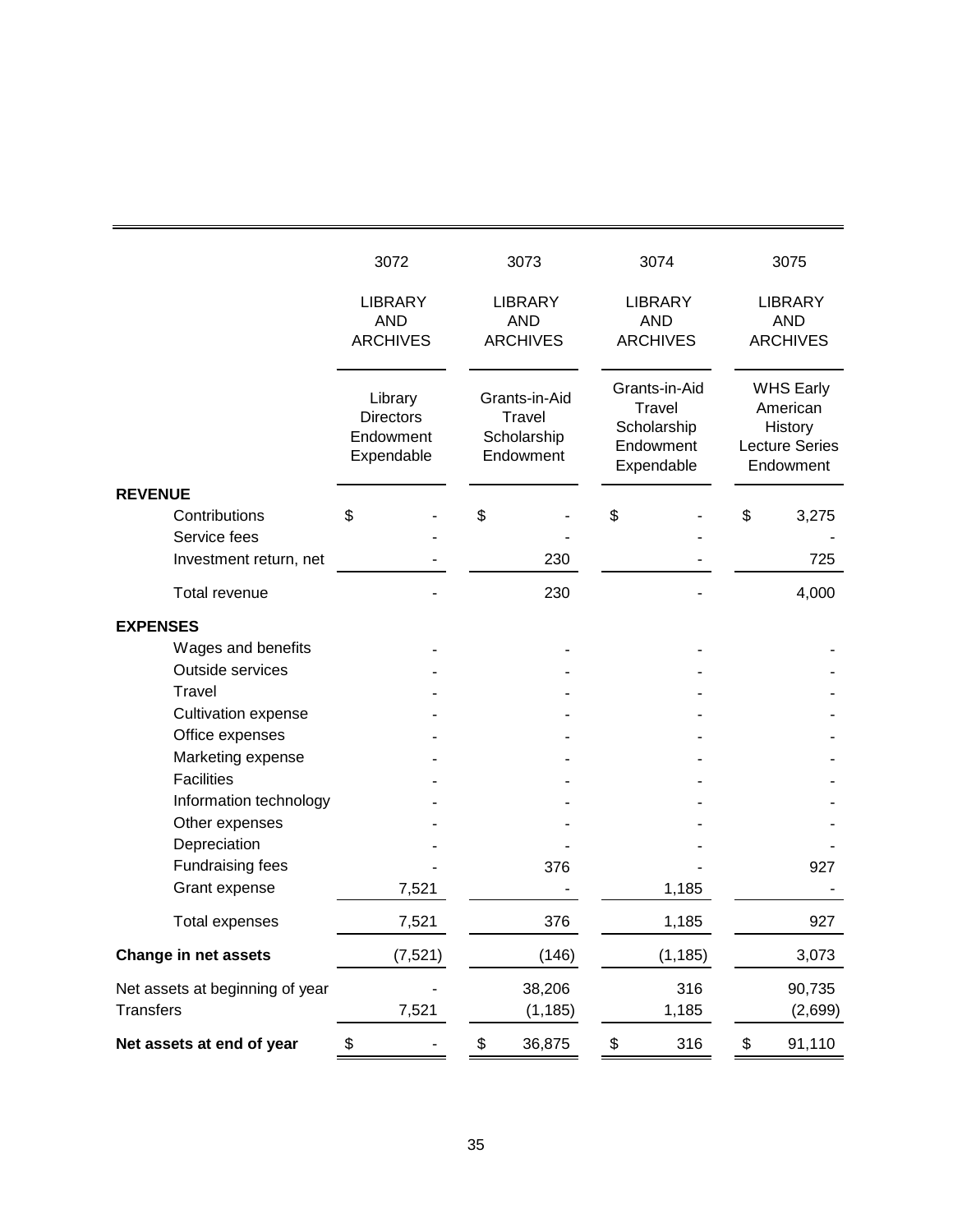| | 3072 | 3073 | 3074 | 3075 |
|---|---|---|---|---|
| | LIBRARY AND ARCHIVES | LIBRARY AND ARCHIVES | LIBRARY AND ARCHIVES | LIBRARY AND ARCHIVES |
| | Library Directors Endowment Expendable | Grants-in-Aid Travel Scholarship Endowment | Grants-in-Aid Travel Scholarship Endowment Expendable | WHS Early American History Lecture Series Endowment |
| **REVENUE** | | | | |
| Contributions | $ - | $ - | $ - | $ 3,275 |
| Service fees | - | - | - | - |
| Investment return, net | - | 230 | - | 725 |
| Total revenue | - | 230 | - | 4,000 |
| **EXPENSES** | | | | |
| Wages and benefits | - | - | - | - |
| Outside services | - | - | - | - |
| Travel | - | - | - | - |
| Cultivation expense | - | - | - | - |
| Office expenses | - | - | - | - |
| Marketing expense | - | - | - | - |
| Facilities | - | - | - | - |
| Information technology | - | - | - | - |
| Other expenses | - | - | - | - |
| Depreciation | - | - | - | - |
| Fundraising fees | - | 376 | - | 927 |
| Grant expense | 7,521 | - | 1,185 | - |
| Total expenses | 7,521 | 376 | 1,185 | 927 |
| **Change in net assets** | (7,521) | (146) | (1,185) | 3,073 |
| Net assets at beginning of year | - | 38,206 | 316 | 90,735 |
| Transfers | 7,521 | (1,185) | 1,185 | (2,699) |
| **Net assets at end of year** | $ - | $ 36,875 | $ 316 | $ 91,110 |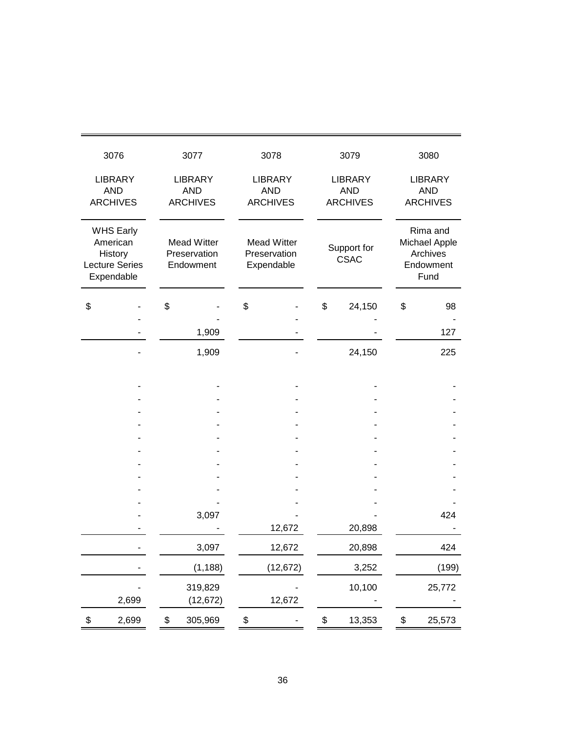| 3076 | 3077 | 3078 | 3079 | 3080 |
|---|---|---|---|---|
| LIBRARY AND ARCHIVES | LIBRARY AND ARCHIVES | LIBRARY AND ARCHIVES | LIBRARY AND ARCHIVES | LIBRARY AND ARCHIVES |
| WHS Early American History Lecture Series Expendable | Mead Witter Preservation Endowment | Mead Witter Preservation Expendable | Support for CSAC | Rima and Michael Apple Archives Endowment Fund |
| $ - | $ - | $ - | $ 24,150 | $ 98 |
| - | - | - | - | - |
| - | 1,909 | - | - | 127 |
| - | 1,909 | - | 24,150 | 225 |
| - | - | - | - | - |
| - | - | - | - | - |
| - | - | - | - | - |
| - | - | - | - | - |
| - | - | - | - | - |
| - | - | - | - | - |
| - | - | - | - | - |
| - | - | - | - | - |
| - | - | - | - | - |
| - | - | - | - | - |
| - | 3,097 | - | - | 424 |
| - | - | 12,672 | 20,898 | - |
| - | 3,097 | 12,672 | 20,898 | 424 |
| - | (1,188) | (12,672) | 3,252 | (199) |
| - | 319,829 | - | 10,100 | 25,772 |
| 2,699 | (12,672) | 12,672 | - | - |
| $ 2,699 | $ 305,969 | $ - | $ 13,353 | $ 25,573 |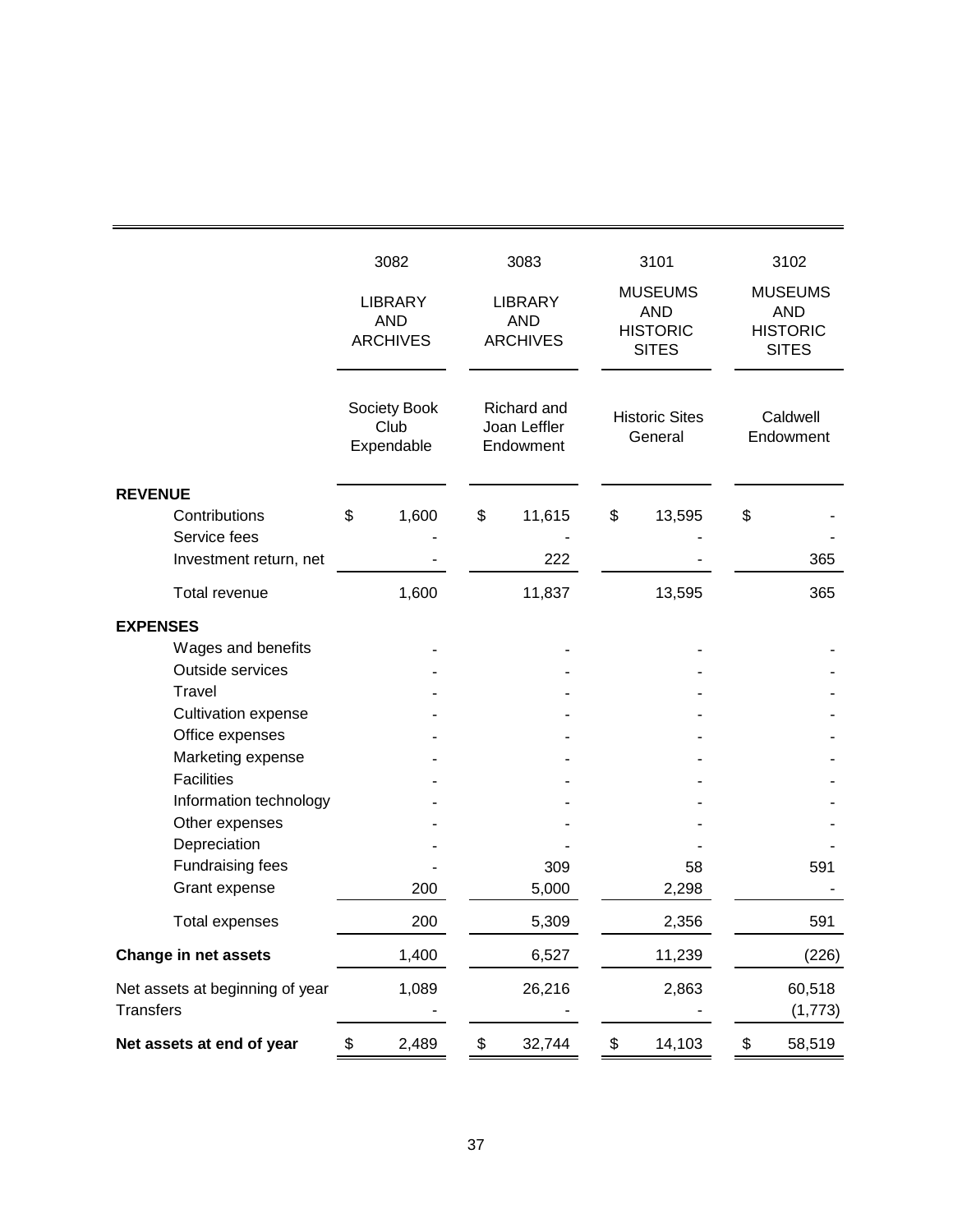| | 3082 | 3083 | 3101 | 3102 |
|---|---|---|---|---|
| | LIBRARY AND ARCHIVES | LIBRARY AND ARCHIVES | MUSEUMS AND HISTORIC SITES | MUSEUMS AND HISTORIC SITES |
| | Society Book Club Expendable | Richard and Joan Leffler Endowment | Historic Sites General | Caldwell Endowment |
| **REVENUE** | | | | |
| Contributions | $ 1,600 | $ 11,615 | $ 13,595 | $ - |
| Service fees | - | - | - | - |
| Investment return, net | - | 222 | - | 365 |
| Total revenue | 1,600 | 11,837 | 13,595 | 365 |
| **EXPENSES** | | | | |
| Wages and benefits | - | - | - | - |
| Outside services | - | - | - | - |
| Travel | - | - | - | - |
| Cultivation expense | - | - | - | - |
| Office expenses | - | - | - | - |
| Marketing expense | - | - | - | - |
| Facilities | - | - | - | - |
| Information technology | - | - | - | - |
| Other expenses | - | - | - | - |
| Depreciation | - | - | - | - |
| Fundraising fees | - | 309 | 58 | 591 |
| Grant expense | 200 | 5,000 | 2,298 | - |
| Total expenses | 200 | 5,309 | 2,356 | 591 |
| **Change in net assets** | 1,400 | 6,527 | 11,239 | (226) |
| Net assets at beginning of year | 1,089 | 26,216 | 2,863 | 60,518 |
| Transfers | - | - | - | (1,773) |
| **Net assets at end of year** | $ 2,489 | $ 32,744 | $ 14,103 | $ 58,519 |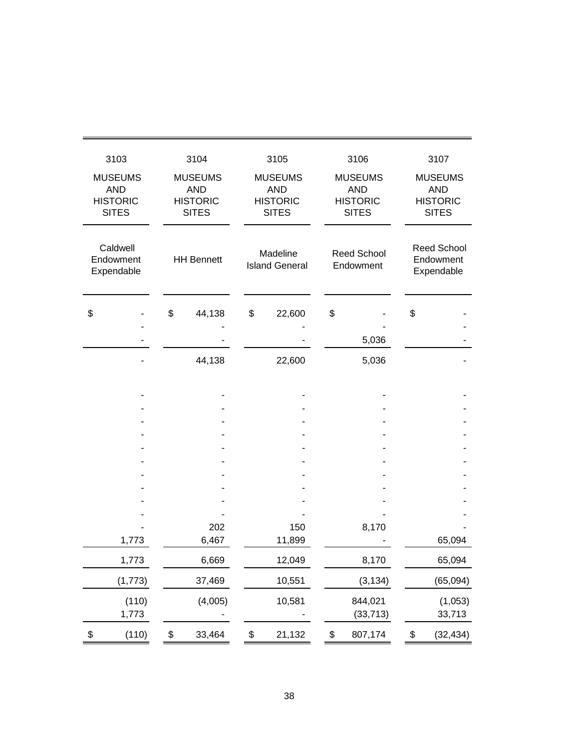| 3103 | 3104 | 3105 | 3106 | 3107 |
|---|---|---|---|---|
| MUSEUMS AND HISTORIC SITES | MUSEUMS AND HISTORIC SITES | MUSEUMS AND HISTORIC SITES | MUSEUMS AND HISTORIC SITES | MUSEUMS AND HISTORIC SITES |
| Caldwell Endowment Expendable | HH Bennett | Madeline Island General | Reed School Endowment | Reed School Endowment Expendable |
| $ - | $ 44,138 | $ 22,600 | $ - | $ - |
| - | - | - | - | - |
| - | - | - | 5,036 | - |
| - | 44,138 | 22,600 | 5,036 | - |
| - | - | - | - | - |
| - | - | - | - | - |
| - | - | - | - | - |
| - | - | - | - | - |
| - | - | - | - | - |
| - | - | - | - | - |
| - | - | - | - | - |
| - | - | - | - | - |
| - | - | - | - | - |
| - | - | - | - | - |
| - | 202 | 150 | 8,170 | - |
| 1,773 | 6,467 | 11,899 | - | 65,094 |
| 1,773 | 6,669 | 12,049 | 8,170 | 65,094 |
| (1,773) | 37,469 | 10,551 | (3,134) | (65,094) |
| (110) | (4,005) | 10,581 | 844,021 | (1,053) |
| 1,773 | - | - | (33,713) | 33,713 |
| $ (110) | $ 33,464 | $ 21,132 | $ 807,174 | $ (32,434) |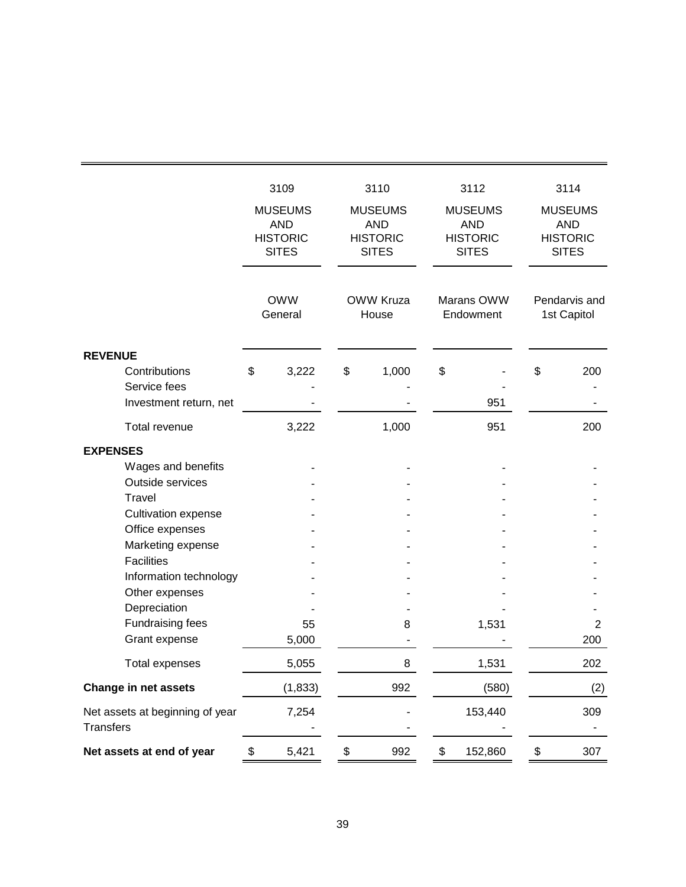| | 3109 | 3110 | 3112 | 3114 |
|---|---|---|---|---|
| | MUSEUMS AND HISTORIC SITES | MUSEUMS AND HISTORIC SITES | MUSEUMS AND HISTORIC SITES | MUSEUMS AND HISTORIC SITES |
| | OWW General | OWW Kruza House | Marans OWW Endowment | Pendarvis and 1st Capitol |
| **REVENUE** | | | | |
| Contributions | $ 3,222 | $ 1,000 | $ - | $ 200 |
| Service fees | - | - | - | - |
| Investment return, net | - | - | 951 | - |
| Total revenue | 3,222 | 1,000 | 951 | 200 |
| **EXPENSES** | | | | |
| Wages and benefits | - | - | - | - |
| Outside services | - | - | - | - |
| Travel | - | - | - | - |
| Cultivation expense | - | - | - | - |
| Office expenses | - | - | - | - |
| Marketing expense | - | - | - | - |
| Facilities | - | - | - | - |
| Information technology | - | - | - | - |
| Other expenses | - | - | - | - |
| Depreciation | - | - | - | - |
| Fundraising fees | 55 | 8 | 1,531 | 2 |
| Grant expense | 5,000 | - | - | 200 |
| Total expenses | 5,055 | 8 | 1,531 | 202 |
| **Change in net assets** | (1,833) | 992 | (580) | (2) |
| Net assets at beginning of year | 7,254 | - | 153,440 | 309 |
| Transfers | - | - | - | - |
| **Net assets at end of year** | $ 5,421 | $ 992 | $ 152,860 | $ 307 |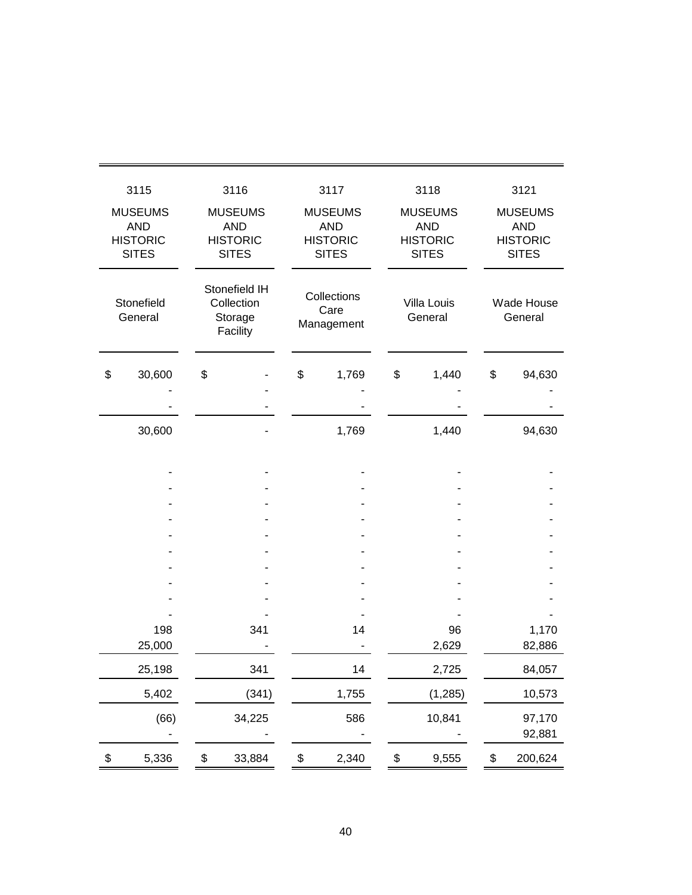| 3115 | 3116 | 3117 | 3118 | 3121 |
|---|---|---|---|---|
| MUSEUMS AND HISTORIC SITES | MUSEUMS AND HISTORIC SITES | MUSEUMS AND HISTORIC SITES | MUSEUMS AND HISTORIC SITES | MUSEUMS AND HISTORIC SITES |
| Stonefield General | Stonefield IH Collection Storage Facility | Collections Care Management | Villa Louis General | Wade House General |
| $ 30,600 | $ - | $ 1,769 | $ 1,440 | $ 94,630 |
| - | - | - | - | - |
| - | - | - | - | - |
| 30,600 | - | 1,769 | 1,440 | 94,630 |
| - | - | - | - | - |
| - | - | - | - | - |
| - | - | - | - | - |
| - | - | - | - | - |
| - | - | - | - | - |
| - | - | - | - | - |
| - | - | - | - | - |
| - | - | - | - | - |
| - | - | - | - | - |
| - | - | - | - | - |
| 198 | 341 | 14 | 96 | 1,170 |
| 25,000 | - | - | 2,629 | 82,886 |
| 25,198 | 341 | 14 | 2,725 | 84,057 |
| 5,402 | (341) | 1,755 | (1,285) | 10,573 |
| (66) | 34,225 | 586 | 10,841 | 97,170 |
| - | - | - | - | 92,881 |
| $ 5,336 | $ 33,884 | $ 2,340 | $ 9,555 | $ 200,624 |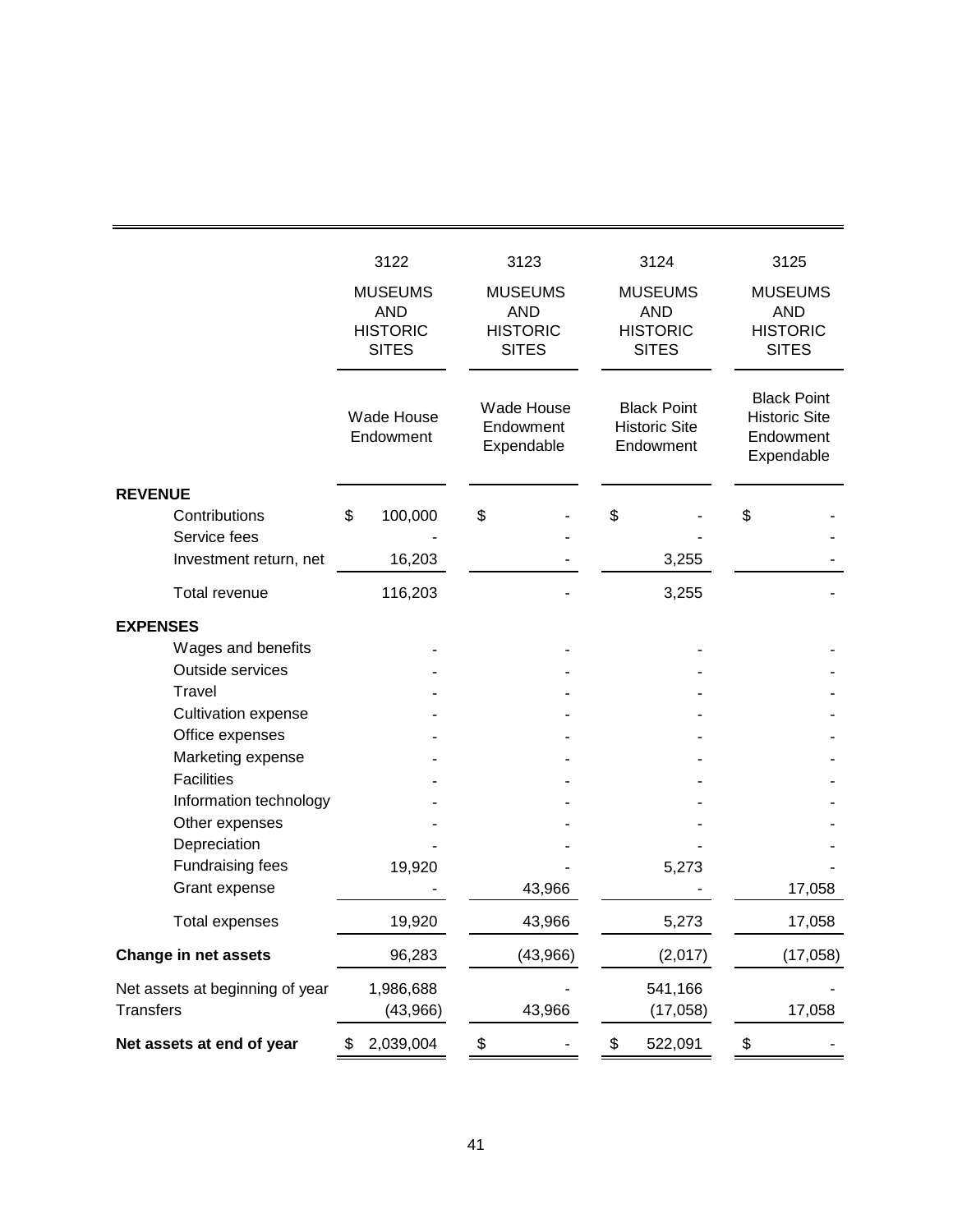| | 3122 | 3123 | 3124 | 3125 |
|---|---|---|---|---|
| | MUSEUMS AND HISTORIC SITES | MUSEUMS AND HISTORIC SITES | MUSEUMS AND HISTORIC SITES | MUSEUMS AND HISTORIC SITES |
| | Wade House Endowment | Wade House Endowment Expendable | Black Point Historic Site Endowment | Black Point Historic Site Endowment Expendable |
| **REVENUE** | | | | |
| Contributions | $ 100,000 | $ - | $ - | $ - |
| Service fees | - | - | - | - |
| Investment return, net | 16,203 | - | 3,255 | - |
| Total revenue | 116,203 | - | 3,255 | - |
| **EXPENSES** | | | | |
| Wages and benefits | - | - | - | - |
| Outside services | - | - | - | - |
| Travel | - | - | - | - |
| Cultivation expense | - | - | - | - |
| Office expenses | - | - | - | - |
| Marketing expense | - | - | - | - |
| Facilities | - | - | - | - |
| Information technology | - | - | - | - |
| Other expenses | - | - | - | - |
| Depreciation | - | - | - | - |
| Fundraising fees | 19,920 | - | 5,273 | - |
| Grant expense | - | 43,966 | - | 17,058 |
| Total expenses | 19,920 | 43,966 | 5,273 | 17,058 |
| **Change in net assets** | 96,283 | (43,966) | (2,017) | (17,058) |
| Net assets at beginning of year | 1,986,688 | - | 541,166 | - |
| Transfers | (43,966) | 43,966 | (17,058) | 17,058 |
| **Net assets at end of year** | $ 2,039,004 | $ - | $ 522,091 | $ - |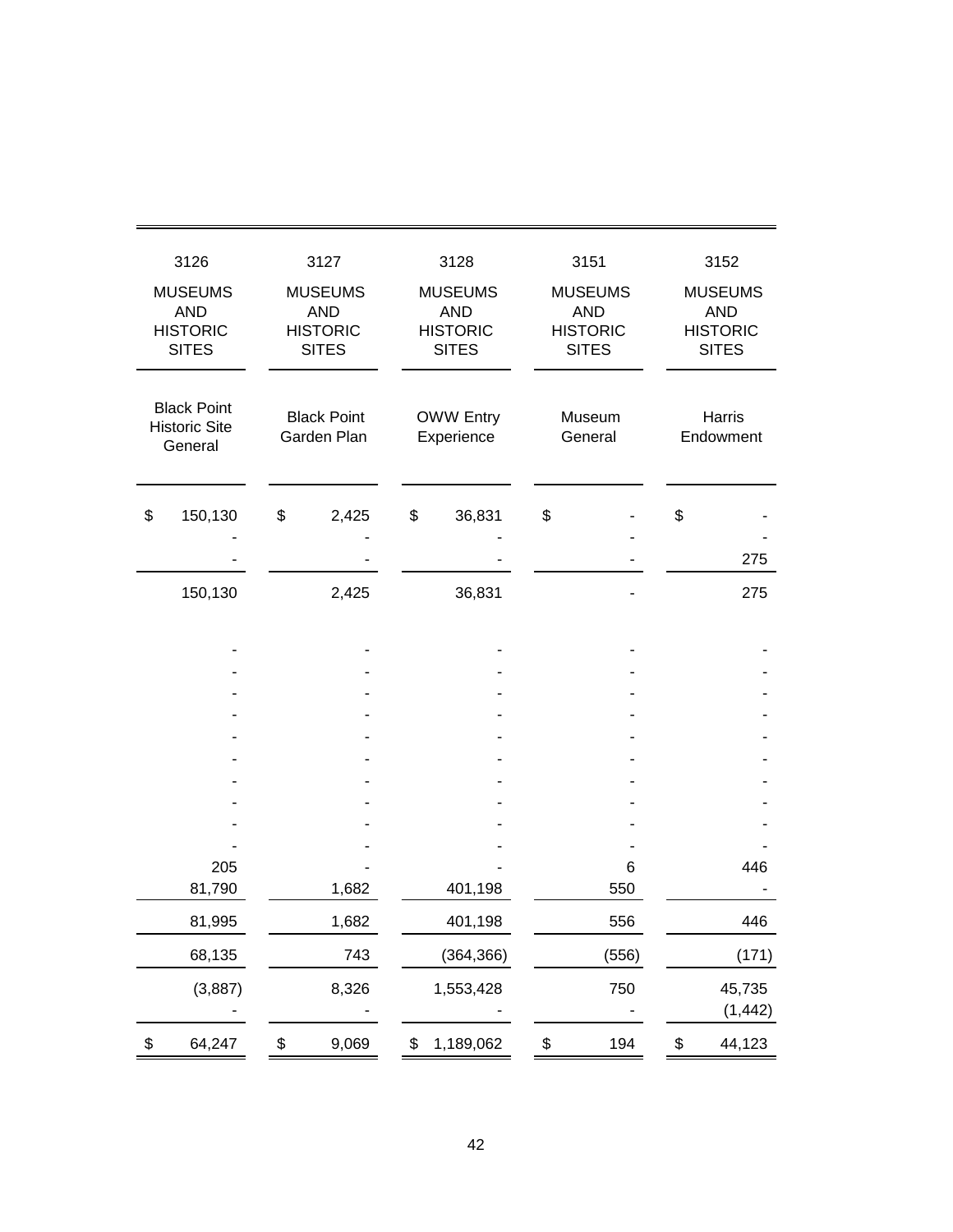| 3126 | 3127 | 3128 | 3151 | 3152 |
|---|---|---|---|---|
| MUSEUMS AND HISTORIC SITES | MUSEUMS AND HISTORIC SITES | MUSEUMS AND HISTORIC SITES | MUSEUMS AND HISTORIC SITES | MUSEUMS AND HISTORIC SITES |
| Black Point Historic Site General | Black Point Garden Plan | OWW Entry Experience | Museum General | Harris Endowment |
| $ 150,130 | $ 2,425 | $ 36,831 | $ - | $ - |
| - | - | - | - | - |
| - | - | - | - | 275 |
| 150,130 | 2,425 | 36,831 | - | 275 |
| - | - | - | - | - |
| - | - | - | - | - |
| - | - | - | - | - |
| - | - | - | - | - |
| - | - | - | - | - |
| - | - | - | - | - |
| - | - | - | - | - |
| - | - | - | - | - |
| - | - | - | - | - |
| - | - | - | - | - |
| 205 | - | - | 6 | 446 |
| 81,790 | 1,682 | 401,198 | 550 | - |
| 81,995 | 1,682 | 401,198 | 556 | 446 |
| 68,135 | 743 | (364,366) | (556) | (171) |
| (3,887) | 8,326 | 1,553,428 | 750 | 45,735 |
| - | - | - | - | (1,442) |
| $ 64,247 | $ 9,069 | $ 1,189,062 | $ 194 | $ 44,123 |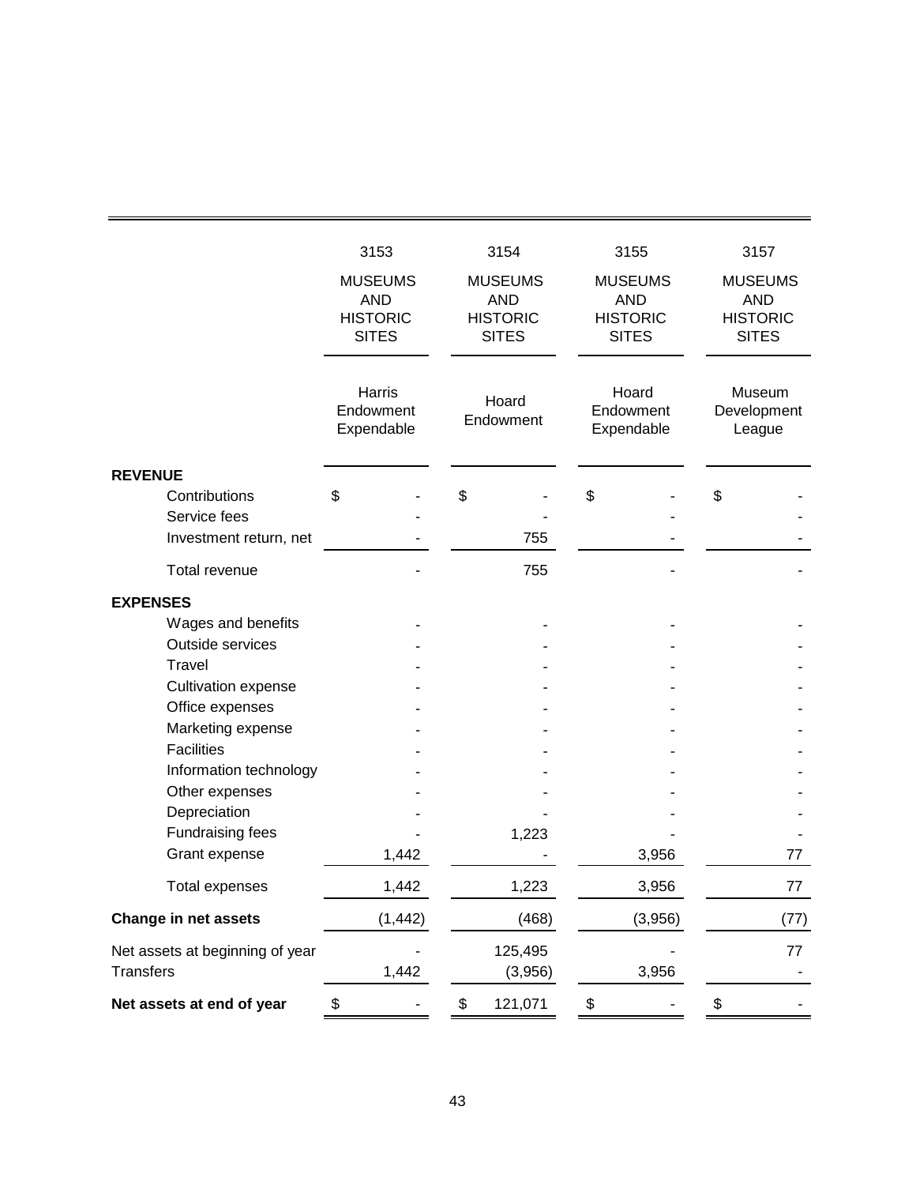| | 3153 | 3154 | 3155 | 3157 |
|---|---|---|---|---|
| | MUSEUMS AND HISTORIC SITES | MUSEUMS AND HISTORIC SITES | MUSEUMS AND HISTORIC SITES | MUSEUMS AND HISTORIC SITES |
| | Harris Endowment Expendable | Hoard Endowment | Hoard Endowment Expendable | Museum Development League |
| **REVENUE** | | | | |
| Contributions | $ - | $ - | $ - | $ - |
| Service fees | - | - | - | - |
| Investment return, net | - | 755 | - | - |
| Total revenue | - | 755 | - | - |
| **EXPENSES** | | | | |
| Wages and benefits | - | - | - | - |
| Outside services | - | - | - | - |
| Travel | - | - | - | - |
| Cultivation expense | - | - | - | - |
| Office expenses | - | - | - | - |
| Marketing expense | - | - | - | - |
| Facilities | - | - | - | - |
| Information technology | - | - | - | - |
| Other expenses | - | - | - | - |
| Depreciation | - | - | - | - |
| Fundraising fees | - | 1,223 | - | - |
| Grant expense | 1,442 | - | 3,956 | 77 |
| Total expenses | 1,442 | 1,223 | 3,956 | 77 |
| **Change in net assets** | (1,442) | (468) | (3,956) | (77) |
| Net assets at beginning of year | - | 125,495 | - | 77 |
| Transfers | 1,442 | (3,956) | 3,956 | - |
| **Net assets at end of year** | $ - | $ 121,071 | $ - | $ - |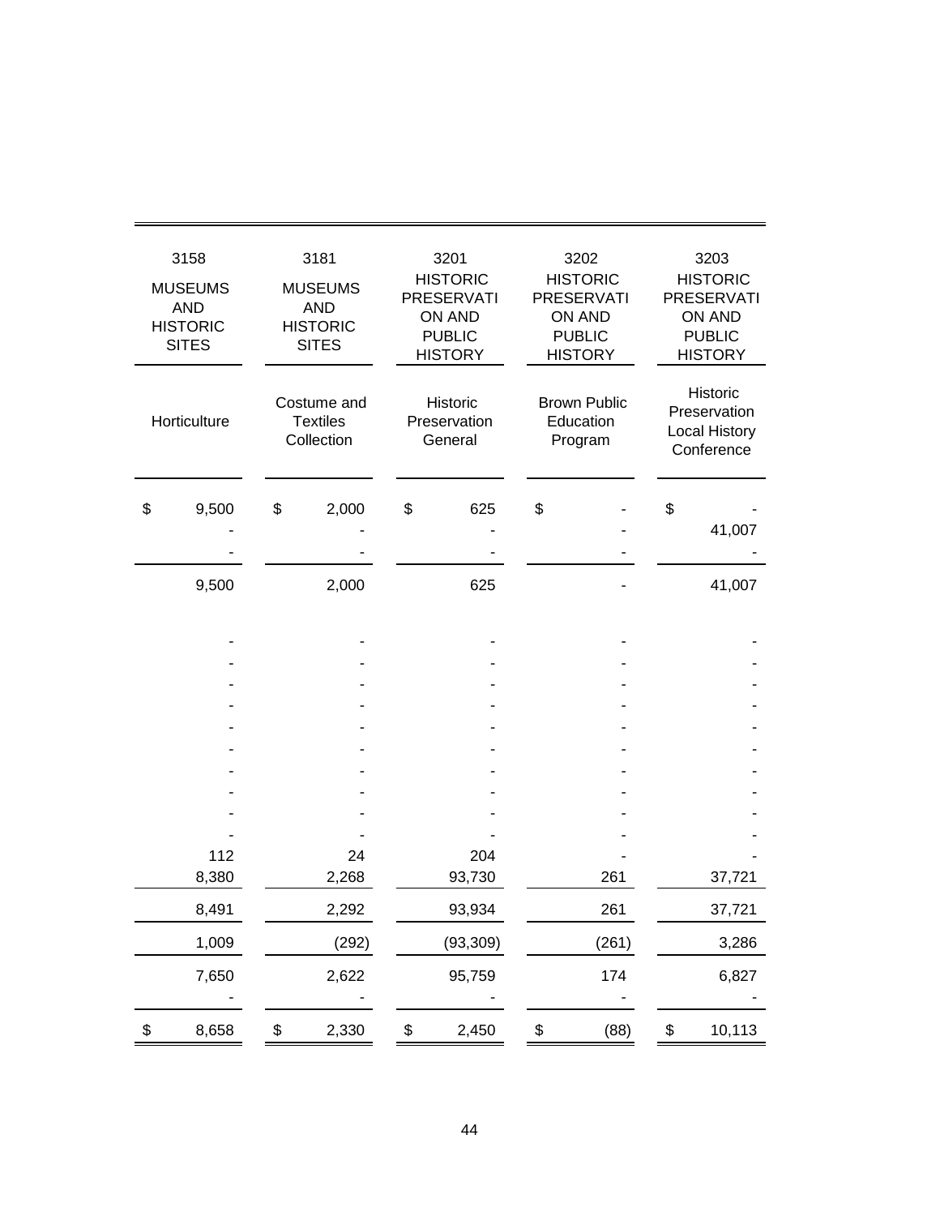| 3158 MUSEUMS AND HISTORIC SITES | 3181 MUSEUMS AND HISTORIC SITES | 3201 HISTORIC PRESERVATION AND PUBLIC HISTORY | 3202 HISTORIC PRESERVATION AND PUBLIC HISTORY | 3203 HISTORIC PRESERVATION AND PUBLIC HISTORY |
|---|---|---|---|---|
| Horticulture | Costume and Textiles Collection | Historic Preservation General | Brown Public Education Program | Historic Preservation Local History Conference |
| $ 9,500 | $ 2,000 | $ 625 | $ - | $ - |
| - | - | - | - | 41,007 |
| - | - | - | - | - |
| 9,500 | 2,000 | 625 | - | 41,007 |
| - | - | - | - | - |
| - | - | - | - | - |
| - | - | - | - | - |
| - | - | - | - | - |
| - | - | - | - | - |
| - | - | - | - | - |
| - | - | - | - | - |
| - | - | - | - | - |
| - | - | - | - | - |
| - | - | - | - | - |
| 112 | 24 | 204 | - | - |
| 8,380 | 2,268 | 93,730 | 261 | 37,721 |
| 8,491 | 2,292 | 93,934 | 261 | 37,721 |
| 1,009 | (292) | (93,309) | (261) | 3,286 |
| 7,650 | 2,622 | 95,759 | 174 | 6,827 |
| - | - | - | - | - |
| $ 8,658 | $ 2,330 | $ 2,450 | $ (88) | $ 10,113 |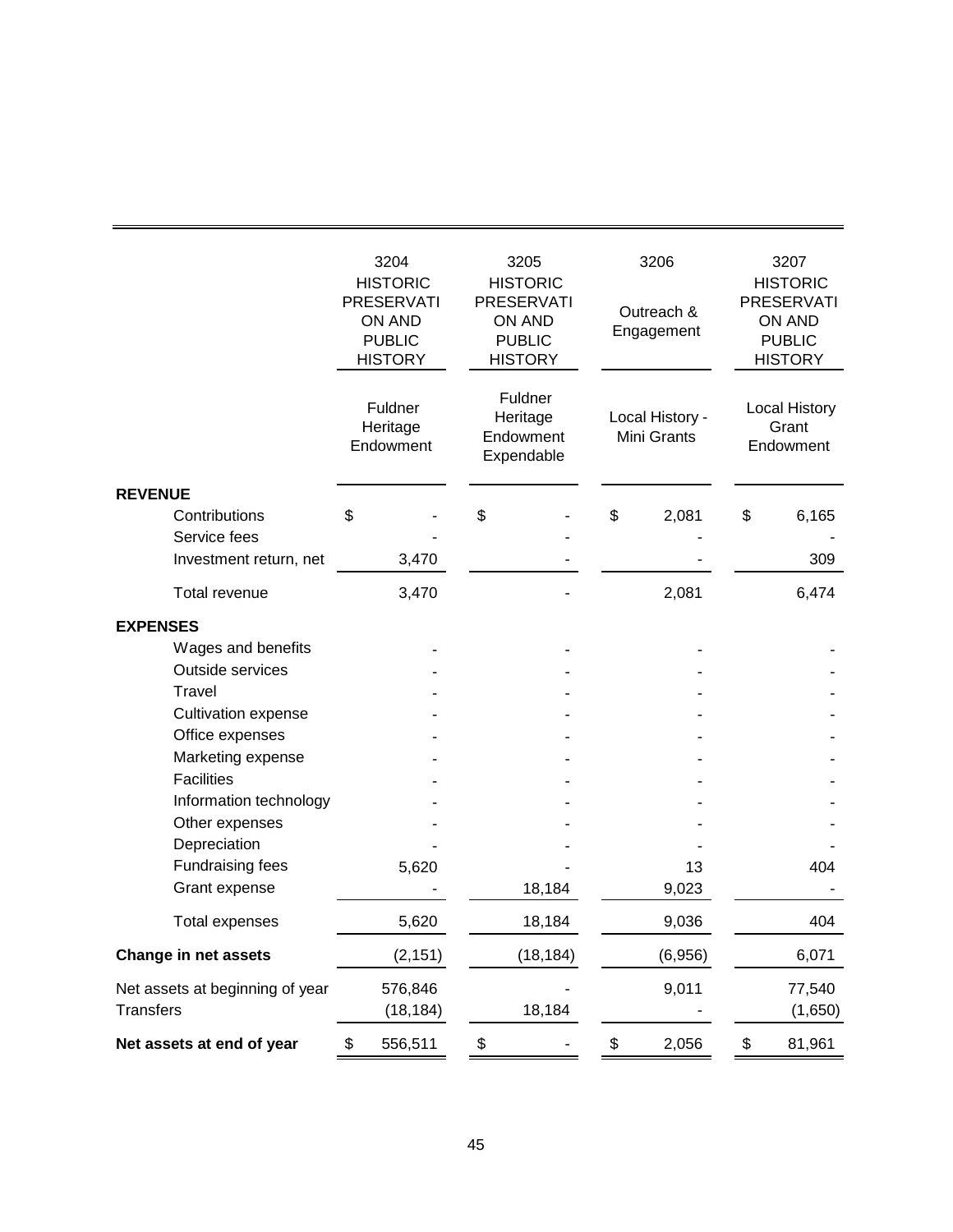| | 3204 HISTORIC PRESERVATION AND PUBLIC HISTORY | 3205 HISTORIC PRESERVATION AND PUBLIC HISTORY | 3206 Outreach & Engagement | 3207 HISTORIC PRESERVATION AND PUBLIC HISTORY |
|---|---|---|---|---|
| | Fuldner Heritage Endowment | Fuldner Heritage Endowment Expendable | Local History - Mini Grants | Local History Grant Endowment |
| **REVENUE** | | | | |
| Contributions | $ - | $ - | $ 2,081 | $ 6,165 |
| Service fees | - | - | - | - |
| Investment return, net | 3,470 | - | - | 309 |
| Total revenue | 3,470 | - | 2,081 | 6,474 |
| **EXPENSES** | | | | |
| Wages and benefits | - | - | - | - |
| Outside services | - | - | - | - |
| Travel | - | - | - | - |
| Cultivation expense | - | - | - | - |
| Office expenses | - | - | - | - |
| Marketing expense | - | - | - | - |
| Facilities | - | - | - | - |
| Information technology | - | - | - | - |
| Other expenses | - | - | - | - |
| Depreciation | - | - | - | - |
| Fundraising fees | 5,620 | - | 13 | 404 |
| Grant expense | - | 18,184 | 9,023 | - |
| Total expenses | 5,620 | 18,184 | 9,036 | 404 |
| **Change in net assets** | (2,151) | (18,184) | (6,956) | 6,071 |
| Net assets at beginning of year | 576,846 | - | 9,011 | 77,540 |
| Transfers | (18,184) | 18,184 | - | (1,650) |
| **Net assets at end of year** | $ 556,511 | $ - | $ 2,056 | $ 81,961 |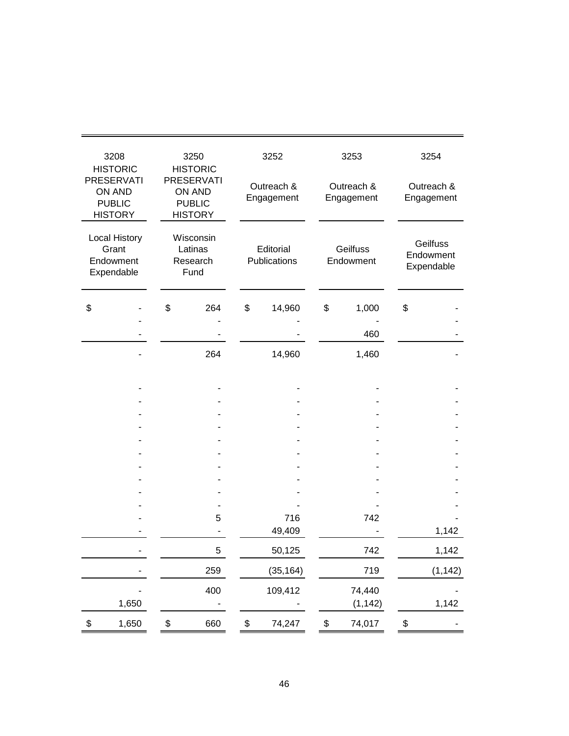| 3208 HISTORIC PRESERVATION AND PUBLIC HISTORY | 3250 HISTORIC PRESERVATION AND PUBLIC HISTORY | 3252 Outreach & Engagement | 3253 Outreach & Engagement | 3254 Outreach & Engagement |
|---|---|---|---|---|
| Local History Grant Endowment Expendable | Wisconsin Latinas Research Fund | Editorial Publications | Geilfuss Endowment | Geilfuss Endowment Expendable |
| $ - | $ 264 | $ 14,960 | $ 1,000 | $ - |
| - | - | - | - | - |
| - | - | - | 460 | - |
| - | 264 | 14,960 | 1,460 | - |
| - | - | - | - | - |
| - | - | - | - | - |
| - | - | - | - | - |
| - | - | - | - | - |
| - | - | - | - | - |
| - | - | - | - | - |
| - | - | - | - | - |
| - | - | - | - | - |
| - | - | - | - | - |
| - | - | - | - | - |
| - | 5 | 716 | 742 | - |
| - | - | 49,409 | - | 1,142 |
| - | 5 | 50,125 | 742 | 1,142 |
| - | 259 | (35,164) | 719 | (1,142) |
| - | 400 | 109,412 | 74,440 | - |
| 1,650 | - | - | (1,142) | 1,142 |
| $ 1,650 | $ 660 | $ 74,247 | $ 74,017 | $ - |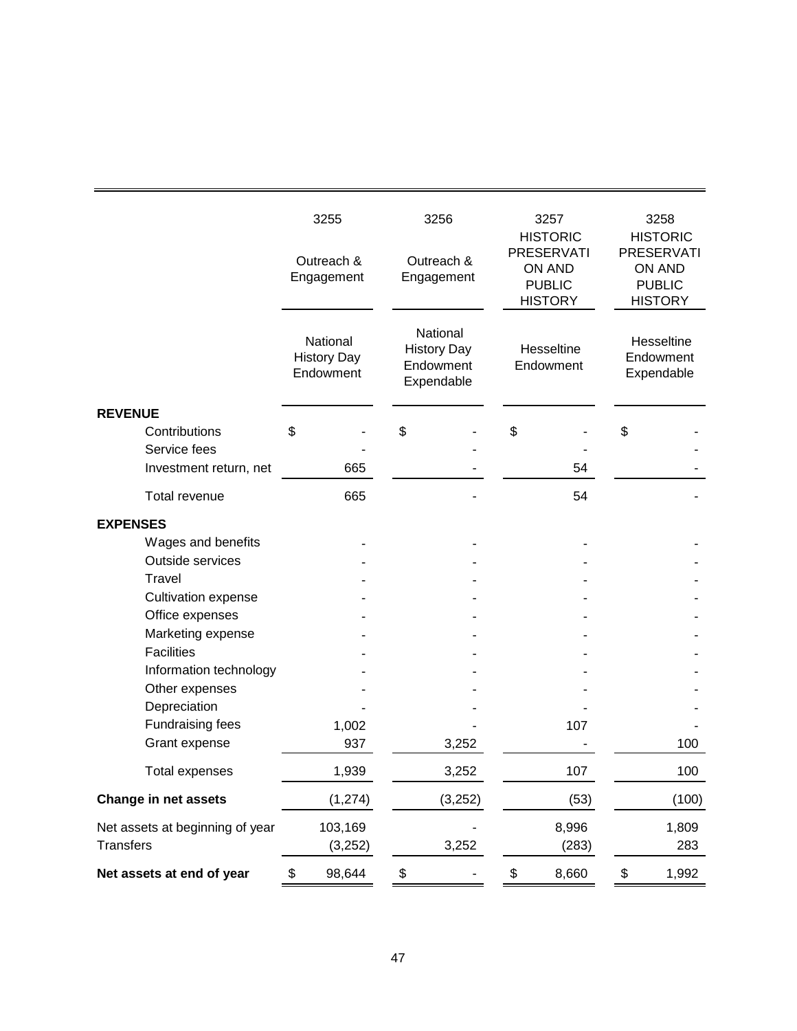| | 3255 | 3256 | 3257 | 3258 |
|---|---|---|---|---|
| | Outreach & Engagement | Outreach & Engagement | HISTORIC PRESERVATION AND PUBLIC HISTORY | HISTORIC PRESERVATION AND PUBLIC HISTORY |
| | National History Day Endowment | National History Day Endowment Expendable | Hesseltine Endowment | Hesseltine Endowment Expendable |
| **REVENUE** | | | | |
| Contributions | $ - | $ - | $ - | $ - |
| Service fees | - | - | - | - |
| Investment return, net | 665 | - | 54 | - |
| Total revenue | 665 | - | 54 | - |
| **EXPENSES** | | | | |
| Wages and benefits | - | - | - | - |
| Outside services | - | - | - | - |
| Travel | - | - | - | - |
| Cultivation expense | - | - | - | - |
| Office expenses | - | - | - | - |
| Marketing expense | - | - | - | - |
| Facilities | - | - | - | - |
| Information technology | - | - | - | - |
| Other expenses | - | - | - | - |
| Depreciation | - | - | - | - |
| Fundraising fees | 1,002 | - | 107 | - |
| Grant expense | 937 | 3,252 | - | 100 |
| Total expenses | 1,939 | 3,252 | 107 | 100 |
| **Change in net assets** | (1,274) | (3,252) | (53) | (100) |
| Net assets at beginning of year | 103,169 | - | 8,996 | 1,809 |
| Transfers | (3,252) | 3,252 | (283) | 283 |
| **Net assets at end of year** | $ 98,644 | $ - | $ 8,660 | $ 1,992 |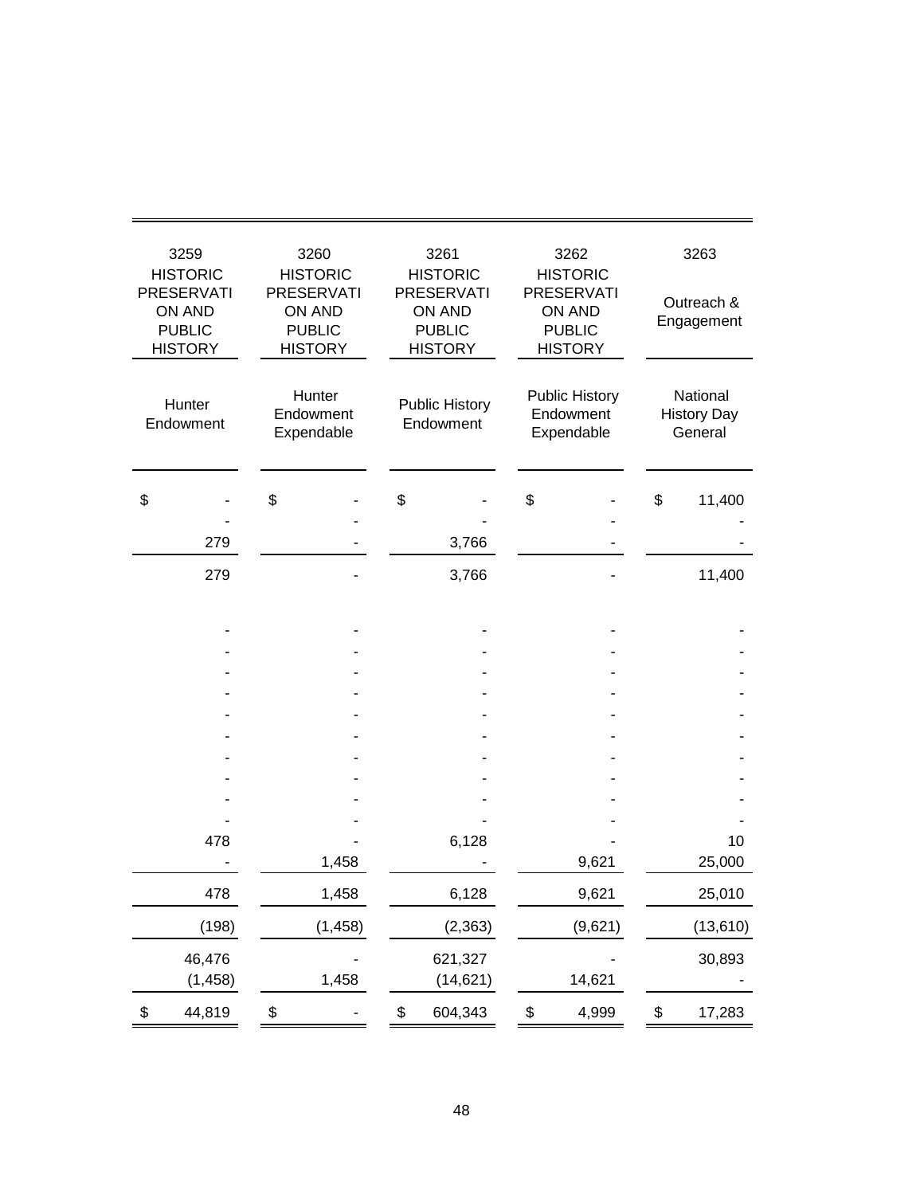| 3259 HISTORIC PRESERVATION AND PUBLIC HISTORY | 3260 HISTORIC PRESERVATION AND PUBLIC HISTORY | 3261 HISTORIC PRESERVATION AND PUBLIC HISTORY | 3262 HISTORIC PRESERVATION AND PUBLIC HISTORY | 3263 Outreach & Engagement |
|---|---|---|---|---|
| Hunter Endowment | Hunter Endowment Expendable | Public History Endowment | Public History Endowment Expendable | National History Day General |
| $ - | $ - | $ - | $ - | $ 11,400 |
| - | - | - | - | - |
| 279 | - | 3,766 | - | - |
| 279 | - | 3,766 | - | 11,400 |
| - | - | - | - | - |
| - | - | - | - | - |
| - | - | - | - | - |
| - | - | - | - | - |
| - | - | - | - | - |
| - | - | - | - | - |
| - | - | - | - | - |
| - | - | - | - | - |
| - | - | - | - | - |
| - | - | - | - | - |
| 478 | - | 6,128 | - | 10 |
| - | 1,458 | - | 9,621 | 25,000 |
| 478 | 1,458 | 6,128 | 9,621 | 25,010 |
| (198) | (1,458) | (2,363) | (9,621) | (13,610) |
| 46,476 | - | 621,327 | - | 30,893 |
| (1,458) | 1,458 | (14,621) | 14,621 | - |
| $ 44,819 | $ - | $ 604,343 | $ 4,999 | $ 17,283 |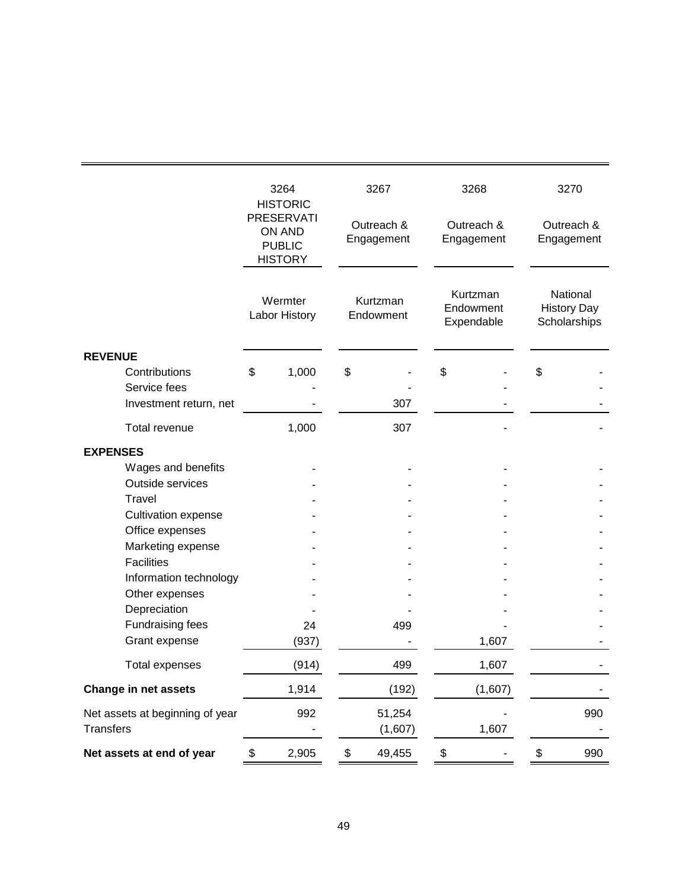| | 3264 HISTORIC PRESERVATION AND PUBLIC HISTORY | 3267 Outreach & Engagement | 3268 Outreach & Engagement | 3270 Outreach & Engagement |
|---|---|---|---|---|
| | Wermter Labor History | Kurtzman Endowment | Kurtzman Endowment Expendable | National History Day Scholarships |
| **REVENUE** | | | | |
| Contributions | $ 1,000 | $ - | $ - | $ - |
| Service fees | - | - | - | - |
| Investment return, net | - | 307 | - | - |
| Total revenue | 1,000 | 307 | - | - |
| **EXPENSES** | | | | |
| Wages and benefits | - | - | - | - |
| Outside services | - | - | - | - |
| Travel | - | - | - | - |
| Cultivation expense | - | - | - | - |
| Office expenses | - | - | - | - |
| Marketing expense | - | - | - | - |
| Facilities | - | - | - | - |
| Information technology | - | - | - | - |
| Other expenses | - | - | - | - |
| Depreciation | - | - | - | - |
| Fundraising fees | 24 | 499 | - | - |
| Grant expense | (937) | - | 1,607 | - |
| Total expenses | (914) | 499 | 1,607 | - |
| **Change in net assets** | 1,914 | (192) | (1,607) | - |
| Net assets at beginning of year | 992 | 51,254 | - | 990 |
| Transfers | - | (1,607) | 1,607 | - |
| **Net assets at end of year** | $ 2,905 | $ 49,455 | $ - | $ 990 |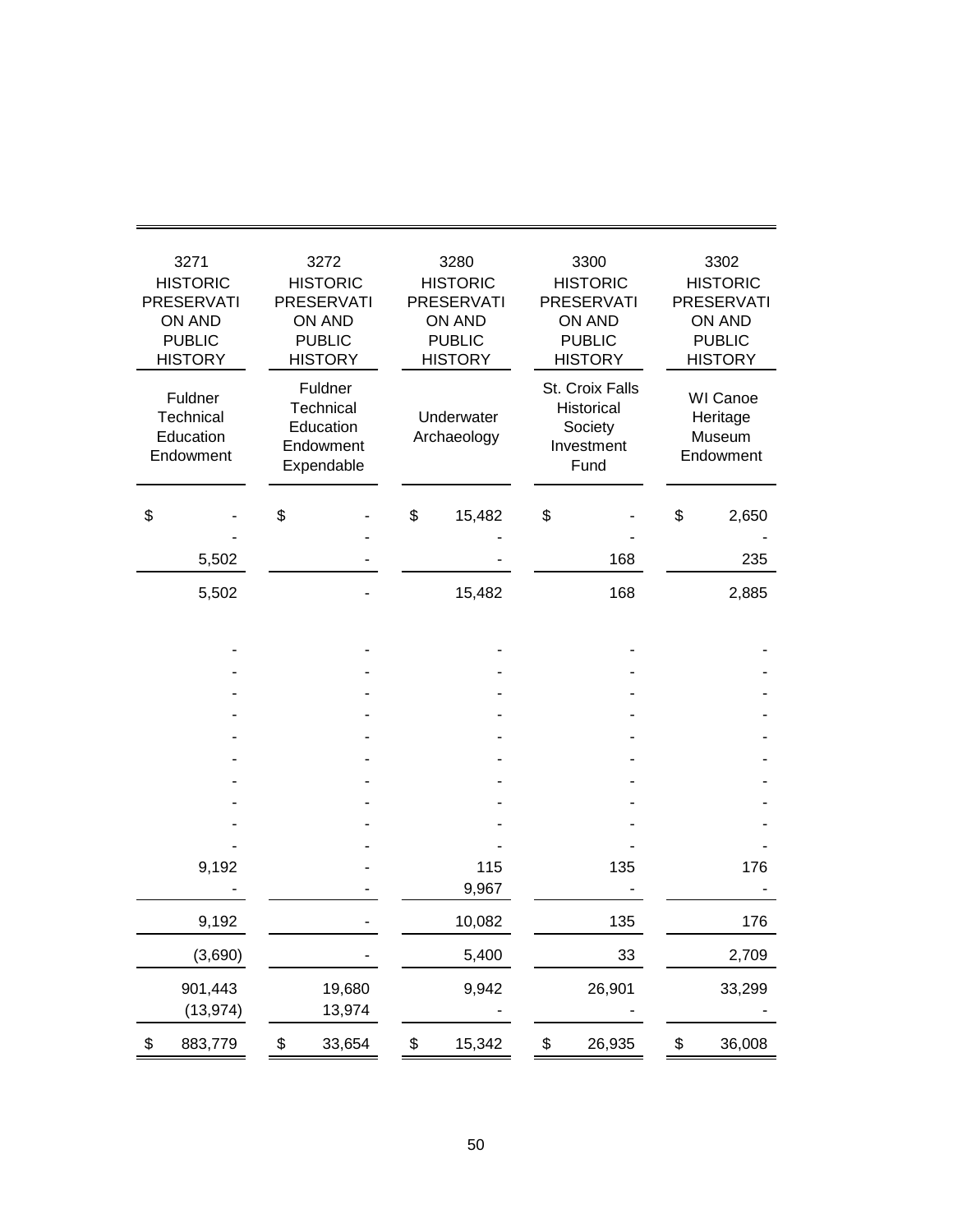| 3271 HISTORIC PRESERVATION AND PUBLIC HISTORY | 3272 HISTORIC PRESERVATION AND PUBLIC HISTORY | 3280 HISTORIC PRESERVATION AND PUBLIC HISTORY | 3300 HISTORIC PRESERVATION AND PUBLIC HISTORY | 3302 HISTORIC PRESERVATION AND PUBLIC HISTORY |
|---|---|---|---|---|
| Fuldner Technical Education Endowment | Fuldner Technical Education Endowment Expendable | Underwater Archaeology | St. Croix Falls Historical Society Investment Fund | WI Canoe Heritage Museum Endowment |
| $ - | $ - | $ 15,482 | $ - | $ 2,650 |
| - | - | - | - | - |
| 5,502 | - | - | 168 | 235 |
| 5,502 | - | 15,482 | 168 | 2,885 |
| - | - | - | - | - |
| - | - | - | - | - |
| - | - | - | - | - |
| - | - | - | - | - |
| - | - | - | - | - |
| - | - | - | - | - |
| - | - | - | - | - |
| - | - | - | - | - |
| - | - | - | - | - |
| - | - | - | - | - |
| 9,192 | - | 115 | 135 | 176 |
| - | - | 9,967 | - | - |
| 9,192 | - | 10,082 | 135 | 176 |
| (3,690) | - | 5,400 | 33 | 2,709 |
| 901,443 | 19,680 | 9,942 | 26,901 | 33,299 |
| (13,974) | 13,974 | - | - | - |
| $ 883,779 | $ 33,654 | $ 15,342 | $ 26,935 | $ 36,008 |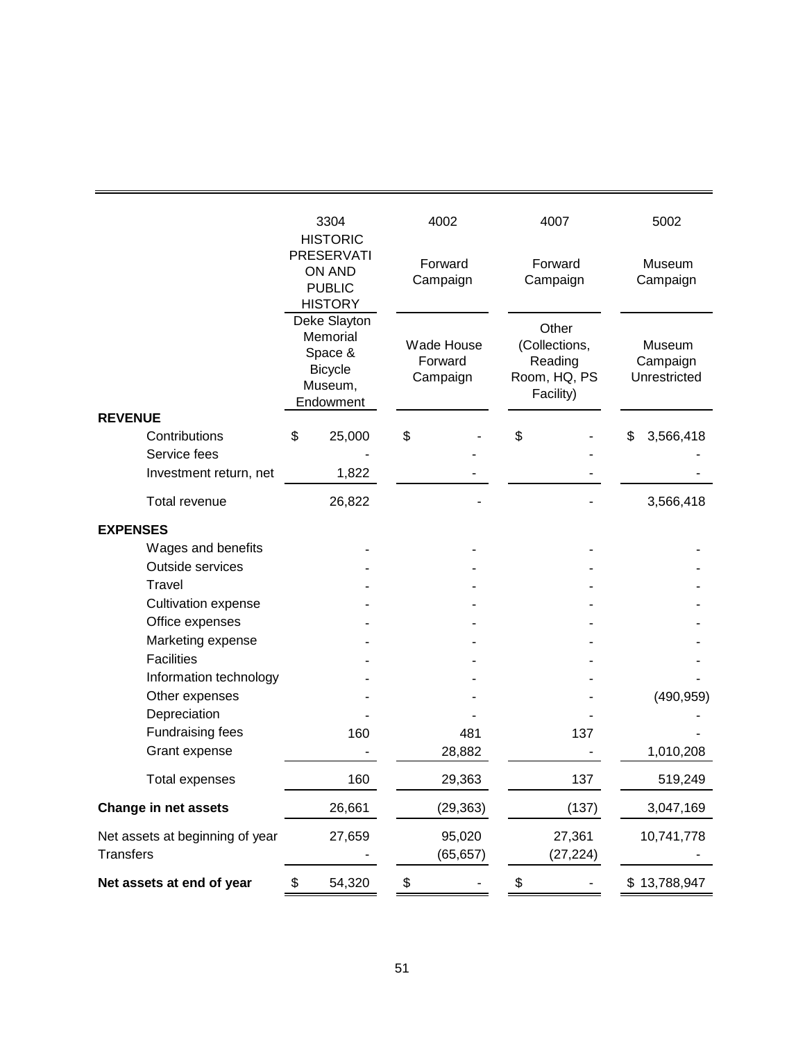| | 3304 | 4002 | 4007 | 5002 |
|---|---|---|---|---|
| | HISTORIC PRESERVATION AND PUBLIC HISTORY | Forward Campaign | Forward Campaign | Museum Campaign |
| | Deke Slayton Memorial Space & Bicycle Museum, Endowment | Wade House Forward Campaign | Other (Collections, Reading Room, HQ, PS Facility) | Museum Campaign Unrestricted |
| **REVENUE** | | | | |
| Contributions | $ 25,000 | $ - | $ - | $ 3,566,418 |
| Service fees | - | - | - | - |
| Investment return, net | 1,822 | - | - | - |
| Total revenue | 26,822 | - | - | 3,566,418 |
| **EXPENSES** | | | | |
| Wages and benefits | - | - | - | - |
| Outside services | - | - | - | - |
| Travel | - | - | - | - |
| Cultivation expense | - | - | - | - |
| Office expenses | - | - | - | - |
| Marketing expense | - | - | - | - |
| Facilities | - | - | - | - |
| Information technology | - | - | - | - |
| Other expenses | - | - | - | (490,959) |
| Depreciation | - | - | - | - |
| Fundraising fees | 160 | 481 | 137 | - |
| Grant expense | - | 28,882 | - | 1,010,208 |
| Total expenses | 160 | 29,363 | 137 | 519,249 |
| **Change in net assets** | 26,661 | (29,363) | (137) | 3,047,169 |
| Net assets at beginning of year | 27,659 | 95,020 | 27,361 | 10,741,778 |
| Transfers | - | (65,657) | (27,224) | - |
| **Net assets at end of year** | $ 54,320 | $ - | $ - | $ 13,788,947 |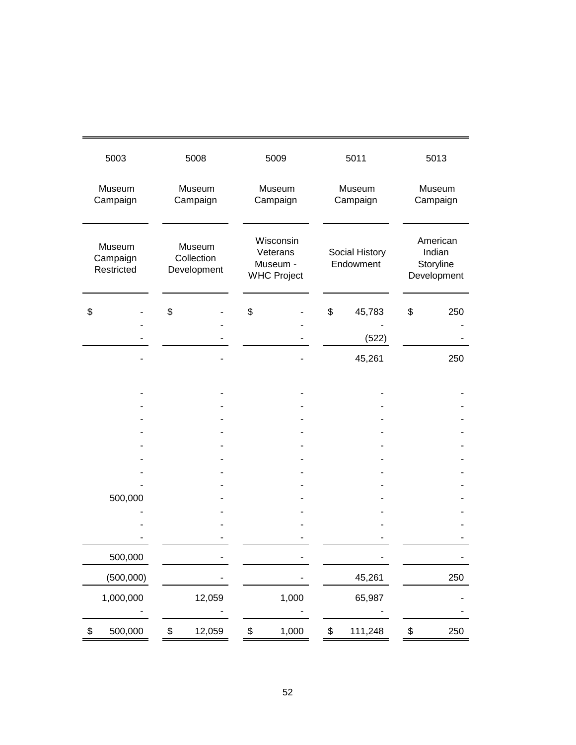| 5003 | 5008 | 5009 | 5011 | 5013 |
|---|---|---|---|---|
| Museum Campaign | Museum Campaign | Museum Campaign | Museum Campaign | Museum Campaign |
| Museum Campaign Restricted | Museum Collection Development | Wisconsin Veterans Museum - WHC Project | Social History Endowment | American Indian Storyline Development |
| $ - | $ - | $ - | $ 45,783 | $ 250 |
| - | - | - | - | - |
| - | - | - | (522) | - |
| - | - | - | 45,261 | 250 |
| - | - | - | - | - |
| - | - | - | - | - |
| - | - | - | - | - |
| - | - | - | - | - |
| - | - | - | - | - |
| - | - | - | - | - |
| - | - | - | - | - |
| - | - | - | - | - |
| 500,000 | - | - | - | - |
| - | - | - | - | - |
| - | - | - | - | - |
| - | - | - | - | - |
| 500,000 | - | - | - | - |
| (500,000) | - | - | 45,261 | 250 |
| 1,000,000 | 12,059 | 1,000 | 65,987 | - |
| - | - | - | - | - |
| $ 500,000 | $ 12,059 | $ 1,000 | $ 111,248 | $ 250 |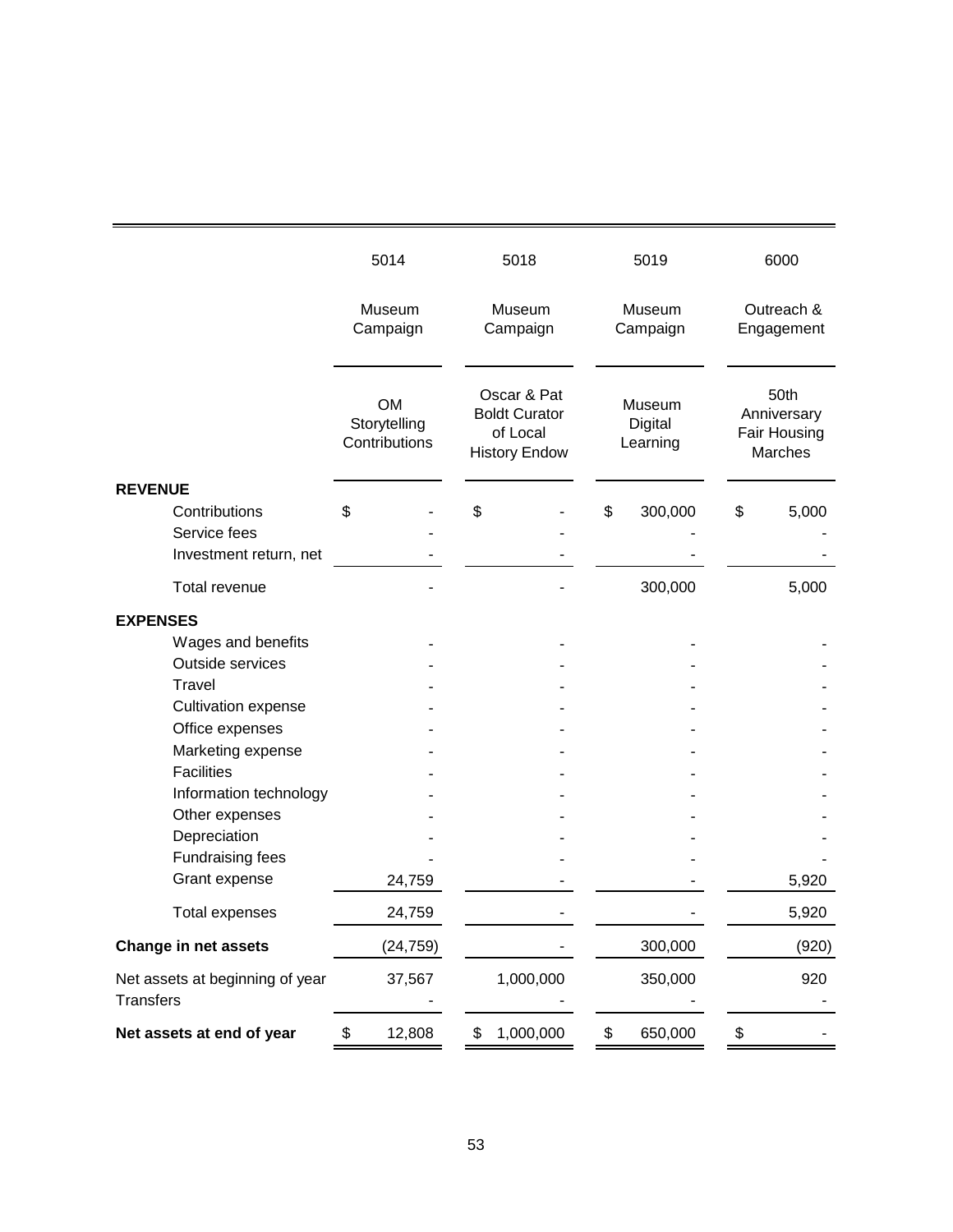| | 5014 | 5018 | 5019 | 6000 |
|---|---|---|---|---|
| | Museum Campaign | Museum Campaign | Museum Campaign | Outreach & Engagement |
| | OM Storytelling Contributions | Oscar & Pat Boldt Curator of Local History Endow | Museum Digital Learning | 50th Anniversary Fair Housing Marches |
| **REVENUE** | | | | |
| Contributions | $ - | $ - | $ 300,000 | $ 5,000 |
| Service fees | - | - | - | - |
| Investment return, net | - | - | - | - |
| Total revenue | - | - | 300,000 | 5,000 |
| **EXPENSES** | | | | |
| Wages and benefits | - | - | - | - |
| Outside services | - | - | - | - |
| Travel | - | - | - | - |
| Cultivation expense | - | - | - | - |
| Office expenses | - | - | - | - |
| Marketing expense | - | - | - | - |
| Facilities | - | - | - | - |
| Information technology | - | - | - | - |
| Other expenses | - | - | - | - |
| Depreciation | - | - | - | - |
| Fundraising fees | - | - | - | - |
| Grant expense | 24,759 | - | - | 5,920 |
| Total expenses | 24,759 | - | - | 5,920 |
| **Change in net assets** | (24,759) | - | 300,000 | (920) |
| Net assets at beginning of year | 37,567 | 1,000,000 | 350,000 | 920 |
| Transfers | - | - | - | - |
| **Net assets at end of year** | $ 12,808 | $ 1,000,000 | $ 650,000 | $ - |